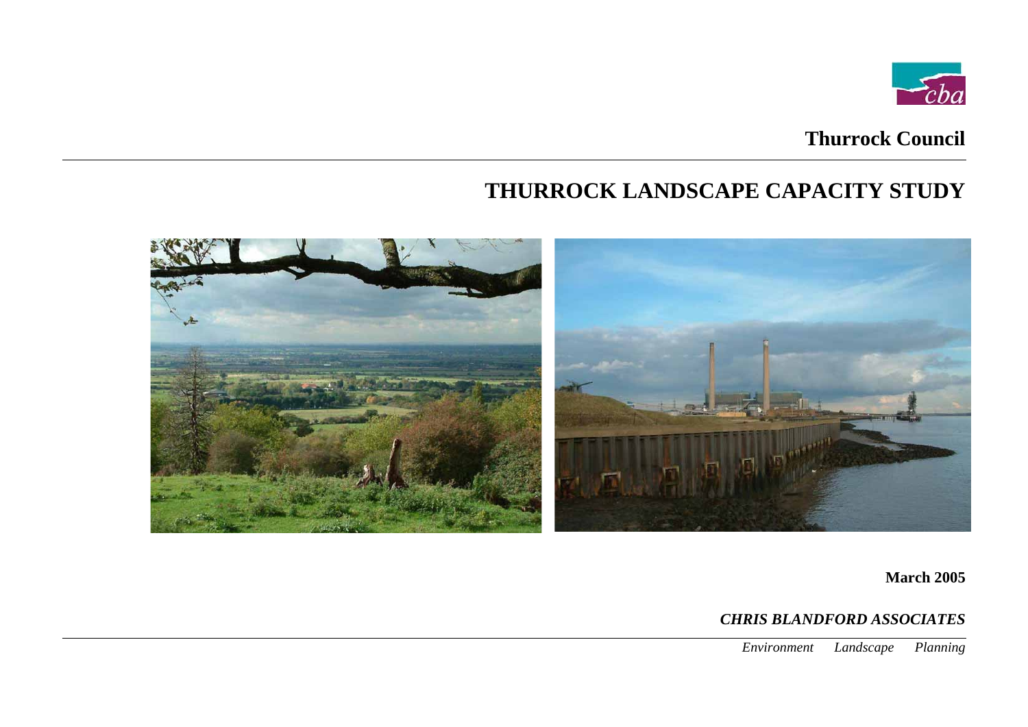cba

**Thurrock Council**

# THURROCK LANDSCAPE CAPACITY STUDY

**March 2005**

***CHRIS BLANDFORD ASSOCIATES***

*Environment Landscape Planning*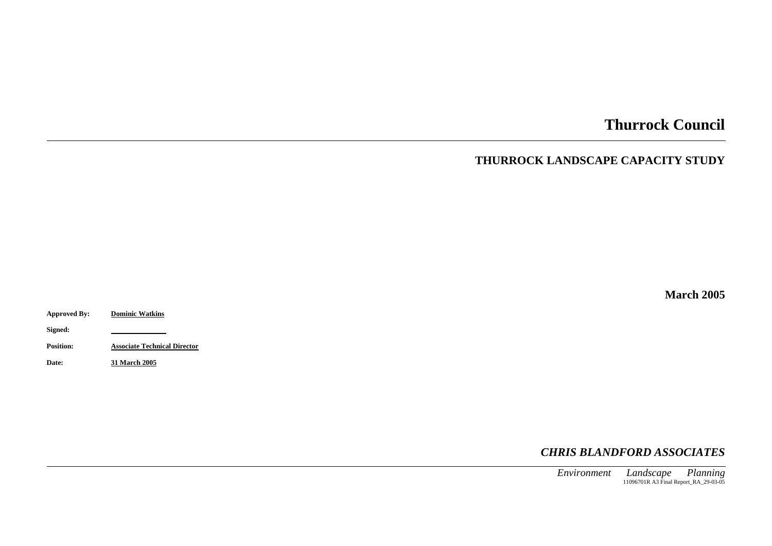# Thurrock Council

## THURROCK LANDSCAPE CAPACITY STUDY

**March 2005**

**Approved By:** **Dominic Watkins**

**Signed:**

**Position:** **Associate Technical Director**

**Date:** **31 March 2005**

***CHRIS BLANDFORD ASSOCIATES***

*Environment Landscape Planning*

11096701R A3 Final Report_RA_29-03-05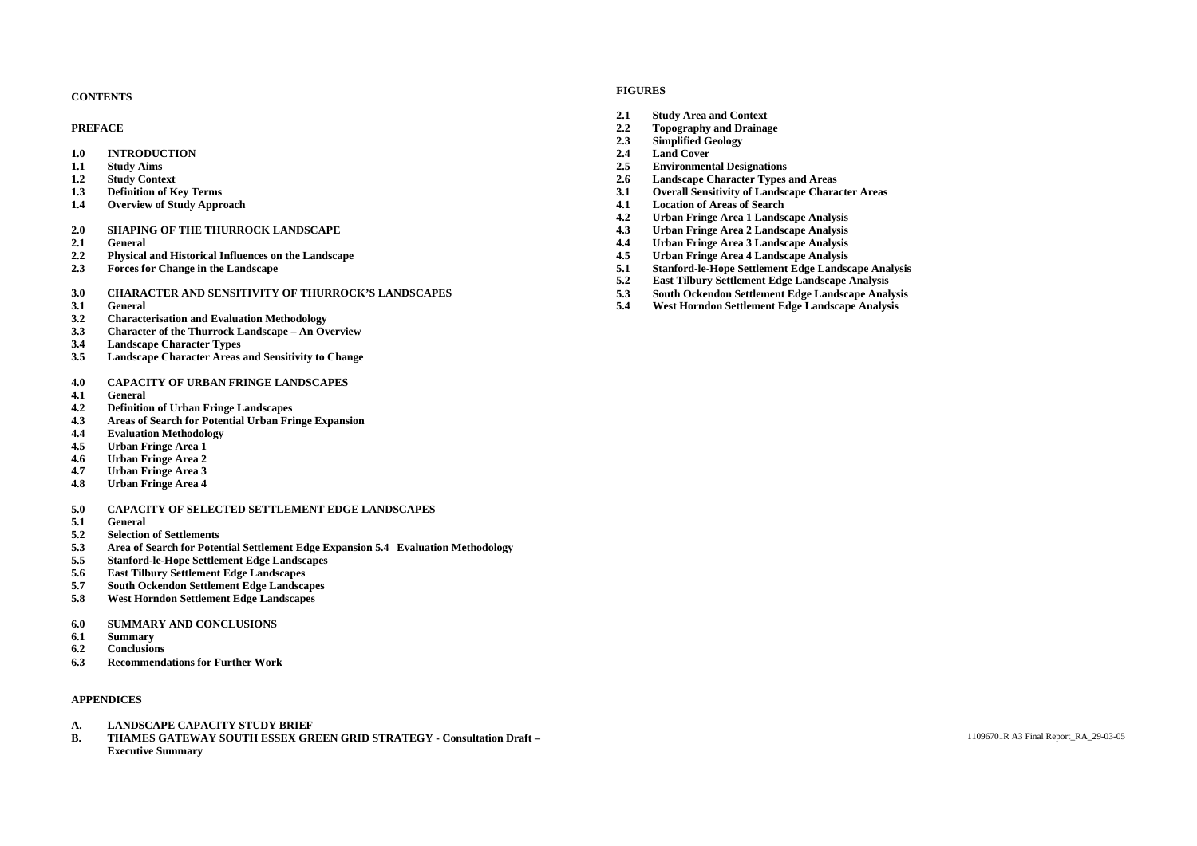**CONTENTS**

**PREFACE**

**1.0 INTRODUCTION**
**1.1 Study Aims**
**1.2 Study Context**
**1.3 Definition of Key Terms**
**1.4 Overview of Study Approach**

**2.0 SHAPING OF THE THURROCK LANDSCAPE**
**2.1 General**
**2.2 Physical and Historical Influences on the Landscape**
**2.3 Forces for Change in the Landscape**

**3.0 CHARACTER AND SENSITIVITY OF THURROCK'S LANDSCAPES**
**3.1 General**
**3.2 Characterisation and Evaluation Methodology**
**3.3 Character of the Thurrock Landscape – An Overview**
**3.4 Landscape Character Types**
**3.5 Landscape Character Areas and Sensitivity to Change**

**4.0 CAPACITY OF URBAN FRINGE LANDSCAPES**
**4.1 General**
**4.2 Definition of Urban Fringe Landscapes**
**4.3 Areas of Search for Potential Urban Fringe Expansion**
**4.4 Evaluation Methodology**
**4.5 Urban Fringe Area 1**
**4.6 Urban Fringe Area 2**
**4.7 Urban Fringe Area 3**
**4.8 Urban Fringe Area 4**

**5.0 CAPACITY OF SELECTED SETTLEMENT EDGE LANDSCAPES**
**5.1 General**
**5.2 Selection of Settlements**
**5.3 Area of Search for Potential Settlement Edge Expansion 5.4 Evaluation Methodology**
**5.5 Stanford-le-Hope Settlement Edge Landscapes**
**5.6 East Tilbury Settlement Edge Landscapes**
**5.7 South Ockendon Settlement Edge Landscapes**
**5.8 West Horndon Settlement Edge Landscapes**

**6.0 SUMMARY AND CONCLUSIONS**
**6.1 Summary**
**6.2 Conclusions**
**6.3 Recommendations for Further Work**

**APPENDICES**

**A. LANDSCAPE CAPACITY STUDY BRIEF**
**B. THAMES GATEWAY SOUTH ESSEX GREEN GRID STRATEGY - Consultation Draft – Executive Summary**

**FIGURES**

**2.1 Study Area and Context**
**2.2 Topography and Drainage**
**2.3 Simplified Geology**
**2.4 Land Cover**
**2.5 Environmental Designations**
**2.6 Landscape Character Types and Areas**
**3.1 Overall Sensitivity of Landscape Character Areas**
**4.1 Location of Areas of Search**
**4.2 Urban Fringe Area 1 Landscape Analysis**
**4.3 Urban Fringe Area 2 Landscape Analysis**
**4.4 Urban Fringe Area 3 Landscape Analysis**
**4.5 Urban Fringe Area 4 Landscape Analysis**
**5.1 Stanford-le-Hope Settlement Edge Landscape Analysis**
**5.2 East Tilbury Settlement Edge Landscape Analysis**
**5.3 South Ockendon Settlement Edge Landscape Analysis**
**5.4 West Horndon Settlement Edge Landscape Analysis**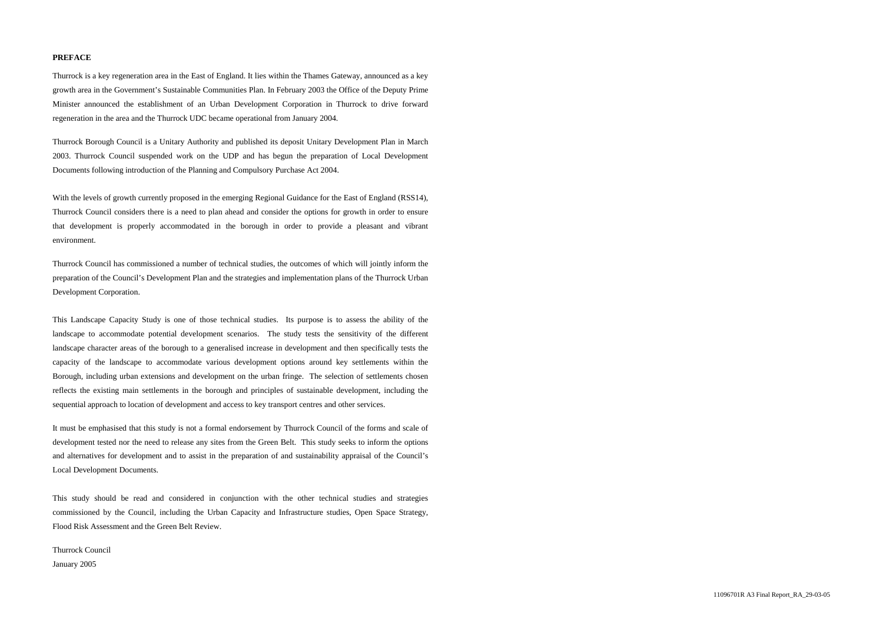**PREFACE**

Thurrock is a key regeneration area in the East of England. It lies within the Thames Gateway, announced as a key growth area in the Government's Sustainable Communities Plan. In February 2003 the Office of the Deputy Prime Minister announced the establishment of an Urban Development Corporation in Thurrock to drive forward regeneration in the area and the Thurrock UDC became operational from January 2004.

Thurrock Borough Council is a Unitary Authority and published its deposit Unitary Development Plan in March 2003. Thurrock Council suspended work on the UDP and has begun the preparation of Local Development Documents following introduction of the Planning and Compulsory Purchase Act 2004.

With the levels of growth currently proposed in the emerging Regional Guidance for the East of England (RSS14), Thurrock Council considers there is a need to plan ahead and consider the options for growth in order to ensure that development is properly accommodated in the borough in order to provide a pleasant and vibrant environment.

Thurrock Council has commissioned a number of technical studies, the outcomes of which will jointly inform the preparation of the Council's Development Plan and the strategies and implementation plans of the Thurrock Urban Development Corporation.

This Landscape Capacity Study is one of those technical studies. Its purpose is to assess the ability of the landscape to accommodate potential development scenarios. The study tests the sensitivity of the different landscape character areas of the borough to a generalised increase in development and then specifically tests the capacity of the landscape to accommodate various development options around key settlements within the Borough, including urban extensions and development on the urban fringe. The selection of settlements chosen reflects the existing main settlements in the borough and principles of sustainable development, including the sequential approach to location of development and access to key transport centres and other services.

It must be emphasised that this study is not a formal endorsement by Thurrock Council of the forms and scale of development tested nor the need to release any sites from the Green Belt. This study seeks to inform the options and alternatives for development and to assist in the preparation of and sustainability appraisal of the Council's Local Development Documents.

This study should be read and considered in conjunction with the other technical studies and strategies commissioned by the Council, including the Urban Capacity and Infrastructure studies, Open Space Strategy, Flood Risk Assessment and the Green Belt Review.

Thurrock Council
January 2005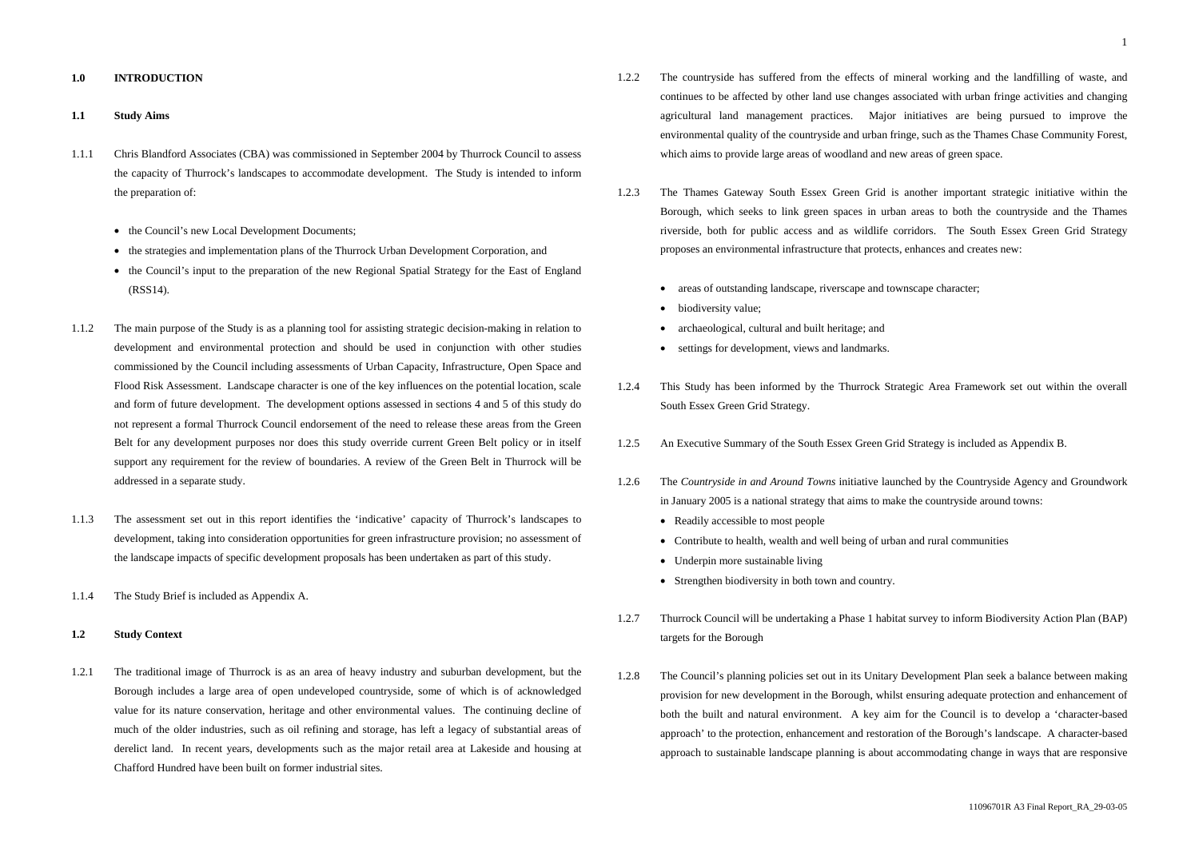# 1.0 INTRODUCTION

## 1.1 Study Aims

1.1.1 Chris Blandford Associates (CBA) was commissioned in September 2004 by Thurrock Council to assess the capacity of Thurrock's landscapes to accommodate development. The Study is intended to inform the preparation of:

- the Council's new Local Development Documents;
- the strategies and implementation plans of the Thurrock Urban Development Corporation, and
- the Council's input to the preparation of the new Regional Spatial Strategy for the East of England (RSS14).

1.1.2 The main purpose of the Study is as a planning tool for assisting strategic decision-making in relation to development and environmental protection and should be used in conjunction with other studies commissioned by the Council including assessments of Urban Capacity, Infrastructure, Open Space and Flood Risk Assessment. Landscape character is one of the key influences on the potential location, scale and form of future development. The development options assessed in sections 4 and 5 of this study do not represent a formal Thurrock Council endorsement of the need to release these areas from the Green Belt for any development purposes nor does this study override current Green Belt policy or in itself support any requirement for the review of boundaries. A review of the Green Belt in Thurrock will be addressed in a separate study.

1.1.3 The assessment set out in this report identifies the 'indicative' capacity of Thurrock's landscapes to development, taking into consideration opportunities for green infrastructure provision; no assessment of the landscape impacts of specific development proposals has been undertaken as part of this study.

1.1.4 The Study Brief is included as Appendix A.

## 1.2 Study Context

1.2.1 The traditional image of Thurrock is as an area of heavy industry and suburban development, but the Borough includes a large area of open undeveloped countryside, some of which is of acknowledged value for its nature conservation, heritage and other environmental values. The continuing decline of much of the older industries, such as oil refining and storage, has left a legacy of substantial areas of derelict land. In recent years, developments such as the major retail area at Lakeside and housing at Chafford Hundred have been built on former industrial sites.

1.2.2 The countryside has suffered from the effects of mineral working and the landfilling of waste, and continues to be affected by other land use changes associated with urban fringe activities and changing agricultural land management practices. Major initiatives are being pursued to improve the environmental quality of the countryside and urban fringe, such as the Thames Chase Community Forest, which aims to provide large areas of woodland and new areas of green space.

1.2.3 The Thames Gateway South Essex Green Grid is another important strategic initiative within the Borough, which seeks to link green spaces in urban areas to both the countryside and the Thames riverside, both for public access and as wildlife corridors. The South Essex Green Grid Strategy proposes an environmental infrastructure that protects, enhances and creates new:

- areas of outstanding landscape, riverscape and townscape character;
- biodiversity value;
- archaeological, cultural and built heritage; and
- settings for development, views and landmarks.

1.2.4 This Study has been informed by the Thurrock Strategic Area Framework set out within the overall South Essex Green Grid Strategy.

1.2.5 An Executive Summary of the South Essex Green Grid Strategy is included as Appendix B.

1.2.6 The *Countryside in and Around Towns* initiative launched by the Countryside Agency and Groundwork in January 2005 is a national strategy that aims to make the countryside around towns:

- Readily accessible to most people
- Contribute to health, wealth and well being of urban and rural communities
- Underpin more sustainable living
- Strengthen biodiversity in both town and country.

1.2.7 Thurrock Council will be undertaking a Phase 1 habitat survey to inform Biodiversity Action Plan (BAP) targets for the Borough

1.2.8 The Council's planning policies set out in its Unitary Development Plan seek a balance between making provision for new development in the Borough, whilst ensuring adequate protection and enhancement of both the built and natural environment. A key aim for the Council is to develop a 'character-based approach' to the protection, enhancement and restoration of the Borough's landscape. A character-based approach to sustainable landscape planning is about accommodating change in ways that are responsive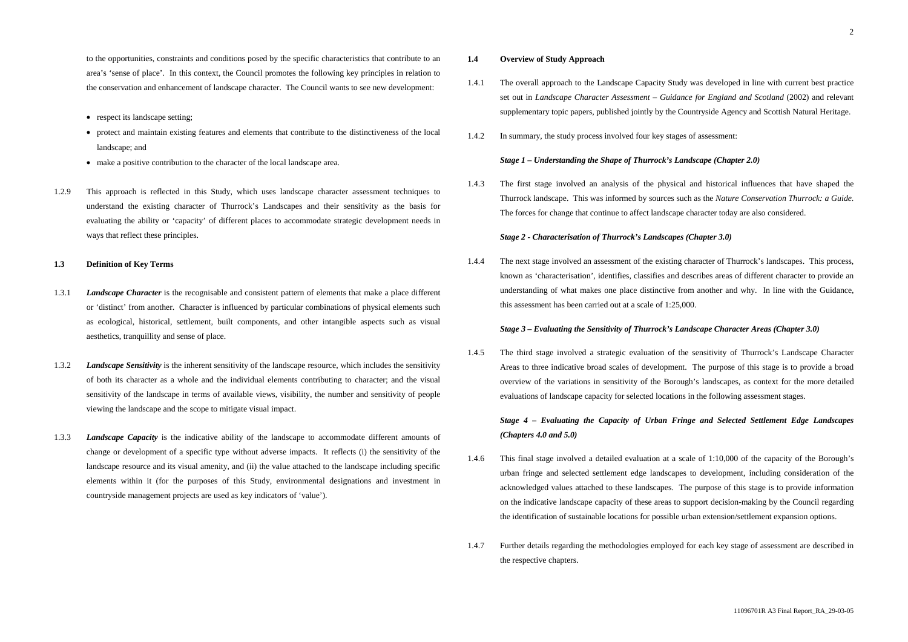to the opportunities, constraints and conditions posed by the specific characteristics that contribute to an area's 'sense of place'. In this context, the Council promotes the following key principles in relation to the conservation and enhancement of landscape character. The Council wants to see new development:

- respect its landscape setting;
- protect and maintain existing features and elements that contribute to the distinctiveness of the local landscape; and
- make a positive contribution to the character of the local landscape area.

1.2.9 This approach is reflected in this Study, which uses landscape character assessment techniques to understand the existing character of Thurrock's Landscapes and their sensitivity as the basis for evaluating the ability or 'capacity' of different places to accommodate strategic development needs in ways that reflect these principles.

### 1.3 Definition of Key Terms

1.3.1 ***Landscape Character*** is the recognisable and consistent pattern of elements that make a place different or 'distinct' from another. Character is influenced by particular combinations of physical elements such as ecological, historical, settlement, built components, and other intangible aspects such as visual aesthetics, tranquillity and sense of place.

1.3.2 ***Landscape Sensitivity*** is the inherent sensitivity of the landscape resource, which includes the sensitivity of both its character as a whole and the individual elements contributing to character; and the visual sensitivity of the landscape in terms of available views, visibility, the number and sensitivity of people viewing the landscape and the scope to mitigate visual impact.

1.3.3 ***Landscape Capacity*** is the indicative ability of the landscape to accommodate different amounts of change or development of a specific type without adverse impacts. It reflects (i) the sensitivity of the landscape resource and its visual amenity, and (ii) the value attached to the landscape including specific elements within it (for the purposes of this Study, environmental designations and investment in countryside management projects are used as key indicators of 'value').

### 1.4 Overview of Study Approach

1.4.1 The overall approach to the Landscape Capacity Study was developed in line with current best practice set out in *Landscape Character Assessment – Guidance for England and Scotland* (2002) and relevant supplementary topic papers, published jointly by the Countryside Agency and Scottish Natural Heritage.

1.4.2 In summary, the study process involved four key stages of assessment:

***Stage 1 – Understanding the Shape of Thurrock's Landscape (Chapter 2.0)***

1.4.3 The first stage involved an analysis of the physical and historical influences that have shaped the Thurrock landscape. This was informed by sources such as the *Nature Conservation Thurrock: a Guide*. The forces for change that continue to affect landscape character today are also considered.

***Stage 2 - Characterisation of Thurrock's Landscapes (Chapter 3.0)***

1.4.4 The next stage involved an assessment of the existing character of Thurrock's landscapes. This process, known as 'characterisation', identifies, classifies and describes areas of different character to provide an understanding of what makes one place distinctive from another and why. In line with the Guidance, this assessment has been carried out at a scale of 1:25,000.

***Stage 3 – Evaluating the Sensitivity of Thurrock's Landscape Character Areas (Chapter 3.0)***

1.4.5 The third stage involved a strategic evaluation of the sensitivity of Thurrock's Landscape Character Areas to three indicative broad scales of development. The purpose of this stage is to provide a broad overview of the variations in sensitivity of the Borough's landscapes, as context for the more detailed evaluations of landscape capacity for selected locations in the following assessment stages.

***Stage 4 – Evaluating the Capacity of Urban Fringe and Selected Settlement Edge Landscapes (Chapters 4.0 and 5.0)***

1.4.6 This final stage involved a detailed evaluation at a scale of 1:10,000 of the capacity of the Borough's urban fringe and selected settlement edge landscapes to development, including consideration of the acknowledged values attached to these landscapes. The purpose of this stage is to provide information on the indicative landscape capacity of these areas to support decision-making by the Council regarding the identification of sustainable locations for possible urban extension/settlement expansion options.

1.4.7 Further details regarding the methodologies employed for each key stage of assessment are described in the respective chapters.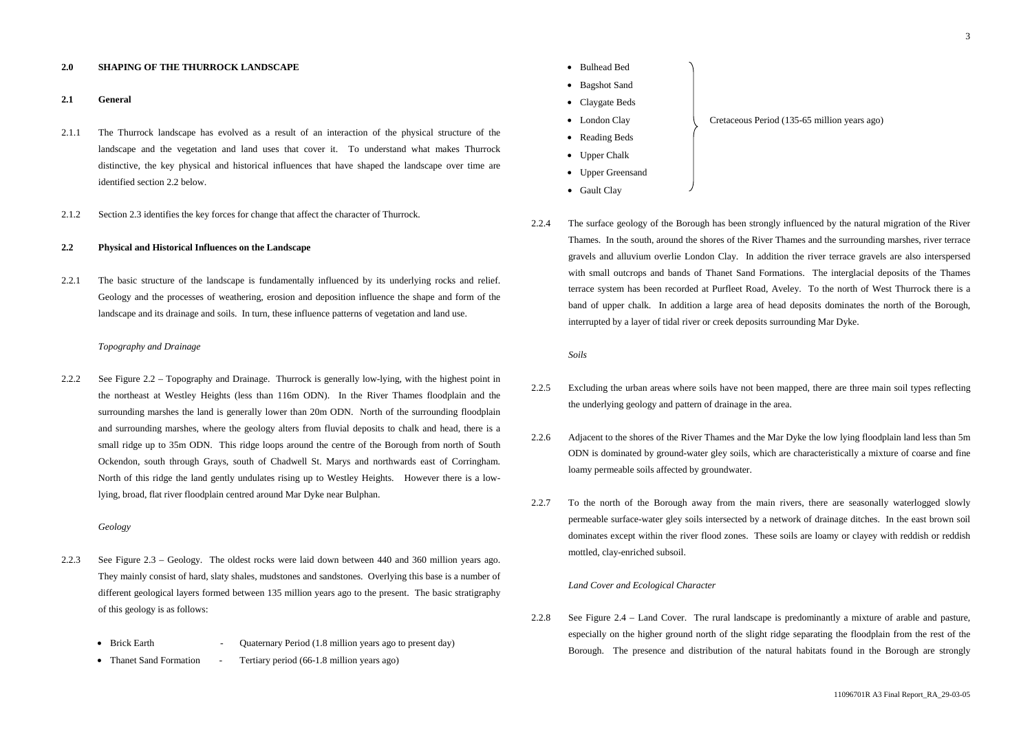## 2.0 SHAPING OF THE THURROCK LANDSCAPE

### 2.1 General

2.1.1 The Thurrock landscape has evolved as a result of an interaction of the physical structure of the landscape and the vegetation and land uses that cover it. To understand what makes Thurrock distinctive, the key physical and historical influences that have shaped the landscape over time are identified section 2.2 below.

2.1.2 Section 2.3 identifies the key forces for change that affect the character of Thurrock.

### 2.2 Physical and Historical Influences on the Landscape

2.2.1 The basic structure of the landscape is fundamentally influenced by its underlying rocks and relief. Geology and the processes of weathering, erosion and deposition influence the shape and form of the landscape and its drainage and soils. In turn, these influence patterns of vegetation and land use.

*Topography and Drainage*

2.2.2 See Figure 2.2 – Topography and Drainage. Thurrock is generally low-lying, with the highest point in the northeast at Westley Heights (less than 116m ODN). In the River Thames floodplain and the surrounding marshes the land is generally lower than 20m ODN. North of the surrounding floodplain and surrounding marshes, where the geology alters from fluvial deposits to chalk and head, there is a small ridge up to 35m ODN. This ridge loops around the centre of the Borough from north of South Ockendon, south through Grays, south of Chadwell St. Marys and northwards east of Corringham. North of this ridge the land gently undulates rising up to Westley Heights. However there is a low-lying, broad, flat river floodplain centred around Mar Dyke near Bulphan.

*Geology*

2.2.3 See Figure 2.3 – Geology. The oldest rocks were laid down between 440 and 360 million years ago. They mainly consist of hard, slaty shales, mudstones and sandstones. Overlying this base is a number of different geological layers formed between 135 million years ago to the present. The basic stratigraphy of this geology is as follows:

- Brick Earth - Quaternary Period (1.8 million years ago to present day)
- Thanet Sand Formation - Tertiary period (66-1.8 million years ago)
- Bulhead Bed
- Bagshot Sand
- Claygate Beds
- London Clay
- Reading Beds
- Upper Chalk
- Upper Greensand
- Gault Clay

(Bulhead Bed to Gault Clay: Cretaceous Period (135-65 million years ago))

2.2.4 The surface geology of the Borough has been strongly influenced by the natural migration of the River Thames. In the south, around the shores of the River Thames and the surrounding marshes, river terrace gravels and alluvium overlie London Clay. In addition the river terrace gravels are also interspersed with small outcrops and bands of Thanet Sand Formations. The interglacial deposits of the Thames terrace system has been recorded at Purfleet Road, Aveley. To the north of West Thurrock there is a band of upper chalk. In addition a large area of head deposits dominates the north of the Borough, interrupted by a layer of tidal river or creek deposits surrounding Mar Dyke.

*Soils*

2.2.5 Excluding the urban areas where soils have not been mapped, there are three main soil types reflecting the underlying geology and pattern of drainage in the area.

2.2.6 Adjacent to the shores of the River Thames and the Mar Dyke the low lying floodplain land less than 5m ODN is dominated by ground-water gley soils, which are characteristically a mixture of coarse and fine loamy permeable soils affected by groundwater.

2.2.7 To the north of the Borough away from the main rivers, there are seasonally waterlogged slowly permeable surface-water gley soils intersected by a network of drainage ditches. In the east brown soil dominates except within the river flood zones. These soils are loamy or clayey with reddish or reddish mottled, clay-enriched subsoil.

*Land Cover and Ecological Character*

2.2.8 See Figure 2.4 – Land Cover. The rural landscape is predominantly a mixture of arable and pasture, especially on the higher ground north of the slight ridge separating the floodplain from the rest of the Borough. The presence and distribution of the natural habitats found in the Borough are strongly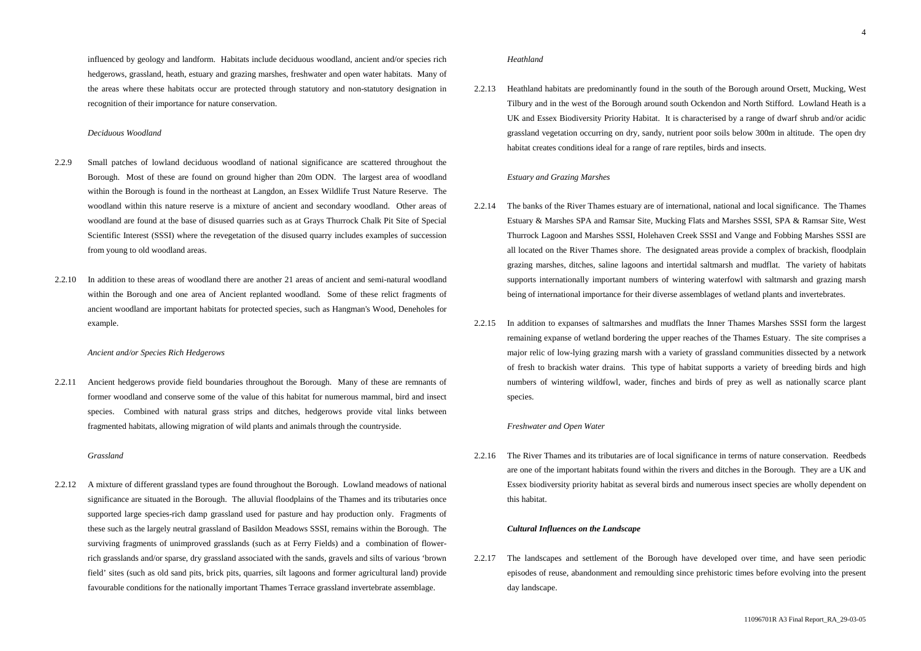influenced by geology and landform. Habitats include deciduous woodland, ancient and/or species rich hedgerows, grassland, heath, estuary and grazing marshes, freshwater and open water habitats. Many of the areas where these habitats occur are protected through statutory and non-statutory designation in recognition of their importance for nature conservation.

*Deciduous Woodland*

2.2.9 Small patches of lowland deciduous woodland of national significance are scattered throughout the Borough. Most of these are found on ground higher than 20m ODN. The largest area of woodland within the Borough is found in the northeast at Langdon, an Essex Wildlife Trust Nature Reserve. The woodland within this nature reserve is a mixture of ancient and secondary woodland. Other areas of woodland are found at the base of disused quarries such as at Grays Thurrock Chalk Pit Site of Special Scientific Interest (SSSI) where the revegetation of the disused quarry includes examples of succession from young to old woodland areas.

2.2.10 In addition to these areas of woodland there are another 21 areas of ancient and semi-natural woodland within the Borough and one area of Ancient replanted woodland. Some of these relict fragments of ancient woodland are important habitats for protected species, such as Hangman's Wood, Deneholes for example.

*Ancient and/or Species Rich Hedgerows*

2.2.11 Ancient hedgerows provide field boundaries throughout the Borough. Many of these are remnants of former woodland and conserve some of the value of this habitat for numerous mammal, bird and insect species. Combined with natural grass strips and ditches, hedgerows provide vital links between fragmented habitats, allowing migration of wild plants and animals through the countryside.

*Grassland*

2.2.12 A mixture of different grassland types are found throughout the Borough. Lowland meadows of national significance are situated in the Borough. The alluvial floodplains of the Thames and its tributaries once supported large species-rich damp grassland used for pasture and hay production only. Fragments of these such as the largely neutral grassland of Basildon Meadows SSSI, remains within the Borough. The surviving fragments of unimproved grasslands (such as at Ferry Fields) and a combination of flower-rich grasslands and/or sparse, dry grassland associated with the sands, gravels and silts of various 'brown field' sites (such as old sand pits, brick pits, quarries, silt lagoons and former agricultural land) provide favourable conditions for the nationally important Thames Terrace grassland invertebrate assemblage.

*Heathland*

2.2.13 Heathland habitats are predominantly found in the south of the Borough around Orsett, Mucking, West Tilbury and in the west of the Borough around south Ockendon and North Stifford. Lowland Heath is a UK and Essex Biodiversity Priority Habitat. It is characterised by a range of dwarf shrub and/or acidic grassland vegetation occurring on dry, sandy, nutrient poor soils below 300m in altitude. The open dry habitat creates conditions ideal for a range of rare reptiles, birds and insects.

*Estuary and Grazing Marshes*

2.2.14 The banks of the River Thames estuary are of international, national and local significance. The Thames Estuary & Marshes SPA and Ramsar Site, Mucking Flats and Marshes SSSI, SPA & Ramsar Site, West Thurrock Lagoon and Marshes SSSI, Holehaven Creek SSSI and Vange and Fobbing Marshes SSSI are all located on the River Thames shore. The designated areas provide a complex of brackish, floodplain grazing marshes, ditches, saline lagoons and intertidal saltmarsh and mudflat. The variety of habitats supports internationally important numbers of wintering waterfowl with saltmarsh and grazing marsh being of international importance for their diverse assemblages of wetland plants and invertebrates.

2.2.15 In addition to expanses of saltmarshes and mudflats the Inner Thames Marshes SSSI form the largest remaining expanse of wetland bordering the upper reaches of the Thames Estuary. The site comprises a major relic of low-lying grazing marsh with a variety of grassland communities dissected by a network of fresh to brackish water drains. This type of habitat supports a variety of breeding birds and high numbers of wintering wildfowl, wader, finches and birds of prey as well as nationally scarce plant species.

*Freshwater and Open Water*

2.2.16 The River Thames and its tributaries are of local significance in terms of nature conservation. Reedbeds are one of the important habitats found within the rivers and ditches in the Borough. They are a UK and Essex biodiversity priority habitat as several birds and numerous insect species are wholly dependent on this habitat.

***Cultural Influences on the Landscape***

2.2.17 The landscapes and settlement of the Borough have developed over time, and have seen periodic episodes of reuse, abandonment and remoulding since prehistoric times before evolving into the present day landscape.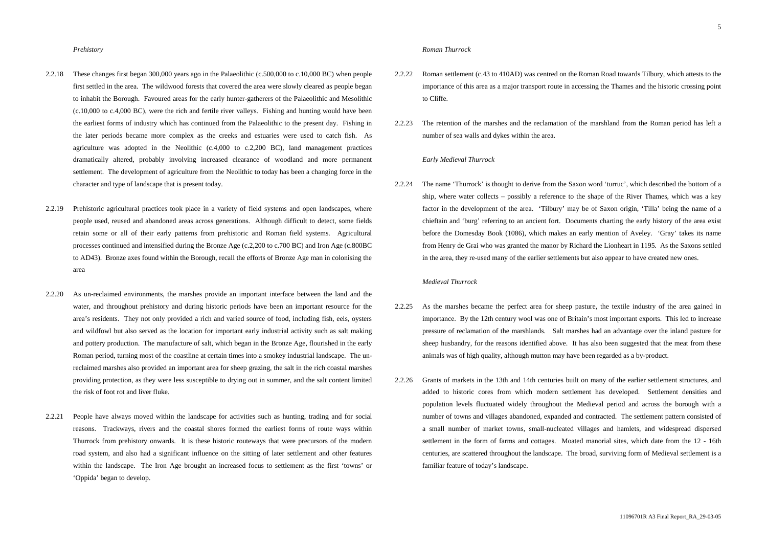*Prehistory*

2.2.18 These changes first began 300,000 years ago in the Palaeolithic (c.500,000 to c.10,000 BC) when people first settled in the area. The wildwood forests that covered the area were slowly cleared as people began to inhabit the Borough. Favoured areas for the early hunter-gatherers of the Palaeolithic and Mesolithic (c.10,000 to c.4,000 BC), were the rich and fertile river valleys. Fishing and hunting would have been the earliest forms of industry which has continued from the Palaeolithic to the present day. Fishing in the later periods became more complex as the creeks and estuaries were used to catch fish. As agriculture was adopted in the Neolithic (c.4,000 to c.2,200 BC), land management practices dramatically altered, probably involving increased clearance of woodland and more permanent settlement. The development of agriculture from the Neolithic to today has been a changing force in the character and type of landscape that is present today.

2.2.19 Prehistoric agricultural practices took place in a variety of field systems and open landscapes, where people used, reused and abandoned areas across generations. Although difficult to detect, some fields retain some or all of their early patterns from prehistoric and Roman field systems. Agricultural processes continued and intensified during the Bronze Age (c.2,200 to c.700 BC) and Iron Age (c.800BC to AD43). Bronze axes found within the Borough, recall the efforts of Bronze Age man in colonising the area

2.2.20 As un-reclaimed environments, the marshes provide an important interface between the land and the water, and throughout prehistory and during historic periods have been an important resource for the area's residents. They not only provided a rich and varied source of food, including fish, eels, oysters and wildfowl but also served as the location for important early industrial activity such as salt making and pottery production. The manufacture of salt, which began in the Bronze Age, flourished in the early Roman period, turning most of the coastline at certain times into a smokey industrial landscape. The un-reclaimed marshes also provided an important area for sheep grazing, the salt in the rich coastal marshes providing protection, as they were less susceptible to drying out in summer, and the salt content limited the risk of foot rot and liver fluke.

2.2.21 People have always moved within the landscape for activities such as hunting, trading and for social reasons. Trackways, rivers and the coastal shores formed the earliest forms of route ways within Thurrock from prehistory onwards. It is these historic routeways that were precursors of the modern road system, and also had a significant influence on the sitting of later settlement and other features within the landscape. The Iron Age brought an increased focus to settlement as the first 'towns' or 'Oppida' began to develop.

*Roman Thurrock*

2.2.22 Roman settlement (c.43 to 410AD) was centred on the Roman Road towards Tilbury, which attests to the importance of this area as a major transport route in accessing the Thames and the historic crossing point to Cliffe.

2.2.23 The retention of the marshes and the reclamation of the marshland from the Roman period has left a number of sea walls and dykes within the area.

*Early Medieval Thurrock*

2.2.24 The name 'Thurrock' is thought to derive from the Saxon word 'turruc', which described the bottom of a ship, where water collects – possibly a reference to the shape of the River Thames, which was a key factor in the development of the area. 'Tilbury' may be of Saxon origin, 'Tilla' being the name of a chieftain and 'burg' referring to an ancient fort. Documents charting the early history of the area exist before the Domesday Book (1086), which makes an early mention of Aveley. 'Gray' takes its name from Henry de Grai who was granted the manor by Richard the Lionheart in 1195. As the Saxons settled in the area, they re-used many of the earlier settlements but also appear to have created new ones.

*Medieval Thurrock*

2.2.25 As the marshes became the perfect area for sheep pasture, the textile industry of the area gained in importance. By the 12th century wool was one of Britain's most important exports. This led to increase pressure of reclamation of the marshlands. Salt marshes had an advantage over the inland pasture for sheep husbandry, for the reasons identified above. It has also been suggested that the meat from these animals was of high quality, although mutton may have been regarded as a by-product.

2.2.26 Grants of markets in the 13th and 14th centuries built on many of the earlier settlement structures, and added to historic cores from which modern settlement has developed. Settlement densities and population levels fluctuated widely throughout the Medieval period and across the borough with a number of towns and villages abandoned, expanded and contracted. The settlement pattern consisted of a small number of market towns, small-nucleated villages and hamlets, and widespread dispersed settlement in the form of farms and cottages. Moated manorial sites, which date from the 12 - 16th centuries, are scattered throughout the landscape. The broad, surviving form of Medieval settlement is a familiar feature of today's landscape.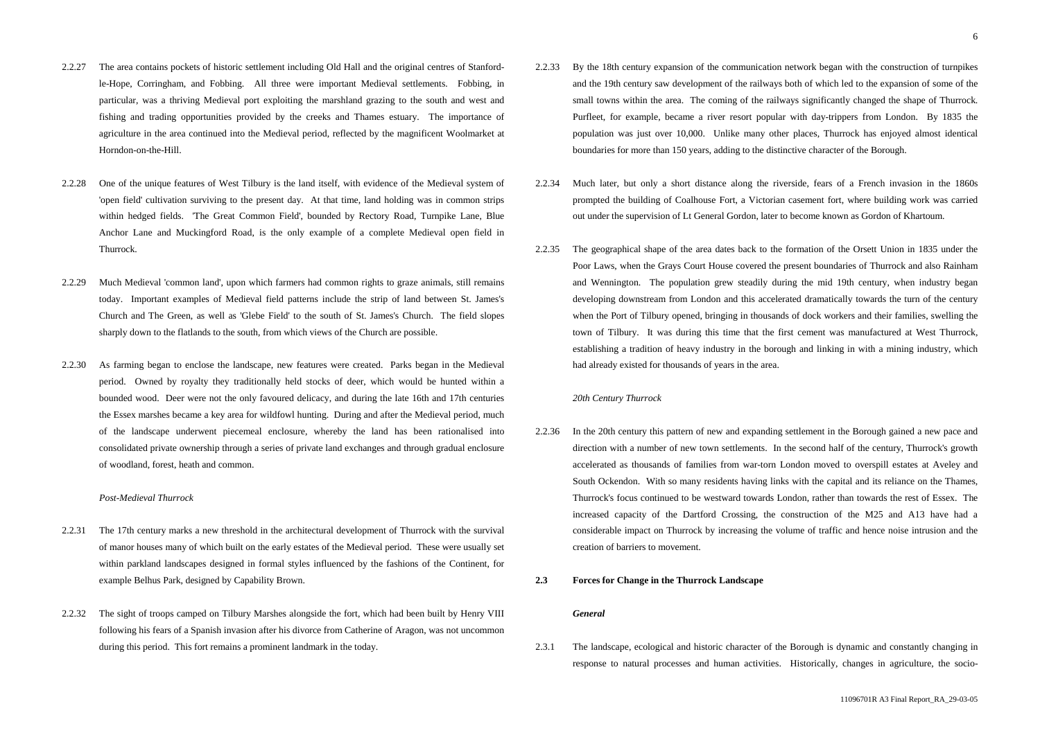2.2.27 The area contains pockets of historic settlement including Old Hall and the original centres of Stanford-le-Hope, Corringham, and Fobbing. All three were important Medieval settlements. Fobbing, in particular, was a thriving Medieval port exploiting the marshland grazing to the south and west and fishing and trading opportunities provided by the creeks and Thames estuary. The importance of agriculture in the area continued into the Medieval period, reflected by the magnificent Woolmarket at Horndon-on-the-Hill.

2.2.28 One of the unique features of West Tilbury is the land itself, with evidence of the Medieval system of 'open field' cultivation surviving to the present day. At that time, land holding was in common strips within hedged fields. 'The Great Common Field', bounded by Rectory Road, Turnpike Lane, Blue Anchor Lane and Muckingford Road, is the only example of a complete Medieval open field in Thurrock.

2.2.29 Much Medieval 'common land', upon which farmers had common rights to graze animals, still remains today. Important examples of Medieval field patterns include the strip of land between St. James's Church and The Green, as well as 'Glebe Field' to the south of St. James's Church. The field slopes sharply down to the flatlands to the south, from which views of the Church are possible.

2.2.30 As farming began to enclose the landscape, new features were created. Parks began in the Medieval period. Owned by royalty they traditionally held stocks of deer, which would be hunted within a bounded wood. Deer were not the only favoured delicacy, and during the late 16th and 17th centuries the Essex marshes became a key area for wildfowl hunting. During and after the Medieval period, much of the landscape underwent piecemeal enclosure, whereby the land has been rationalised into consolidated private ownership through a series of private land exchanges and through gradual enclosure of woodland, forest, heath and common.

*Post-Medieval Thurrock*

2.2.31 The 17th century marks a new threshold in the architectural development of Thurrock with the survival of manor houses many of which built on the early estates of the Medieval period. These were usually set within parkland landscapes designed in formal styles influenced by the fashions of the Continent, for example Belhus Park, designed by Capability Brown.

2.2.32 The sight of troops camped on Tilbury Marshes alongside the fort, which had been built by Henry VIII following his fears of a Spanish invasion after his divorce from Catherine of Aragon, was not uncommon during this period. This fort remains a prominent landmark in the today.

2.2.33 By the 18th century expansion of the communication network began with the construction of turnpikes and the 19th century saw development of the railways both of which led to the expansion of some of the small towns within the area. The coming of the railways significantly changed the shape of Thurrock. Purfleet, for example, became a river resort popular with day-trippers from London. By 1835 the population was just over 10,000. Unlike many other places, Thurrock has enjoyed almost identical boundaries for more than 150 years, adding to the distinctive character of the Borough.

2.2.34 Much later, but only a short distance along the riverside, fears of a French invasion in the 1860s prompted the building of Coalhouse Fort, a Victorian casement fort, where building work was carried out under the supervision of Lt General Gordon, later to become known as Gordon of Khartoum.

2.2.35 The geographical shape of the area dates back to the formation of the Orsett Union in 1835 under the Poor Laws, when the Grays Court House covered the present boundaries of Thurrock and also Rainham and Wennington. The population grew steadily during the mid 19th century, when industry began developing downstream from London and this accelerated dramatically towards the turn of the century when the Port of Tilbury opened, bringing in thousands of dock workers and their families, swelling the town of Tilbury. It was during this time that the first cement was manufactured at West Thurrock, establishing a tradition of heavy industry in the borough and linking in with a mining industry, which had already existed for thousands of years in the area.

*20th Century Thurrock*

2.2.36 In the 20th century this pattern of new and expanding settlement in the Borough gained a new pace and direction with a number of new town settlements. In the second half of the century, Thurrock's growth accelerated as thousands of families from war-torn London moved to overspill estates at Aveley and South Ockendon. With so many residents having links with the capital and its reliance on the Thames, Thurrock's focus continued to be westward towards London, rather than towards the rest of Essex. The increased capacity of the Dartford Crossing, the construction of the M25 and A13 have had a considerable impact on Thurrock by increasing the volume of traffic and hence noise intrusion and the creation of barriers to movement.

## 2.3 Forces for Change in the Thurrock Landscape

***General***

2.3.1 The landscape, ecological and historic character of the Borough is dynamic and constantly changing in response to natural processes and human activities. Historically, changes in agriculture, the socio-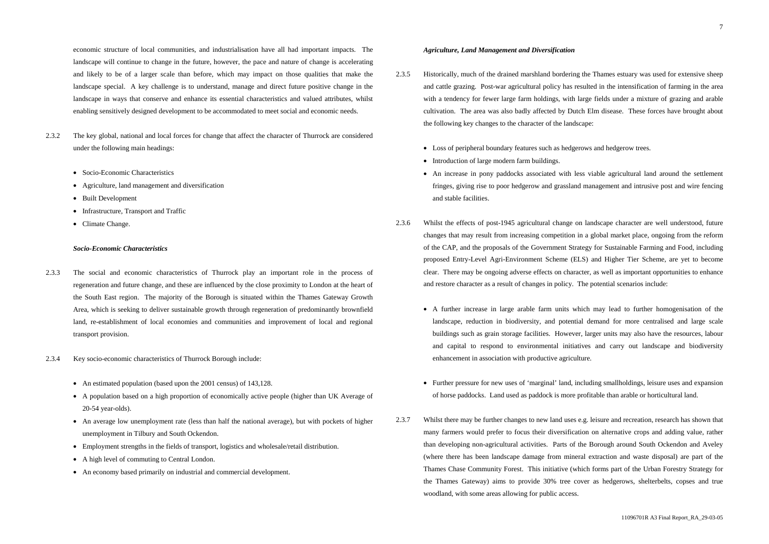economic structure of local communities, and industrialisation have all had important impacts. The landscape will continue to change in the future, however, the pace and nature of change is accelerating and likely to be of a larger scale than before, which may impact on those qualities that make the landscape special. A key challenge is to understand, manage and direct future positive change in the landscape in ways that conserve and enhance its essential characteristics and valued attributes, whilst enabling sensitively designed development to be accommodated to meet social and economic needs.

2.3.2 The key global, national and local forces for change that affect the character of Thurrock are considered under the following main headings:

- Socio-Economic Characteristics
- Agriculture, land management and diversification
- Built Development
- Infrastructure, Transport and Traffic
- Climate Change.

***Socio-Economic Characteristics***

2.3.3 The social and economic characteristics of Thurrock play an important role in the process of regeneration and future change, and these are influenced by the close proximity to London at the heart of the South East region. The majority of the Borough is situated within the Thames Gateway Growth Area, which is seeking to deliver sustainable growth through regeneration of predominantly brownfield land, re-establishment of local economies and communities and improvement of local and regional transport provision.

2.3.4 Key socio-economic characteristics of Thurrock Borough include:

- An estimated population (based upon the 2001 census) of 143,128.
- A population based on a high proportion of economically active people (higher than UK Average of 20-54 year-olds).
- An average low unemployment rate (less than half the national average), but with pockets of higher unemployment in Tilbury and South Ockendon.
- Employment strengths in the fields of transport, logistics and wholesale/retail distribution.
- A high level of commuting to Central London.
- An economy based primarily on industrial and commercial development.

***Agriculture, Land Management and Diversification***

2.3.5 Historically, much of the drained marshland bordering the Thames estuary was used for extensive sheep and cattle grazing. Post-war agricultural policy has resulted in the intensification of farming in the area with a tendency for fewer large farm holdings, with large fields under a mixture of grazing and arable cultivation. The area was also badly affected by Dutch Elm disease. These forces have brought about the following key changes to the character of the landscape:

- Loss of peripheral boundary features such as hedgerows and hedgerow trees.
- Introduction of large modern farm buildings.
- An increase in pony paddocks associated with less viable agricultural land around the settlement fringes, giving rise to poor hedgerow and grassland management and intrusive post and wire fencing and stable facilities.

2.3.6 Whilst the effects of post-1945 agricultural change on landscape character are well understood, future changes that may result from increasing competition in a global market place, ongoing from the reform of the CAP, and the proposals of the Government Strategy for Sustainable Farming and Food, including proposed Entry-Level Agri-Environment Scheme (ELS) and Higher Tier Scheme, are yet to become clear. There may be ongoing adverse effects on character, as well as important opportunities to enhance and restore character as a result of changes in policy. The potential scenarios include:

- A further increase in large arable farm units which may lead to further homogenisation of the landscape, reduction in biodiversity, and potential demand for more centralised and large scale buildings such as grain storage facilities. However, larger units may also have the resources, labour and capital to respond to environmental initiatives and carry out landscape and biodiversity enhancement in association with productive agriculture.

- Further pressure for new uses of 'marginal' land, including smallholdings, leisure uses and expansion of horse paddocks. Land used as paddock is more profitable than arable or horticultural land.

2.3.7 Whilst there may be further changes to new land uses e.g. leisure and recreation, research has shown that many farmers would prefer to focus their diversification on alternative crops and adding value, rather than developing non-agricultural activities. Parts of the Borough around South Ockendon and Aveley (where there has been landscape damage from mineral extraction and waste disposal) are part of the Thames Chase Community Forest. This initiative (which forms part of the Urban Forestry Strategy for the Thames Gateway) aims to provide 30% tree cover as hedgerows, shelterbelts, copses and true woodland, with some areas allowing for public access.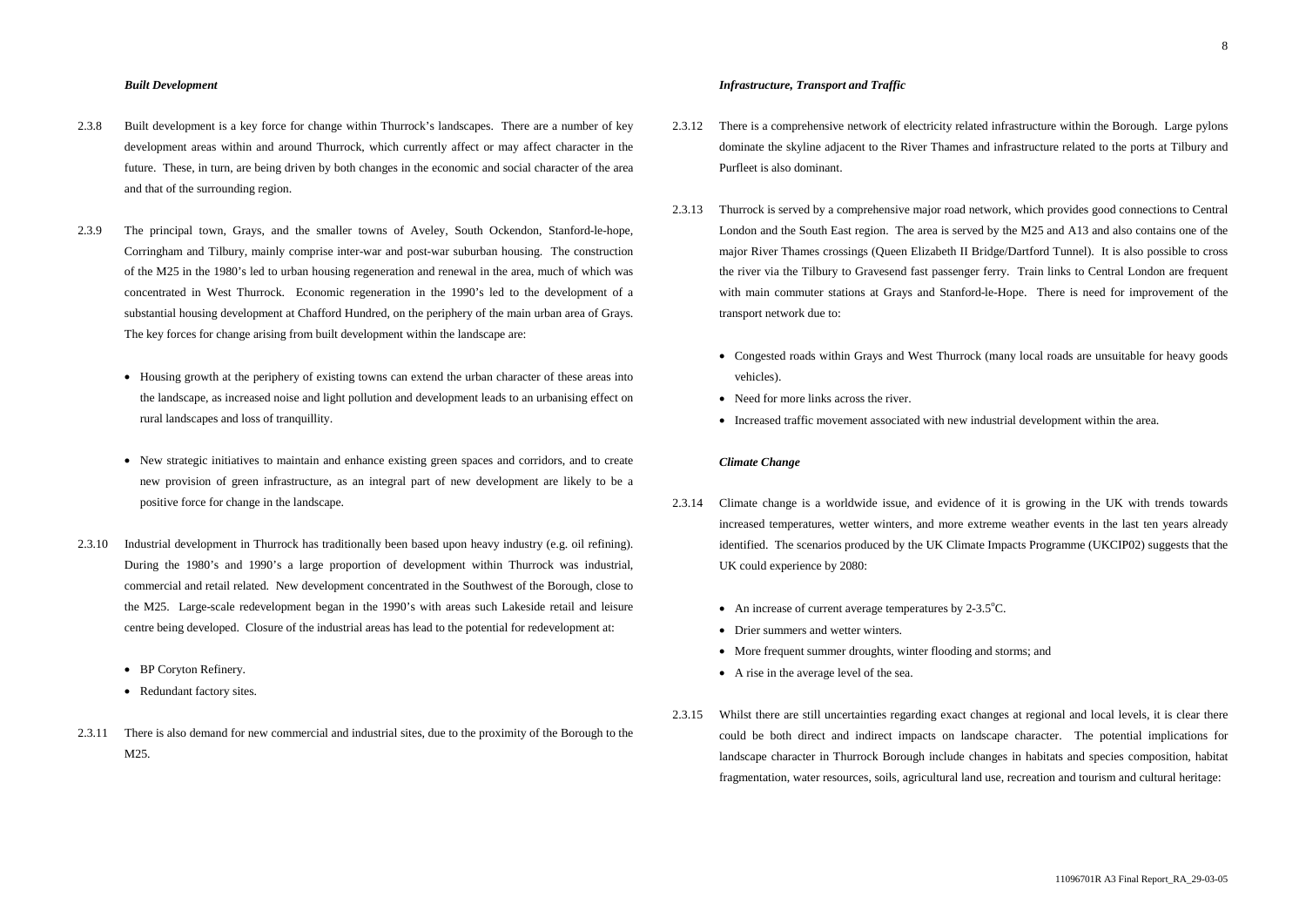***Built Development***

2.3.8 Built development is a key force for change within Thurrock's landscapes. There are a number of key development areas within and around Thurrock, which currently affect or may affect character in the future. These, in turn, are being driven by both changes in the economic and social character of the area and that of the surrounding region.

2.3.9 The principal town, Grays, and the smaller towns of Aveley, South Ockendon, Stanford-le-hope, Corringham and Tilbury, mainly comprise inter-war and post-war suburban housing. The construction of the M25 in the 1980's led to urban housing regeneration and renewal in the area, much of which was concentrated in West Thurrock. Economic regeneration in the 1990's led to the development of a substantial housing development at Chafford Hundred, on the periphery of the main urban area of Grays. The key forces for change arising from built development within the landscape are:

- Housing growth at the periphery of existing towns can extend the urban character of these areas into the landscape, as increased noise and light pollution and development leads to an urbanising effect on rural landscapes and loss of tranquillity.

- New strategic initiatives to maintain and enhance existing green spaces and corridors, and to create new provision of green infrastructure, as an integral part of new development are likely to be a positive force for change in the landscape.

2.3.10 Industrial development in Thurrock has traditionally been based upon heavy industry (e.g. oil refining). During the 1980's and 1990's a large proportion of development within Thurrock was industrial, commercial and retail related. New development concentrated in the Southwest of the Borough, close to the M25. Large-scale redevelopment began in the 1990's with areas such Lakeside retail and leisure centre being developed. Closure of the industrial areas has lead to the potential for redevelopment at:

- BP Coryton Refinery.
- Redundant factory sites.

2.3.11 There is also demand for new commercial and industrial sites, due to the proximity of the Borough to the M25.

***Infrastructure, Transport and Traffic***

2.3.12 There is a comprehensive network of electricity related infrastructure within the Borough. Large pylons dominate the skyline adjacent to the River Thames and infrastructure related to the ports at Tilbury and Purfleet is also dominant.

2.3.13 Thurrock is served by a comprehensive major road network, which provides good connections to Central London and the South East region. The area is served by the M25 and A13 and also contains one of the major River Thames crossings (Queen Elizabeth II Bridge/Dartford Tunnel). It is also possible to cross the river via the Tilbury to Gravesend fast passenger ferry. Train links to Central London are frequent with main commuter stations at Grays and Stanford-le-Hope. There is need for improvement of the transport network due to:

- Congested roads within Grays and West Thurrock (many local roads are unsuitable for heavy goods vehicles).
- Need for more links across the river.
- Increased traffic movement associated with new industrial development within the area.

***Climate Change***

2.3.14 Climate change is a worldwide issue, and evidence of it is growing in the UK with trends towards increased temperatures, wetter winters, and more extreme weather events in the last ten years already identified. The scenarios produced by the UK Climate Impacts Programme (UKCIP02) suggests that the UK could experience by 2080:

- An increase of current average temperatures by 2-3.5°C.
- Drier summers and wetter winters.
- More frequent summer droughts, winter flooding and storms; and
- A rise in the average level of the sea.

2.3.15 Whilst there are still uncertainties regarding exact changes at regional and local levels, it is clear there could be both direct and indirect impacts on landscape character. The potential implications for landscape character in Thurrock Borough include changes in habitats and species composition, habitat fragmentation, water resources, soils, agricultural land use, recreation and tourism and cultural heritage: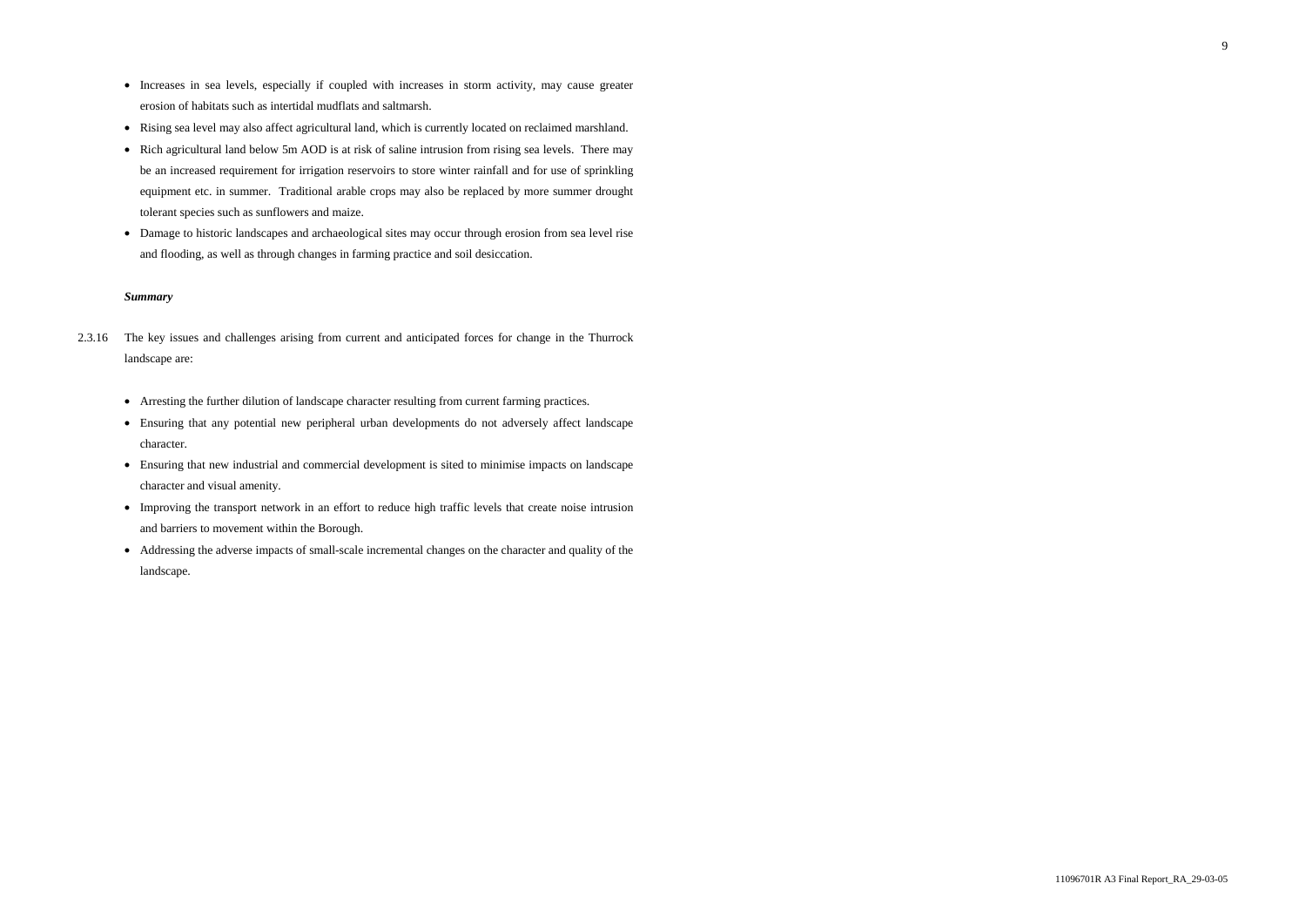- Increases in sea levels, especially if coupled with increases in storm activity, may cause greater erosion of habitats such as intertidal mudflats and saltmarsh.
- Rising sea level may also affect agricultural land, which is currently located on reclaimed marshland.
- Rich agricultural land below 5m AOD is at risk of saline intrusion from rising sea levels. There may be an increased requirement for irrigation reservoirs to store winter rainfall and for use of sprinkling equipment etc. in summer. Traditional arable crops may also be replaced by more summer drought tolerant species such as sunflowers and maize.
- Damage to historic landscapes and archaeological sites may occur through erosion from sea level rise and flooding, as well as through changes in farming practice and soil desiccation.

***Summary***

2.3.16 The key issues and challenges arising from current and anticipated forces for change in the Thurrock landscape are:

- Arresting the further dilution of landscape character resulting from current farming practices.
- Ensuring that any potential new peripheral urban developments do not adversely affect landscape character.
- Ensuring that new industrial and commercial development is sited to minimise impacts on landscape character and visual amenity.
- Improving the transport network in an effort to reduce high traffic levels that create noise intrusion and barriers to movement within the Borough.
- Addressing the adverse impacts of small-scale incremental changes on the character and quality of the landscape.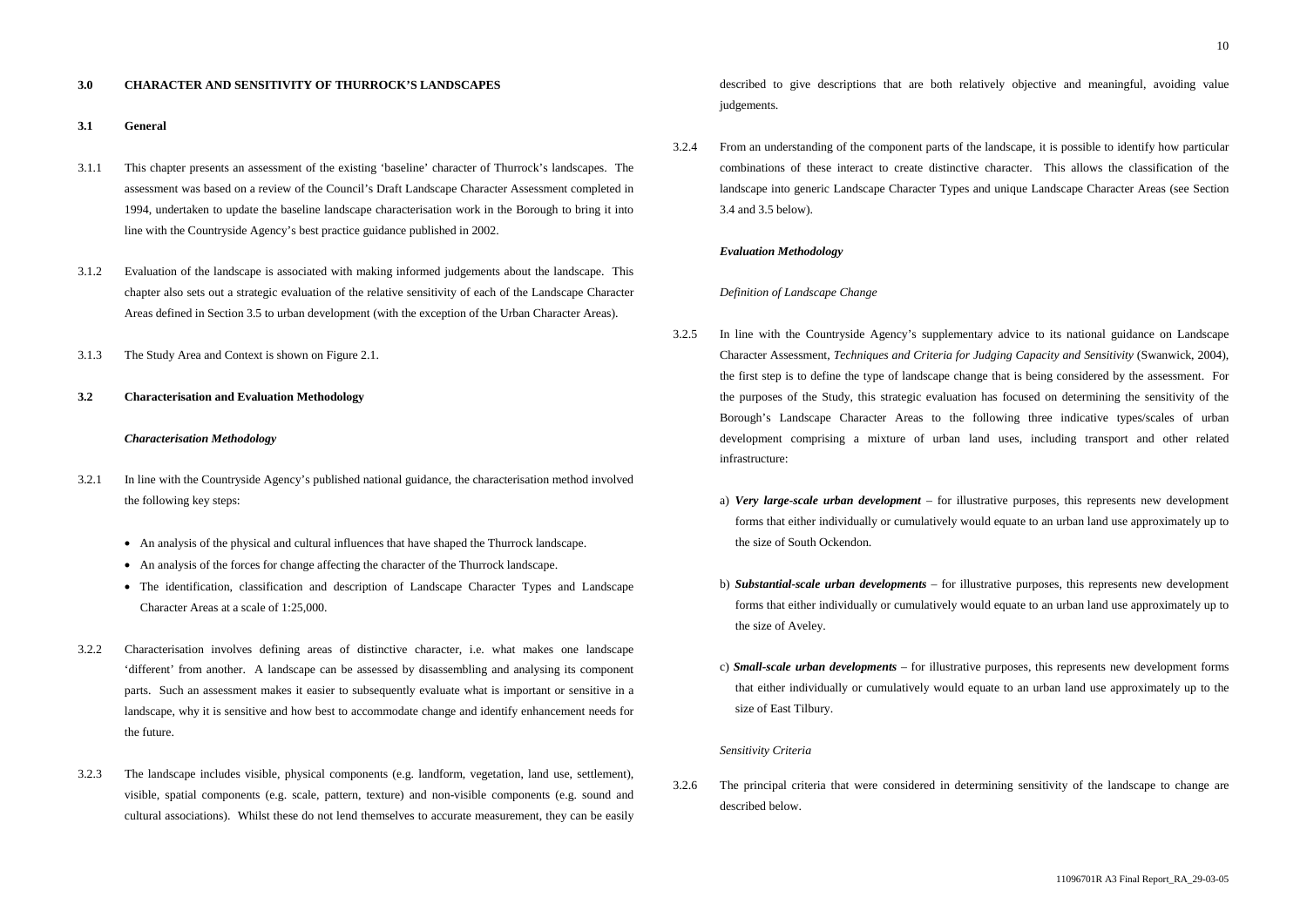## 3.0 CHARACTER AND SENSITIVITY OF THURROCK'S LANDSCAPES

### 3.1 General

3.1.1 This chapter presents an assessment of the existing 'baseline' character of Thurrock's landscapes. The assessment was based on a review of the Council's Draft Landscape Character Assessment completed in 1994, undertaken to update the baseline landscape characterisation work in the Borough to bring it into line with the Countryside Agency's best practice guidance published in 2002.

3.1.2 Evaluation of the landscape is associated with making informed judgements about the landscape. This chapter also sets out a strategic evaluation of the relative sensitivity of each of the Landscape Character Areas defined in Section 3.5 to urban development (with the exception of the Urban Character Areas).

3.1.3 The Study Area and Context is shown on Figure 2.1.

### 3.2 Characterisation and Evaluation Methodology

***Characterisation Methodology***

3.2.1 In line with the Countryside Agency's published national guidance, the characterisation method involved the following key steps:

- An analysis of the physical and cultural influences that have shaped the Thurrock landscape.
- An analysis of the forces for change affecting the character of the Thurrock landscape.
- The identification, classification and description of Landscape Character Types and Landscape Character Areas at a scale of 1:25,000.

3.2.2 Characterisation involves defining areas of distinctive character, i.e. what makes one landscape 'different' from another. A landscape can be assessed by disassembling and analysing its component parts. Such an assessment makes it easier to subsequently evaluate what is important or sensitive in a landscape, why it is sensitive and how best to accommodate change and identify enhancement needs for the future.

3.2.3 The landscape includes visible, physical components (e.g. landform, vegetation, land use, settlement), visible, spatial components (e.g. scale, pattern, texture) and non-visible components (e.g. sound and cultural associations). Whilst these do not lend themselves to accurate measurement, they can be easily described to give descriptions that are both relatively objective and meaningful, avoiding value judgements.

3.2.4 From an understanding of the component parts of the landscape, it is possible to identify how particular combinations of these interact to create distinctive character. This allows the classification of the landscape into generic Landscape Character Types and unique Landscape Character Areas (see Section 3.4 and 3.5 below).

***Evaluation Methodology***

*Definition of Landscape Change*

3.2.5 In line with the Countryside Agency's supplementary advice to its national guidance on Landscape Character Assessment, *Techniques and Criteria for Judging Capacity and Sensitivity* (Swanwick, 2004), the first step is to define the type of landscape change that is being considered by the assessment. For the purposes of the Study, this strategic evaluation has focused on determining the sensitivity of the Borough's Landscape Character Areas to the following three indicative types/scales of urban development comprising a mixture of urban land uses, including transport and other related infrastructure:

a) ***Very large-scale urban development*** – for illustrative purposes, this represents new development forms that either individually or cumulatively would equate to an urban land use approximately up to the size of South Ockendon.

b) ***Substantial-scale urban developments*** – for illustrative purposes, this represents new development forms that either individually or cumulatively would equate to an urban land use approximately up to the size of Aveley.

c) ***Small-scale urban developments*** – for illustrative purposes, this represents new development forms that either individually or cumulatively would equate to an urban land use approximately up to the size of East Tilbury.

*Sensitivity Criteria*

3.2.6 The principal criteria that were considered in determining sensitivity of the landscape to change are described below.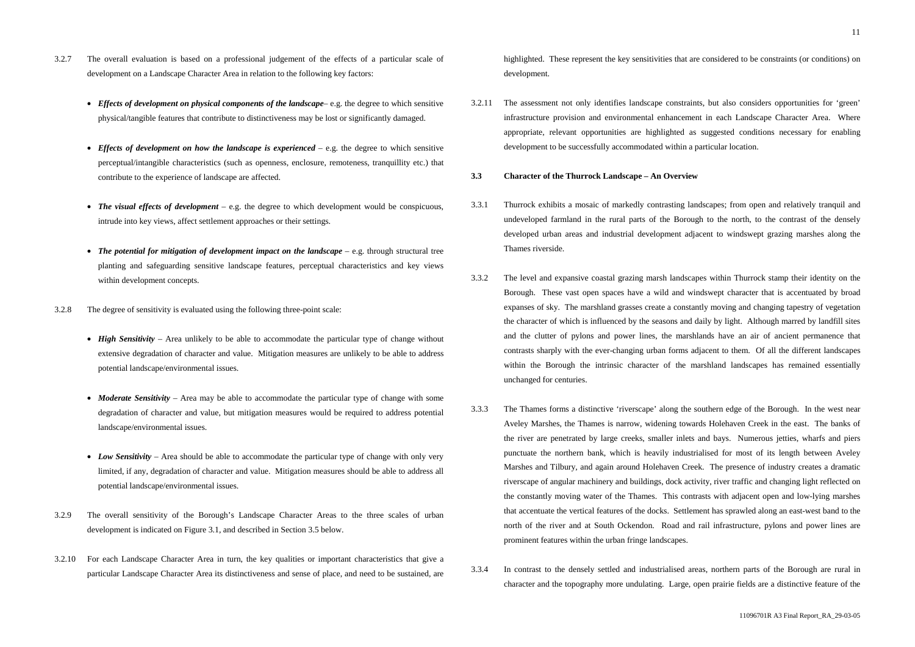3.2.7 The overall evaluation is based on a professional judgement of the effects of a particular scale of development on a Landscape Character Area in relation to the following key factors:

- ***Effects of development on physical components of the landscape***– e.g. the degree to which sensitive physical/tangible features that contribute to distinctiveness may be lost or significantly damaged.
- ***Effects of development on how the landscape is experienced*** – e.g. the degree to which sensitive perceptual/intangible characteristics (such as openness, enclosure, remoteness, tranquillity etc.) that contribute to the experience of landscape are affected.
- ***The visual effects of development*** – e.g. the degree to which development would be conspicuous, intrude into key views, affect settlement approaches or their settings.
- ***The potential for mitigation of development impact on the landscape*** – e.g. through structural tree planting and safeguarding sensitive landscape features, perceptual characteristics and key views within development concepts.

3.2.8 The degree of sensitivity is evaluated using the following three-point scale:

- ***High Sensitivity*** – Area unlikely to be able to accommodate the particular type of change without extensive degradation of character and value. Mitigation measures are unlikely to be able to address potential landscape/environmental issues.
- ***Moderate Sensitivity*** – Area may be able to accommodate the particular type of change with some degradation of character and value, but mitigation measures would be required to address potential landscape/environmental issues.
- ***Low Sensitivity*** – Area should be able to accommodate the particular type of change with only very limited, if any, degradation of character and value. Mitigation measures should be able to address all potential landscape/environmental issues.

3.2.9 The overall sensitivity of the Borough's Landscape Character Areas to the three scales of urban development is indicated on Figure 3.1, and described in Section 3.5 below.

3.2.10 For each Landscape Character Area in turn, the key qualities or important characteristics that give a particular Landscape Character Area its distinctiveness and sense of place, and need to be sustained, are highlighted. These represent the key sensitivities that are considered to be constraints (or conditions) on development.

3.2.11 The assessment not only identifies landscape constraints, but also considers opportunities for 'green' infrastructure provision and environmental enhancement in each Landscape Character Area. Where appropriate, relevant opportunities are highlighted as suggested conditions necessary for enabling development to be successfully accommodated within a particular location.

### 3.3 Character of the Thurrock Landscape – An Overview

3.3.1 Thurrock exhibits a mosaic of markedly contrasting landscapes; from open and relatively tranquil and undeveloped farmland in the rural parts of the Borough to the north, to the contrast of the densely developed urban areas and industrial development adjacent to windswept grazing marshes along the Thames riverside.

3.3.2 The level and expansive coastal grazing marsh landscapes within Thurrock stamp their identity on the Borough. These vast open spaces have a wild and windswept character that is accentuated by broad expanses of sky. The marshland grasses create a constantly moving and changing tapestry of vegetation the character of which is influenced by the seasons and daily by light. Although marred by landfill sites and the clutter of pylons and power lines, the marshlands have an air of ancient permanence that contrasts sharply with the ever-changing urban forms adjacent to them. Of all the different landscapes within the Borough the intrinsic character of the marshland landscapes has remained essentially unchanged for centuries.

3.3.3 The Thames forms a distinctive 'riverscape' along the southern edge of the Borough. In the west near Aveley Marshes, the Thames is narrow, widening towards Holehaven Creek in the east. The banks of the river are penetrated by large creeks, smaller inlets and bays. Numerous jetties, wharfs and piers punctuate the northern bank, which is heavily industrialised for most of its length between Aveley Marshes and Tilbury, and again around Holehaven Creek. The presence of industry creates a dramatic riverscape of angular machinery and buildings, dock activity, river traffic and changing light reflected on the constantly moving water of the Thames. This contrasts with adjacent open and low-lying marshes that accentuate the vertical features of the docks. Settlement has sprawled along an east-west band to the north of the river and at South Ockendon. Road and rail infrastructure, pylons and power lines are prominent features within the urban fringe landscapes.

3.3.4 In contrast to the densely settled and industrialised areas, northern parts of the Borough are rural in character and the topography more undulating. Large, open prairie fields are a distinctive feature of the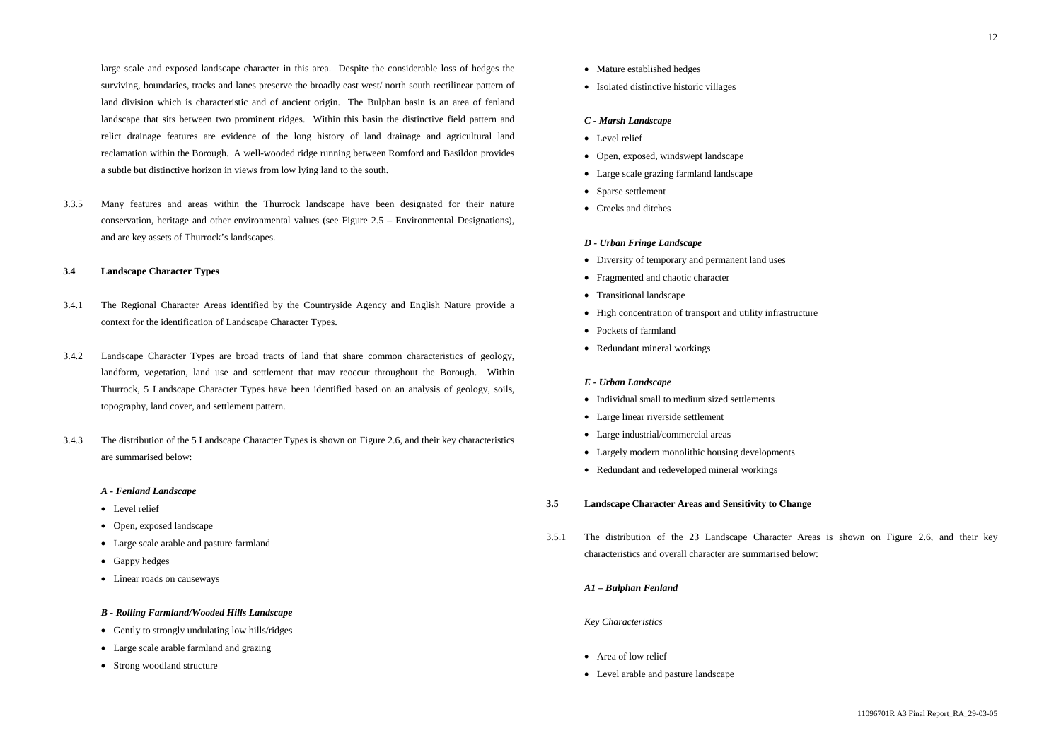large scale and exposed landscape character in this area. Despite the considerable loss of hedges the surviving, boundaries, tracks and lanes preserve the broadly east west/ north south rectilinear pattern of land division which is characteristic and of ancient origin. The Bulphan basin is an area of fenland landscape that sits between two prominent ridges. Within this basin the distinctive field pattern and relict drainage features are evidence of the long history of land drainage and agricultural land reclamation within the Borough. A well-wooded ridge running between Romford and Basildon provides a subtle but distinctive horizon in views from low lying land to the south.

3.3.5 Many features and areas within the Thurrock landscape have been designated for their nature conservation, heritage and other environmental values (see Figure 2.5 – Environmental Designations), and are key assets of Thurrock's landscapes.

### 3.4 Landscape Character Types

3.4.1 The Regional Character Areas identified by the Countryside Agency and English Nature provide a context for the identification of Landscape Character Types.

3.4.2 Landscape Character Types are broad tracts of land that share common characteristics of geology, landform, vegetation, land use and settlement that may reoccur throughout the Borough. Within Thurrock, 5 Landscape Character Types have been identified based on an analysis of geology, soils, topography, land cover, and settlement pattern.

3.4.3 The distribution of the 5 Landscape Character Types is shown on Figure 2.6, and their key characteristics are summarised below:

***A - Fenland Landscape***

- Level relief
- Open, exposed landscape
- Large scale arable and pasture farmland
- Gappy hedges
- Linear roads on causeways

***B - Rolling Farmland/Wooded Hills Landscape***

- Gently to strongly undulating low hills/ridges
- Large scale arable farmland and grazing
- Strong woodland structure
- Mature established hedges
- Isolated distinctive historic villages

***C - Marsh Landscape***

- Level relief
- Open, exposed, windswept landscape
- Large scale grazing farmland landscape
- Sparse settlement
- Creeks and ditches

***D - Urban Fringe Landscape***

- Diversity of temporary and permanent land uses
- Fragmented and chaotic character
- Transitional landscape
- High concentration of transport and utility infrastructure
- Pockets of farmland
- Redundant mineral workings

***E - Urban Landscape***

- Individual small to medium sized settlements
- Large linear riverside settlement
- Large industrial/commercial areas
- Largely modern monolithic housing developments
- Redundant and redeveloped mineral workings

### 3.5 Landscape Character Areas and Sensitivity to Change

3.5.1 The distribution of the 23 Landscape Character Areas is shown on Figure 2.6, and their key characteristics and overall character are summarised below:

***A1 – Bulphan Fenland***

*Key Characteristics*

- Area of low relief
- Level arable and pasture landscape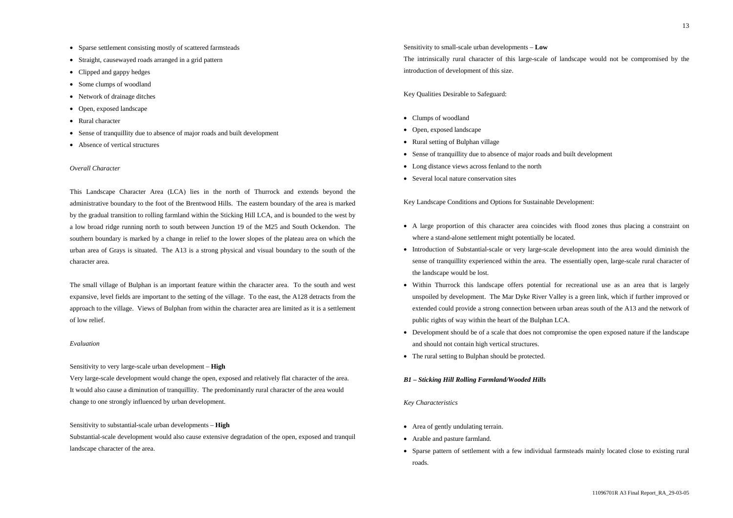- Sparse settlement consisting mostly of scattered farmsteads
- Straight, causewayed roads arranged in a grid pattern
- Clipped and gappy hedges
- Some clumps of woodland
- Network of drainage ditches
- Open, exposed landscape
- Rural character
- Sense of tranquillity due to absence of major roads and built development
- Absence of vertical structures

*Overall Character*

This Landscape Character Area (LCA) lies in the north of Thurrock and extends beyond the administrative boundary to the foot of the Brentwood Hills. The eastern boundary of the area is marked by the gradual transition to rolling farmland within the Sticking Hill LCA, and is bounded to the west by a low broad ridge running north to south between Junction 19 of the M25 and South Ockendon. The southern boundary is marked by a change in relief to the lower slopes of the plateau area on which the urban area of Grays is situated. The A13 is a strong physical and visual boundary to the south of the character area.

The small village of Bulphan is an important feature within the character area. To the south and west expansive, level fields are important to the setting of the village. To the east, the A128 detracts from the approach to the village. Views of Bulphan from within the character area are limited as it is a settlement of low relief.

*Evaluation*

Sensitivity to very large-scale urban development – **High**
Very large-scale development would change the open, exposed and relatively flat character of the area. It would also cause a diminution of tranquillity. The predominantly rural character of the area would change to one strongly influenced by urban development.

Sensitivity to substantial-scale urban developments – **High**
Substantial-scale development would also cause extensive degradation of the open, exposed and tranquil landscape character of the area.

Sensitivity to small-scale urban developments – **Low**
The intrinsically rural character of this large-scale of landscape would not be compromised by the introduction of development of this size.

Key Qualities Desirable to Safeguard:

- Clumps of woodland
- Open, exposed landscape
- Rural setting of Bulphan village
- Sense of tranquillity due to absence of major roads and built development
- Long distance views across fenland to the north
- Several local nature conservation sites

Key Landscape Conditions and Options for Sustainable Development:

- A large proportion of this character area coincides with flood zones thus placing a constraint on where a stand-alone settlement might potentially be located.
- Introduction of Substantial-scale or very large-scale development into the area would diminish the sense of tranquillity experienced within the area. The essentially open, large-scale rural character of the landscape would be lost.
- Within Thurrock this landscape offers potential for recreational use as an area that is largely unspoiled by development. The Mar Dyke River Valley is a green link, which if further improved or extended could provide a strong connection between urban areas south of the A13 and the network of public rights of way within the heart of the Bulphan LCA.
- Development should be of a scale that does not compromise the open exposed nature if the landscape and should not contain high vertical structures.
- The rural setting to Bulphan should be protected.

***B1 – Sticking Hill Rolling Farmland/Wooded Hills***

*Key Characteristics*

- Area of gently undulating terrain.
- Arable and pasture farmland.
- Sparse pattern of settlement with a few individual farmsteads mainly located close to existing rural roads.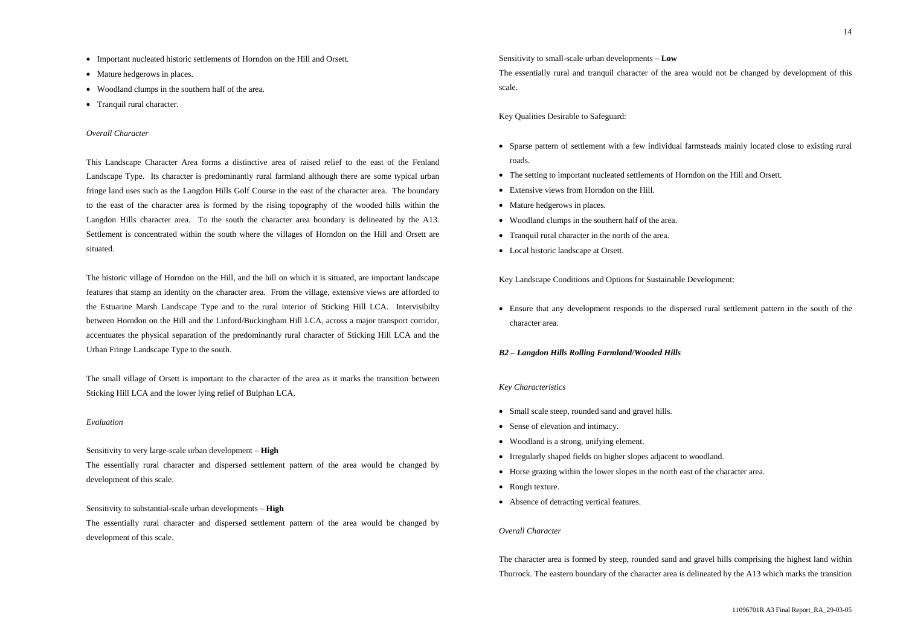- Important nucleated historic settlements of Horndon on the Hill and Orsett.
- Mature hedgerows in places.
- Woodland clumps in the southern half of the area.
- Tranquil rural character.

*Overall Character*

This Landscape Character Area forms a distinctive area of raised relief to the east of the Fenland Landscape Type. Its character is predominantly rural farmland although there are some typical urban fringe land uses such as the Langdon Hills Golf Course in the east of the character area. The boundary to the east of the character area is formed by the rising topography of the wooded hills within the Langdon Hills character area. To the south the character area boundary is delineated by the A13. Settlement is concentrated within the south where the villages of Horndon on the Hill and Orsett are situated.

The historic village of Horndon on the Hill, and the hill on which it is situated, are important landscape features that stamp an identity on the character area. From the village, extensive views are afforded to the Estuarine Marsh Landscape Type and to the rural interior of Sticking Hill LCA. Intervisibilty between Horndon on the Hill and the Linford/Buckingham Hill LCA, across a major transport corridor, accentuates the physical separation of the predominantly rural character of Sticking Hill LCA and the Urban Fringe Landscape Type to the south.

The small village of Orsett is important to the character of the area as it marks the transition between Sticking Hill LCA and the lower lying relief of Bulphan LCA.

*Evaluation*

Sensitivity to very large-scale urban development – **High**
The essentially rural character and dispersed settlement pattern of the area would be changed by development of this scale.

Sensitivity to substantial-scale urban developments – **High**
The essentially rural character and dispersed settlement pattern of the area would be changed by development of this scale.

Sensitivity to small-scale urban developments – **Low**
The essentially rural and tranquil character of the area would not be changed by development of this scale.

Key Qualities Desirable to Safeguard:

- Sparse pattern of settlement with a few individual farmsteads mainly located close to existing rural roads.
- The setting to important nucleated settlements of Horndon on the Hill and Orsett.
- Extensive views from Horndon on the Hill.
- Mature hedgerows in places.
- Woodland clumps in the southern half of the area.
- Tranquil rural character in the north of the area.
- Local historic landscape at Orsett.

Key Landscape Conditions and Options for Sustainable Development:

- Ensure that any development responds to the dispersed rural settlement pattern in the south of the character area.

***B2 – Langdon Hills Rolling Farmland/Wooded Hills***

*Key Characteristics*

- Small scale steep, rounded sand and gravel hills.
- Sense of elevation and intimacy.
- Woodland is a strong, unifying element.
- Irregularly shaped fields on higher slopes adjacent to woodland.
- Horse grazing within the lower slopes in the north east of the character area.
- Rough texture.
- Absence of detracting vertical features.

*Overall Character*

The character area is formed by steep, rounded sand and gravel hills comprising the highest land within Thurrock. The eastern boundary of the character area is delineated by the A13 which marks the transition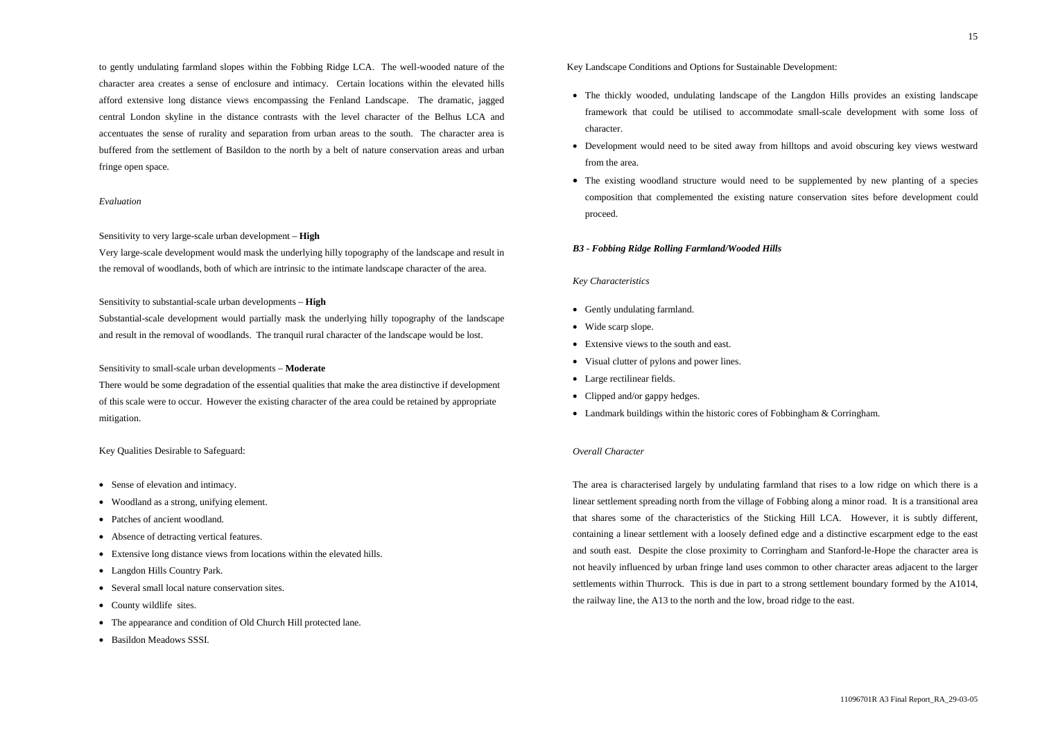to gently undulating farmland slopes within the Fobbing Ridge LCA. The well-wooded nature of the character area creates a sense of enclosure and intimacy. Certain locations within the elevated hills afford extensive long distance views encompassing the Fenland Landscape. The dramatic, jagged central London skyline in the distance contrasts with the level character of the Belhus LCA and accentuates the sense of rurality and separation from urban areas to the south. The character area is buffered from the settlement of Basildon to the north by a belt of nature conservation areas and urban fringe open space.

*Evaluation*

Sensitivity to very large-scale urban development – **High**

Very large-scale development would mask the underlying hilly topography of the landscape and result in the removal of woodlands, both of which are intrinsic to the intimate landscape character of the area.

Sensitivity to substantial-scale urban developments – **High**

Substantial-scale development would partially mask the underlying hilly topography of the landscape and result in the removal of woodlands. The tranquil rural character of the landscape would be lost.

Sensitivity to small-scale urban developments – **Moderate**

There would be some degradation of the essential qualities that make the area distinctive if development of this scale were to occur. However the existing character of the area could be retained by appropriate mitigation.

Key Qualities Desirable to Safeguard:

- Sense of elevation and intimacy.
- Woodland as a strong, unifying element.
- Patches of ancient woodland.
- Absence of detracting vertical features.
- Extensive long distance views from locations within the elevated hills.
- Langdon Hills Country Park.
- Several small local nature conservation sites.
- County wildlife sites.
- The appearance and condition of Old Church Hill protected lane.
- Basildon Meadows SSSI.

Key Landscape Conditions and Options for Sustainable Development:

- The thickly wooded, undulating landscape of the Langdon Hills provides an existing landscape framework that could be utilised to accommodate small-scale development with some loss of character.
- Development would need to be sited away from hilltops and avoid obscuring key views westward from the area.
- The existing woodland structure would need to be supplemented by new planting of a species composition that complemented the existing nature conservation sites before development could proceed.

***B3 - Fobbing Ridge Rolling Farmland/Wooded Hills***

*Key Characteristics*

- Gently undulating farmland.
- Wide scarp slope.
- Extensive views to the south and east.
- Visual clutter of pylons and power lines.
- Large rectilinear fields.
- Clipped and/or gappy hedges.
- Landmark buildings within the historic cores of Fobbingham & Corringham.

*Overall Character*

The area is characterised largely by undulating farmland that rises to a low ridge on which there is a linear settlement spreading north from the village of Fobbing along a minor road. It is a transitional area that shares some of the characteristics of the Sticking Hill LCA. However, it is subtly different, containing a linear settlement with a loosely defined edge and a distinctive escarpment edge to the east and south east. Despite the close proximity to Corringham and Stanford-le-Hope the character area is not heavily influenced by urban fringe land uses common to other character areas adjacent to the larger settlements within Thurrock. This is due in part to a strong settlement boundary formed by the A1014, the railway line, the A13 to the north and the low, broad ridge to the east.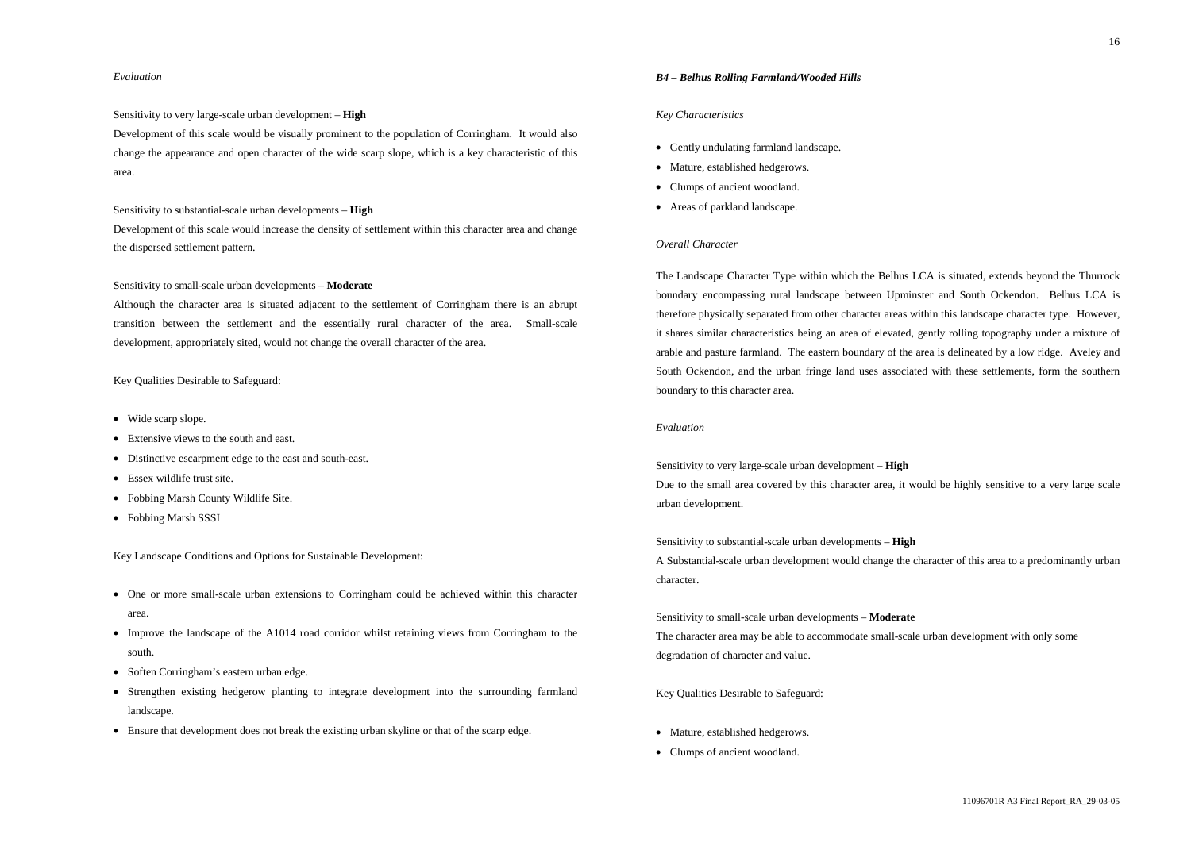*Evaluation*

Sensitivity to very large-scale urban development – **High**

Development of this scale would be visually prominent to the population of Corringham. It would also change the appearance and open character of the wide scarp slope, which is a key characteristic of this area.

Sensitivity to substantial-scale urban developments – **High**

Development of this scale would increase the density of settlement within this character area and change the dispersed settlement pattern.

Sensitivity to small-scale urban developments – **Moderate**

Although the character area is situated adjacent to the settlement of Corringham there is an abrupt transition between the settlement and the essentially rural character of the area. Small-scale development, appropriately sited, would not change the overall character of the area.

Key Qualities Desirable to Safeguard:

- Wide scarp slope.
- Extensive views to the south and east.
- Distinctive escarpment edge to the east and south-east.
- Essex wildlife trust site.
- Fobbing Marsh County Wildlife Site.
- Fobbing Marsh SSSI

Key Landscape Conditions and Options for Sustainable Development:

- One or more small-scale urban extensions to Corringham could be achieved within this character area.
- Improve the landscape of the A1014 road corridor whilst retaining views from Corringham to the south.
- Soften Corringham's eastern urban edge.
- Strengthen existing hedgerow planting to integrate development into the surrounding farmland landscape.
- Ensure that development does not break the existing urban skyline or that of the scarp edge.

***B4 – Belhus Rolling Farmland/Wooded Hills***

*Key Characteristics*

- Gently undulating farmland landscape.
- Mature, established hedgerows.
- Clumps of ancient woodland.
- Areas of parkland landscape.

*Overall Character*

The Landscape Character Type within which the Belhus LCA is situated, extends beyond the Thurrock boundary encompassing rural landscape between Upminster and South Ockendon. Belhus LCA is therefore physically separated from other character areas within this landscape character type. However, it shares similar characteristics being an area of elevated, gently rolling topography under a mixture of arable and pasture farmland. The eastern boundary of the area is delineated by a low ridge. Aveley and South Ockendon, and the urban fringe land uses associated with these settlements, form the southern boundary to this character area.

*Evaluation*

Sensitivity to very large-scale urban development – **High**

Due to the small area covered by this character area, it would be highly sensitive to a very large scale urban development.

Sensitivity to substantial-scale urban developments – **High**

A Substantial-scale urban development would change the character of this area to a predominantly urban character.

Sensitivity to small-scale urban developments – **Moderate**

The character area may be able to accommodate small-scale urban development with only some degradation of character and value.

Key Qualities Desirable to Safeguard:

- Mature, established hedgerows.
- Clumps of ancient woodland.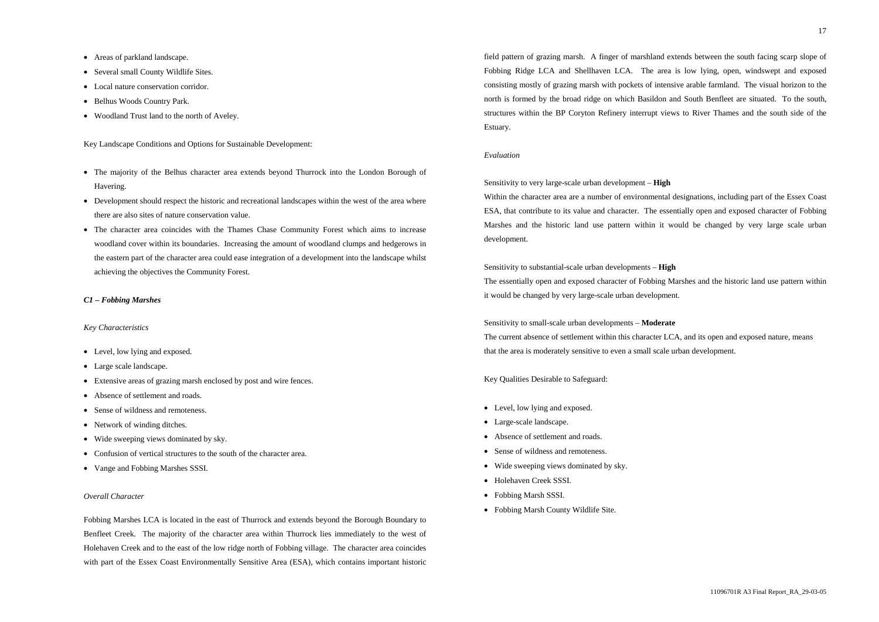- Areas of parkland landscape.
- Several small County Wildlife Sites.
- Local nature conservation corridor.
- Belhus Woods Country Park.
- Woodland Trust land to the north of Aveley.

Key Landscape Conditions and Options for Sustainable Development:

- The majority of the Belhus character area extends beyond Thurrock into the London Borough of Havering.
- Development should respect the historic and recreational landscapes within the west of the area where there are also sites of nature conservation value.
- The character area coincides with the Thames Chase Community Forest which aims to increase woodland cover within its boundaries. Increasing the amount of woodland clumps and hedgerows in the eastern part of the character area could ease integration of a development into the landscape whilst achieving the objectives the Community Forest.

***C1 – Fobbing Marshes***

*Key Characteristics*

- Level, low lying and exposed.
- Large scale landscape.
- Extensive areas of grazing marsh enclosed by post and wire fences.
- Absence of settlement and roads.
- Sense of wildness and remoteness.
- Network of winding ditches.
- Wide sweeping views dominated by sky.
- Confusion of vertical structures to the south of the character area.
- Vange and Fobbing Marshes SSSI.

*Overall Character*

Fobbing Marshes LCA is located in the east of Thurrock and extends beyond the Borough Boundary to Benfleet Creek. The majority of the character area within Thurrock lies immediately to the west of Holehaven Creek and to the east of the low ridge north of Fobbing village. The character area coincides with part of the Essex Coast Environmentally Sensitive Area (ESA), which contains important historic field pattern of grazing marsh. A finger of marshland extends between the south facing scarp slope of Fobbing Ridge LCA and Shellhaven LCA. The area is low lying, open, windswept and exposed consisting mostly of grazing marsh with pockets of intensive arable farmland. The visual horizon to the north is formed by the broad ridge on which Basildon and South Benfleet are situated. To the south, structures within the BP Coryton Refinery interrupt views to River Thames and the south side of the Estuary.

*Evaluation*

Sensitivity to very large-scale urban development – **High**

Within the character area are a number of environmental designations, including part of the Essex Coast ESA, that contribute to its value and character. The essentially open and exposed character of Fobbing Marshes and the historic land use pattern within it would be changed by very large scale urban development.

Sensitivity to substantial-scale urban developments – **High**

The essentially open and exposed character of Fobbing Marshes and the historic land use pattern within it would be changed by very large-scale urban development.

Sensitivity to small-scale urban developments – **Moderate**

The current absence of settlement within this character LCA, and its open and exposed nature, means that the area is moderately sensitive to even a small scale urban development.

Key Qualities Desirable to Safeguard:

- Level, low lying and exposed.
- Large-scale landscape.
- Absence of settlement and roads.
- Sense of wildness and remoteness.
- Wide sweeping views dominated by sky.
- Holehaven Creek SSSI.
- Fobbing Marsh SSSI.
- Fobbing Marsh County Wildlife Site.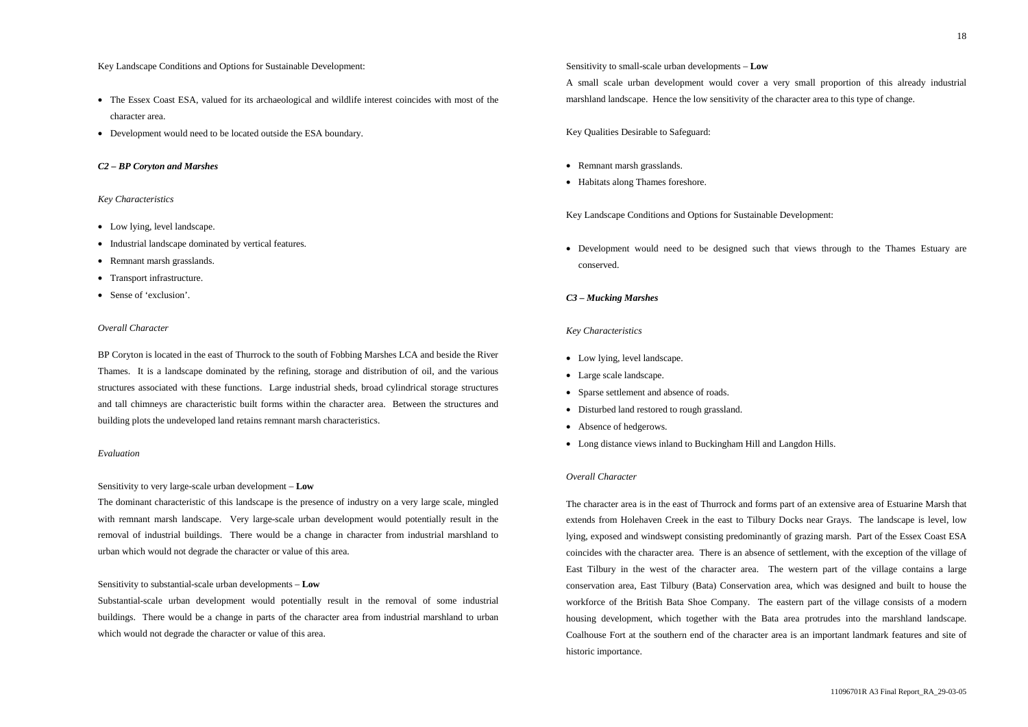Key Landscape Conditions and Options for Sustainable Development:

- The Essex Coast ESA, valued for its archaeological and wildlife interest coincides with most of the character area.
- Development would need to be located outside the ESA boundary.

***C2 – BP Coryton and Marshes***

*Key Characteristics*

- Low lying, level landscape.
- Industrial landscape dominated by vertical features.
- Remnant marsh grasslands.
- Transport infrastructure.
- Sense of 'exclusion'.

*Overall Character*

BP Coryton is located in the east of Thurrock to the south of Fobbing Marshes LCA and beside the River Thames. It is a landscape dominated by the refining, storage and distribution of oil, and the various structures associated with these functions. Large industrial sheds, broad cylindrical storage structures and tall chimneys are characteristic built forms within the character area. Between the structures and building plots the undeveloped land retains remnant marsh characteristics.

*Evaluation*

Sensitivity to very large-scale urban development – **Low**
The dominant characteristic of this landscape is the presence of industry on a very large scale, mingled with remnant marsh landscape. Very large-scale urban development would potentially result in the removal of industrial buildings. There would be a change in character from industrial marshland to urban which would not degrade the character or value of this area.

Sensitivity to substantial-scale urban developments – **Low**
Substantial-scale urban development would potentially result in the removal of some industrial buildings. There would be a change in parts of the character area from industrial marshland to urban which would not degrade the character or value of this area.

Sensitivity to small-scale urban developments – **Low**
A small scale urban development would cover a very small proportion of this already industrial marshland landscape. Hence the low sensitivity of the character area to this type of change.

Key Qualities Desirable to Safeguard:

- Remnant marsh grasslands.
- Habitats along Thames foreshore.

Key Landscape Conditions and Options for Sustainable Development:

- Development would need to be designed such that views through to the Thames Estuary are conserved.

***C3 – Mucking Marshes***

*Key Characteristics*

- Low lying, level landscape.
- Large scale landscape.
- Sparse settlement and absence of roads.
- Disturbed land restored to rough grassland.
- Absence of hedgerows.
- Long distance views inland to Buckingham Hill and Langdon Hills.

*Overall Character*

The character area is in the east of Thurrock and forms part of an extensive area of Estuarine Marsh that extends from Holehaven Creek in the east to Tilbury Docks near Grays. The landscape is level, low lying, exposed and windswept consisting predominantly of grazing marsh. Part of the Essex Coast ESA coincides with the character area. There is an absence of settlement, with the exception of the village of East Tilbury in the west of the character area. The western part of the village contains a large conservation area, East Tilbury (Bata) Conservation area, which was designed and built to house the workforce of the British Bata Shoe Company. The eastern part of the village consists of a modern housing development, which together with the Bata area protrudes into the marshland landscape. Coalhouse Fort at the southern end of the character area is an important landmark features and site of historic importance.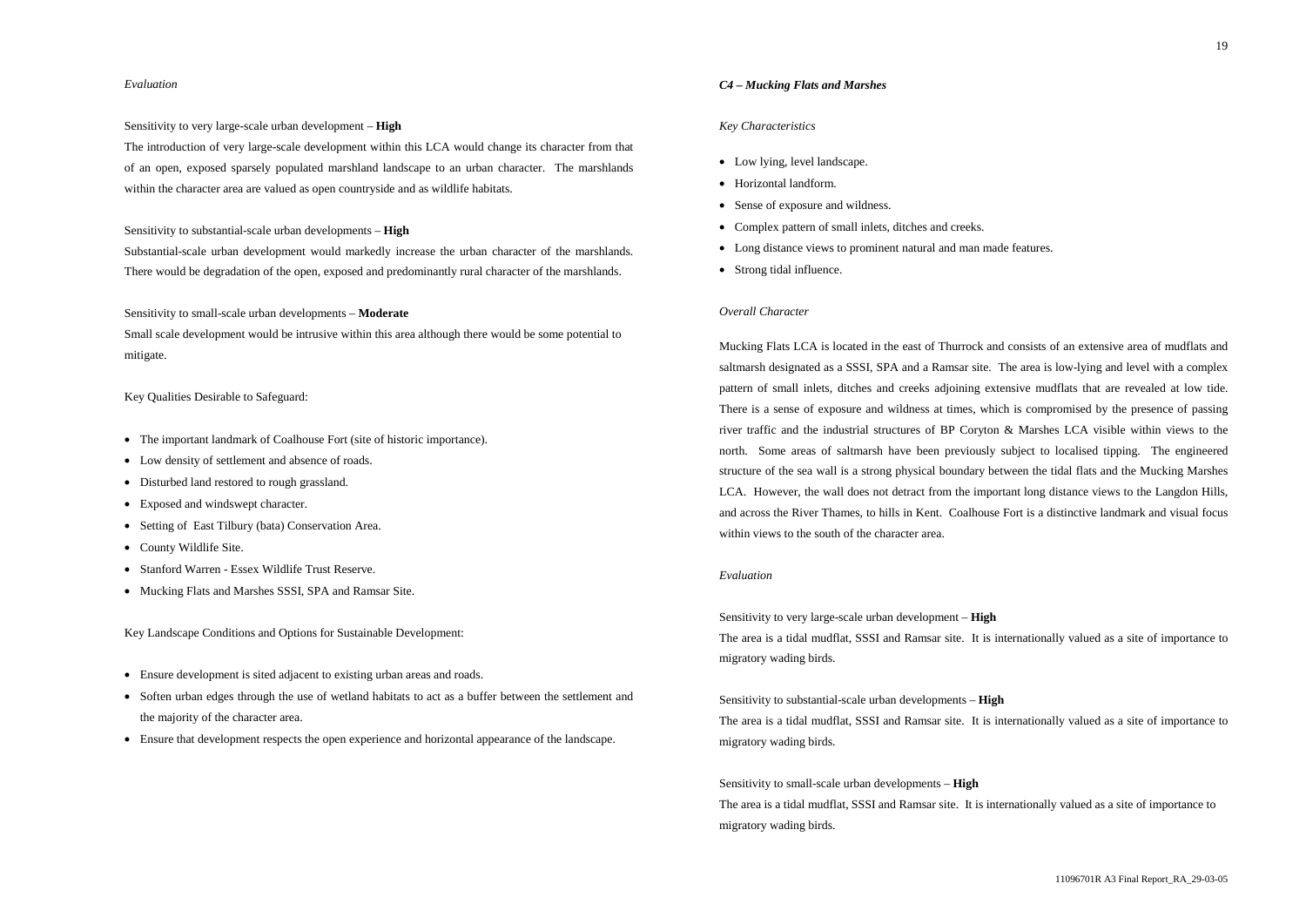*Evaluation*

Sensitivity to very large-scale urban development – **High**
The introduction of very large-scale development within this LCA would change its character from that of an open, exposed sparsely populated marshland landscape to an urban character. The marshlands within the character area are valued as open countryside and as wildlife habitats.

Sensitivity to substantial-scale urban developments – **High**
Substantial-scale urban development would markedly increase the urban character of the marshlands. There would be degradation of the open, exposed and predominantly rural character of the marshlands.

Sensitivity to small-scale urban developments – **Moderate**
Small scale development would be intrusive within this area although there would be some potential to mitigate.

Key Qualities Desirable to Safeguard:

- The important landmark of Coalhouse Fort (site of historic importance).
- Low density of settlement and absence of roads.
- Disturbed land restored to rough grassland.
- Exposed and windswept character.
- Setting of East Tilbury (bata) Conservation Area.
- County Wildlife Site.
- Stanford Warren - Essex Wildlife Trust Reserve.
- Mucking Flats and Marshes SSSI, SPA and Ramsar Site.

Key Landscape Conditions and Options for Sustainable Development:

- Ensure development is sited adjacent to existing urban areas and roads.
- Soften urban edges through the use of wetland habitats to act as a buffer between the settlement and the majority of the character area.
- Ensure that development respects the open experience and horizontal appearance of the landscape.

***C4 – Mucking Flats and Marshes***

*Key Characteristics*

- Low lying, level landscape.
- Horizontal landform.
- Sense of exposure and wildness.
- Complex pattern of small inlets, ditches and creeks.
- Long distance views to prominent natural and man made features.
- Strong tidal influence.

*Overall Character*

Mucking Flats LCA is located in the east of Thurrock and consists of an extensive area of mudflats and saltmarsh designated as a SSSI, SPA and a Ramsar site. The area is low-lying and level with a complex pattern of small inlets, ditches and creeks adjoining extensive mudflats that are revealed at low tide. There is a sense of exposure and wildness at times, which is compromised by the presence of passing river traffic and the industrial structures of BP Coryton & Marshes LCA visible within views to the north. Some areas of saltmarsh have been previously subject to localised tipping. The engineered structure of the sea wall is a strong physical boundary between the tidal flats and the Mucking Marshes LCA. However, the wall does not detract from the important long distance views to the Langdon Hills, and across the River Thames, to hills in Kent. Coalhouse Fort is a distinctive landmark and visual focus within views to the south of the character area.

*Evaluation*

Sensitivity to very large-scale urban development – **High**
The area is a tidal mudflat, SSSI and Ramsar site. It is internationally valued as a site of importance to migratory wading birds.

Sensitivity to substantial-scale urban developments – **High**
The area is a tidal mudflat, SSSI and Ramsar site. It is internationally valued as a site of importance to migratory wading birds.

Sensitivity to small-scale urban developments – **High**
The area is a tidal mudflat, SSSI and Ramsar site. It is internationally valued as a site of importance to migratory wading birds.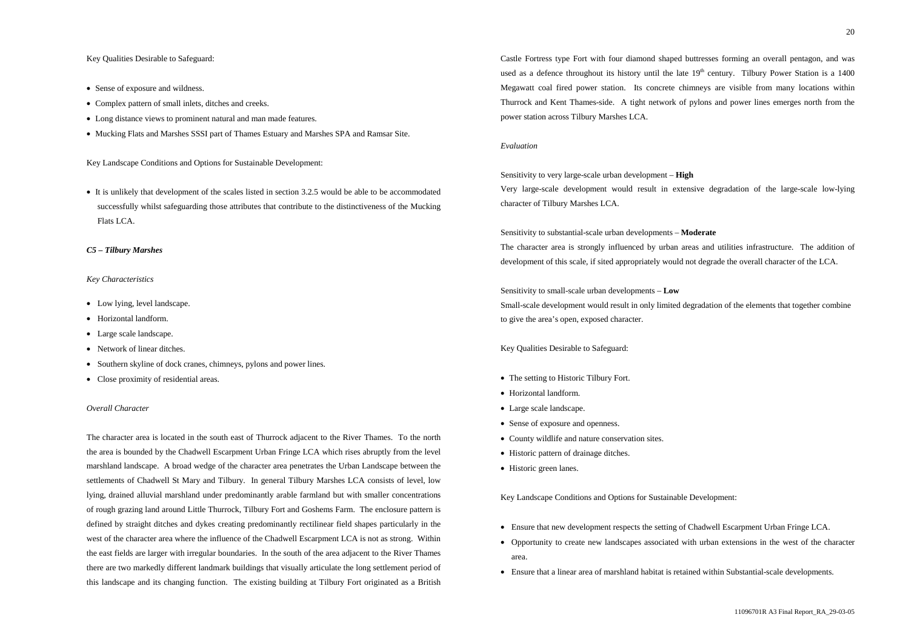Key Qualities Desirable to Safeguard:

- Sense of exposure and wildness.
- Complex pattern of small inlets, ditches and creeks.
- Long distance views to prominent natural and man made features.
- Mucking Flats and Marshes SSSI part of Thames Estuary and Marshes SPA and Ramsar Site.

Key Landscape Conditions and Options for Sustainable Development:

- It is unlikely that development of the scales listed in section 3.2.5 would be able to be accommodated successfully whilst safeguarding those attributes that contribute to the distinctiveness of the Mucking Flats LCA.

***C5 – Tilbury Marshes***

*Key Characteristics*

- Low lying, level landscape.
- Horizontal landform.
- Large scale landscape.
- Network of linear ditches.
- Southern skyline of dock cranes, chimneys, pylons and power lines.
- Close proximity of residential areas.

*Overall Character*

The character area is located in the south east of Thurrock adjacent to the River Thames. To the north the area is bounded by the Chadwell Escarpment Urban Fringe LCA which rises abruptly from the level marshland landscape. A broad wedge of the character area penetrates the Urban Landscape between the settlements of Chadwell St Mary and Tilbury. In general Tilbury Marshes LCA consists of level, low lying, drained alluvial marshland under predominantly arable farmland but with smaller concentrations of rough grazing land around Little Thurrock, Tilbury Fort and Goshems Farm. The enclosure pattern is defined by straight ditches and dykes creating predominantly rectilinear field shapes particularly in the west of the character area where the influence of the Chadwell Escarpment LCA is not as strong. Within the east fields are larger with irregular boundaries. In the south of the area adjacent to the River Thames there are two markedly different landmark buildings that visually articulate the long settlement period of this landscape and its changing function. The existing building at Tilbury Fort originated as a British Castle Fortress type Fort with four diamond shaped buttresses forming an overall pentagon, and was used as a defence throughout its history until the late 19th century. Tilbury Power Station is a 1400 Megawatt coal fired power station. Its concrete chimneys are visible from many locations within Thurrock and Kent Thames-side. A tight network of pylons and power lines emerges north from the power station across Tilbury Marshes LCA.

*Evaluation*

Sensitivity to very large-scale urban development – **High**
Very large-scale development would result in extensive degradation of the large-scale low-lying character of Tilbury Marshes LCA.

Sensitivity to substantial-scale urban developments – **Moderate**
The character area is strongly influenced by urban areas and utilities infrastructure. The addition of development of this scale, if sited appropriately would not degrade the overall character of the LCA.

Sensitivity to small-scale urban developments – **Low**
Small-scale development would result in only limited degradation of the elements that together combine to give the area's open, exposed character.

Key Qualities Desirable to Safeguard:

- The setting to Historic Tilbury Fort.
- Horizontal landform.
- Large scale landscape.
- Sense of exposure and openness.
- County wildlife and nature conservation sites.
- Historic pattern of drainage ditches.
- Historic green lanes.

Key Landscape Conditions and Options for Sustainable Development:

- Ensure that new development respects the setting of Chadwell Escarpment Urban Fringe LCA.
- Opportunity to create new landscapes associated with urban extensions in the west of the character area.
- Ensure that a linear area of marshland habitat is retained within Substantial-scale developments.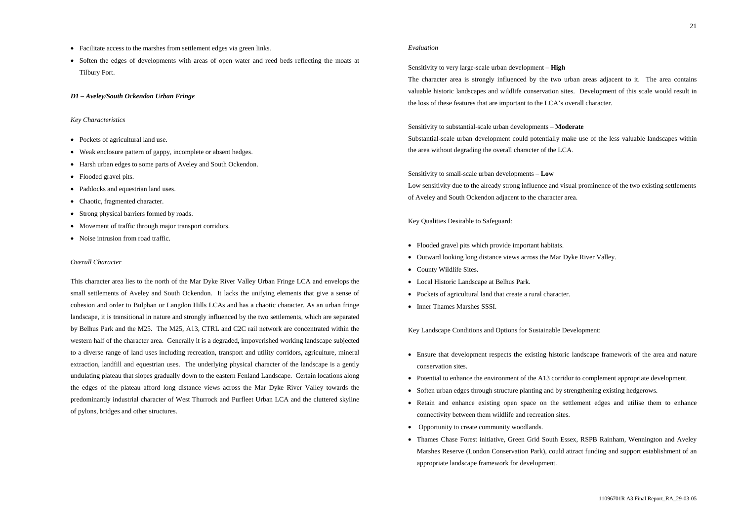- Facilitate access to the marshes from settlement edges via green links.
- Soften the edges of developments with areas of open water and reed beds reflecting the moats at Tilbury Fort.

### *D1 – Aveley/South Ockendon Urban Fringe*

*Key Characteristics*

- Pockets of agricultural land use.
- Weak enclosure pattern of gappy, incomplete or absent hedges.
- Harsh urban edges to some parts of Aveley and South Ockendon.
- Flooded gravel pits.
- Paddocks and equestrian land uses.
- Chaotic, fragmented character.
- Strong physical barriers formed by roads.
- Movement of traffic through major transport corridors.
- Noise intrusion from road traffic.

*Overall Character*

This character area lies to the north of the Mar Dyke River Valley Urban Fringe LCA and envelops the small settlements of Aveley and South Ockendon. It lacks the unifying elements that give a sense of cohesion and order to Bulphan or Langdon Hills LCAs and has a chaotic character. As an urban fringe landscape, it is transitional in nature and strongly influenced by the two settlements, which are separated by Belhus Park and the M25. The M25, A13, CTRL and C2C rail network are concentrated within the western half of the character area. Generally it is a degraded, impoverished working landscape subjected to a diverse range of land uses including recreation, transport and utility corridors, agriculture, mineral extraction, landfill and equestrian uses. The underlying physical character of the landscape is a gently undulating plateau that slopes gradually down to the eastern Fenland Landscape. Certain locations along the edges of the plateau afford long distance views across the Mar Dyke River Valley towards the predominantly industrial character of West Thurrock and Purfleet Urban LCA and the cluttered skyline of pylons, bridges and other structures.

*Evaluation*

Sensitivity to very large-scale urban development – **High**

The character area is strongly influenced by the two urban areas adjacent to it. The area contains valuable historic landscapes and wildlife conservation sites. Development of this scale would result in the loss of these features that are important to the LCA's overall character.

Sensitivity to substantial-scale urban developments – **Moderate**

Substantial-scale urban development could potentially make use of the less valuable landscapes within the area without degrading the overall character of the LCA.

Sensitivity to small-scale urban developments – **Low**

Low sensitivity due to the already strong influence and visual prominence of the two existing settlements of Aveley and South Ockendon adjacent to the character area.

Key Qualities Desirable to Safeguard:

- Flooded gravel pits which provide important habitats.
- Outward looking long distance views across the Mar Dyke River Valley.
- County Wildlife Sites.
- Local Historic Landscape at Belhus Park.
- Pockets of agricultural land that create a rural character.
- Inner Thames Marshes SSSI.

Key Landscape Conditions and Options for Sustainable Development:

- Ensure that development respects the existing historic landscape framework of the area and nature conservation sites.
- Potential to enhance the environment of the A13 corridor to complement appropriate development.
- Soften urban edges through structure planting and by strengthening existing hedgerows.
- Retain and enhance existing open space on the settlement edges and utilise them to enhance connectivity between them wildlife and recreation sites.
- Opportunity to create community woodlands.
- Thames Chase Forest initiative, Green Grid South Essex, RSPB Rainham, Wennington and Aveley Marshes Reserve (London Conservation Park), could attract funding and support establishment of an appropriate landscape framework for development.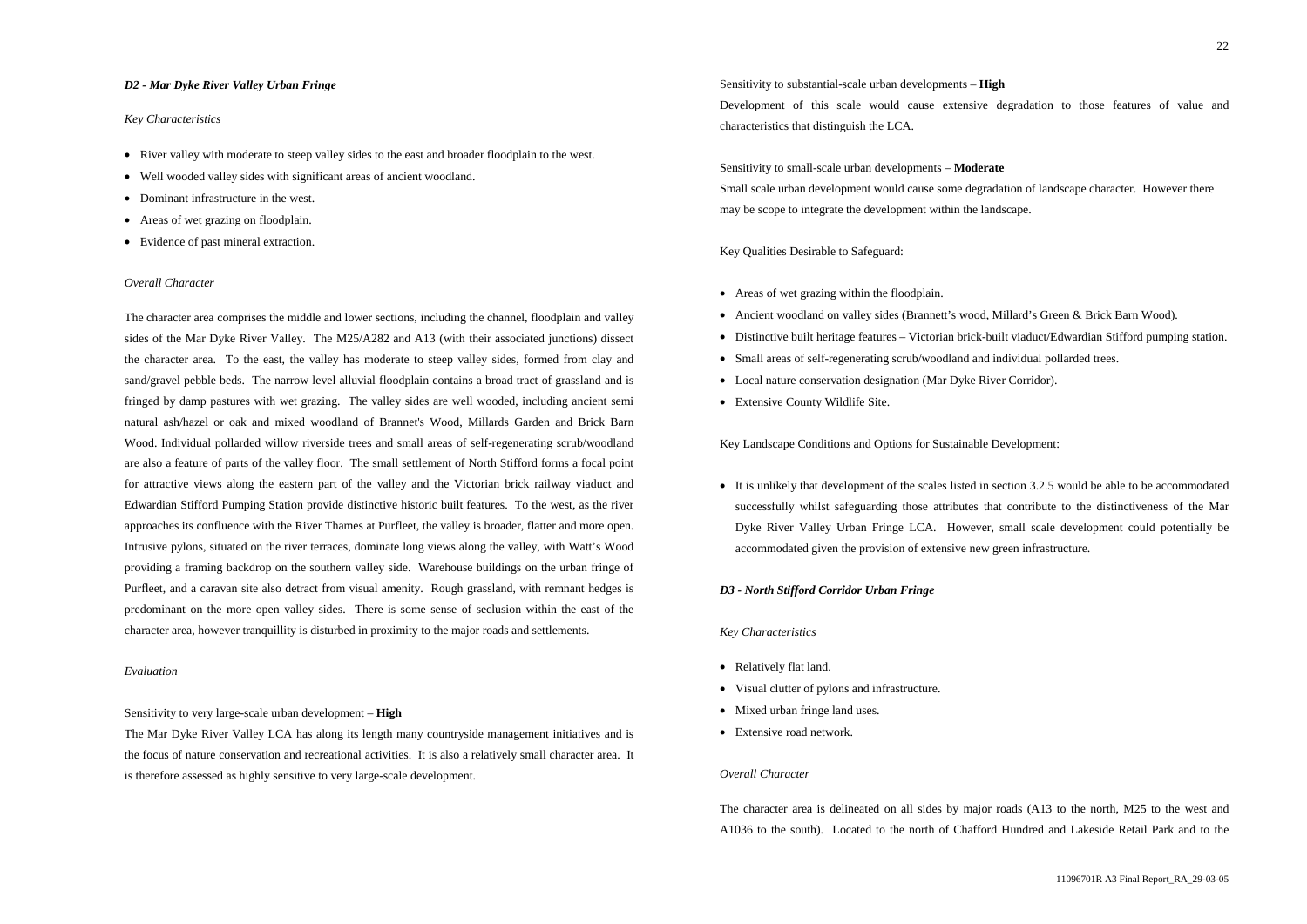***D2 - Mar Dyke River Valley Urban Fringe***

*Key Characteristics*

- River valley with moderate to steep valley sides to the east and broader floodplain to the west.
- Well wooded valley sides with significant areas of ancient woodland.
- Dominant infrastructure in the west.
- Areas of wet grazing on floodplain.
- Evidence of past mineral extraction.

*Overall Character*

The character area comprises the middle and lower sections, including the channel, floodplain and valley sides of the Mar Dyke River Valley. The M25/A282 and A13 (with their associated junctions) dissect the character area. To the east, the valley has moderate to steep valley sides, formed from clay and sand/gravel pebble beds. The narrow level alluvial floodplain contains a broad tract of grassland and is fringed by damp pastures with wet grazing. The valley sides are well wooded, including ancient semi natural ash/hazel or oak and mixed woodland of Brannet's Wood, Millards Garden and Brick Barn Wood. Individual pollarded willow riverside trees and small areas of self-regenerating scrub/woodland are also a feature of parts of the valley floor. The small settlement of North Stifford forms a focal point for attractive views along the eastern part of the valley and the Victorian brick railway viaduct and Edwardian Stifford Pumping Station provide distinctive historic built features. To the west, as the river approaches its confluence with the River Thames at Purfleet, the valley is broader, flatter and more open. Intrusive pylons, situated on the river terraces, dominate long views along the valley, with Watt's Wood providing a framing backdrop on the southern valley side. Warehouse buildings on the urban fringe of Purfleet, and a caravan site also detract from visual amenity. Rough grassland, with remnant hedges is predominant on the more open valley sides. There is some sense of seclusion within the east of the character area, however tranquillity is disturbed in proximity to the major roads and settlements.

*Evaluation*

Sensitivity to very large-scale urban development – **High**

The Mar Dyke River Valley LCA has along its length many countryside management initiatives and is the focus of nature conservation and recreational activities. It is also a relatively small character area. It is therefore assessed as highly sensitive to very large-scale development.

Sensitivity to substantial-scale urban developments – **High**

Development of this scale would cause extensive degradation to those features of value and characteristics that distinguish the LCA.

Sensitivity to small-scale urban developments – **Moderate**

Small scale urban development would cause some degradation of landscape character. However there may be scope to integrate the development within the landscape.

Key Qualities Desirable to Safeguard:

- Areas of wet grazing within the floodplain.
- Ancient woodland on valley sides (Brannett's wood, Millard's Green & Brick Barn Wood).
- Distinctive built heritage features – Victorian brick-built viaduct/Edwardian Stifford pumping station.
- Small areas of self-regenerating scrub/woodland and individual pollarded trees.
- Local nature conservation designation (Mar Dyke River Corridor).
- Extensive County Wildlife Site.

Key Landscape Conditions and Options for Sustainable Development:

- It is unlikely that development of the scales listed in section 3.2.5 would be able to be accommodated successfully whilst safeguarding those attributes that contribute to the distinctiveness of the Mar Dyke River Valley Urban Fringe LCA. However, small scale development could potentially be accommodated given the provision of extensive new green infrastructure.

***D3 - North Stifford Corridor Urban Fringe***

*Key Characteristics*

- Relatively flat land.
- Visual clutter of pylons and infrastructure.
- Mixed urban fringe land uses.
- Extensive road network.

*Overall Character*

The character area is delineated on all sides by major roads (A13 to the north, M25 to the west and A1036 to the south). Located to the north of Chafford Hundred and Lakeside Retail Park and to the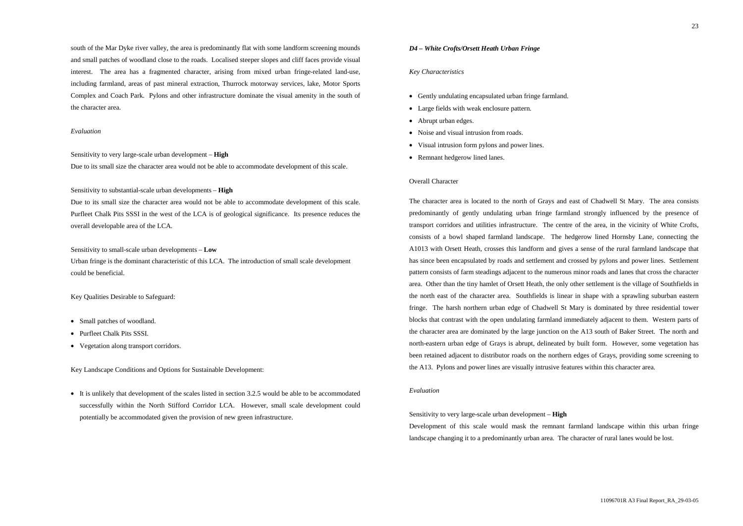south of the Mar Dyke river valley, the area is predominantly flat with some landform screening mounds and small patches of woodland close to the roads. Localised steeper slopes and cliff faces provide visual interest. The area has a fragmented character, arising from mixed urban fringe-related land-use, including farmland, areas of past mineral extraction, Thurrock motorway services, lake, Motor Sports Complex and Coach Park. Pylons and other infrastructure dominate the visual amenity in the south of the character area.

*Evaluation*

Sensitivity to very large-scale urban development – **High**
Due to its small size the character area would not be able to accommodate development of this scale.

Sensitivity to substantial-scale urban developments – **High**
Due to its small size the character area would not be able to accommodate development of this scale. Purfleet Chalk Pits SSSI in the west of the LCA is of geological significance. Its presence reduces the overall developable area of the LCA.

Sensitivity to small-scale urban developments – **Low**
Urban fringe is the dominant characteristic of this LCA. The introduction of small scale development could be beneficial.

Key Qualities Desirable to Safeguard:

- Small patches of woodland.
- Purfleet Chalk Pits SSSI.
- Vegetation along transport corridors.

Key Landscape Conditions and Options for Sustainable Development:

- It is unlikely that development of the scales listed in section 3.2.5 would be able to be accommodated successfully within the North Stifford Corridor LCA. However, small scale development could potentially be accommodated given the provision of new green infrastructure.

***D4 – White Crofts/Orsett Heath Urban Fringe***

*Key Characteristics*

- Gently undulating encapsulated urban fringe farmland.
- Large fields with weak enclosure pattern.
- Abrupt urban edges.
- Noise and visual intrusion from roads.
- Visual intrusion form pylons and power lines.
- Remnant hedgerow lined lanes.

Overall Character

The character area is located to the north of Grays and east of Chadwell St Mary. The area consists predominantly of gently undulating urban fringe farmland strongly influenced by the presence of transport corridors and utilities infrastructure. The centre of the area, in the vicinity of White Crofts, consists of a bowl shaped farmland landscape. The hedgerow lined Hornsby Lane, connecting the A1013 with Orsett Heath, crosses this landform and gives a sense of the rural farmland landscape that has since been encapsulated by roads and settlement and crossed by pylons and power lines. Settlement pattern consists of farm steadings adjacent to the numerous minor roads and lanes that cross the character area. Other than the tiny hamlet of Orsett Heath, the only other settlement is the village of Southfields in the north east of the character area. Southfields is linear in shape with a sprawling suburban eastern fringe. The harsh northern urban edge of Chadwell St Mary is dominated by three residential tower blocks that contrast with the open undulating farmland immediately adjacent to them. Western parts of the character area are dominated by the large junction on the A13 south of Baker Street. The north and north-eastern urban edge of Grays is abrupt, delineated by built form. However, some vegetation has been retained adjacent to distributor roads on the northern edges of Grays, providing some screening to the A13. Pylons and power lines are visually intrusive features within this character area.

*Evaluation*

Sensitivity to very large-scale urban development – **High**
Development of this scale would mask the remnant farmland landscape within this urban fringe landscape changing it to a predominantly urban area. The character of rural lanes would be lost.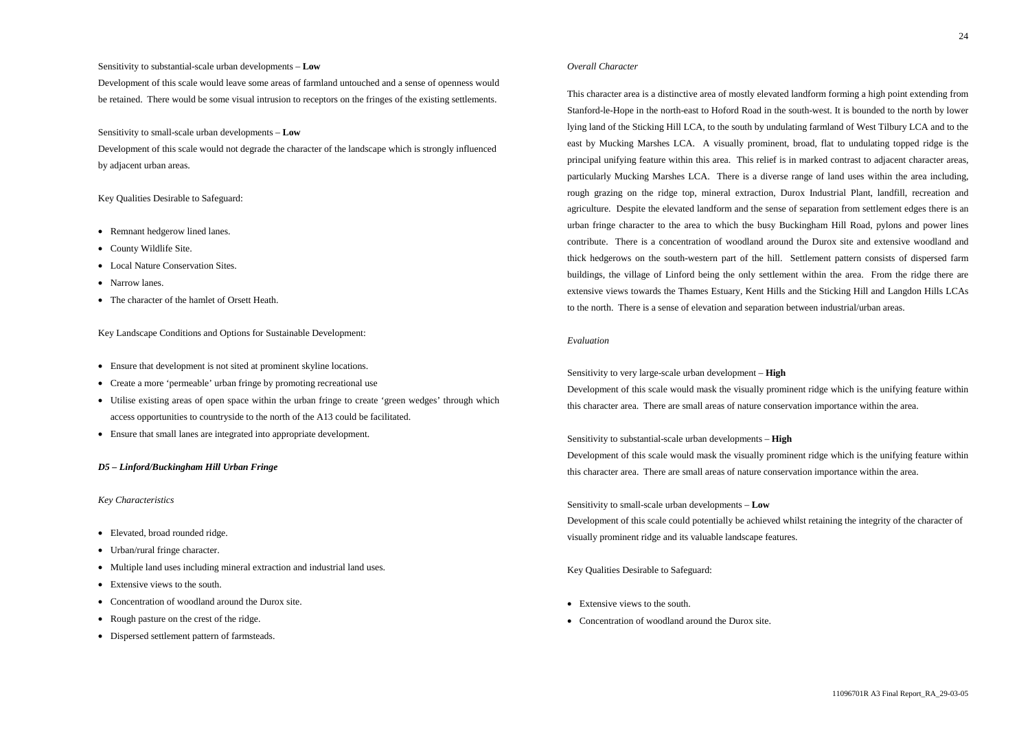Sensitivity to substantial-scale urban developments – **Low**

Development of this scale would leave some areas of farmland untouched and a sense of openness would be retained. There would be some visual intrusion to receptors on the fringes of the existing settlements.

Sensitivity to small-scale urban developments – **Low**

Development of this scale would not degrade the character of the landscape which is strongly influenced by adjacent urban areas.

Key Qualities Desirable to Safeguard:

- Remnant hedgerow lined lanes.
- County Wildlife Site.
- Local Nature Conservation Sites.
- Narrow lanes.
- The character of the hamlet of Orsett Heath.

Key Landscape Conditions and Options for Sustainable Development:

- Ensure that development is not sited at prominent skyline locations.
- Create a more 'permeable' urban fringe by promoting recreational use
- Utilise existing areas of open space within the urban fringe to create 'green wedges' through which access opportunities to countryside to the north of the A13 could be facilitated.
- Ensure that small lanes are integrated into appropriate development.

***D5 – Linford/Buckingham Hill Urban Fringe***

*Key Characteristics*

- Elevated, broad rounded ridge.
- Urban/rural fringe character.
- Multiple land uses including mineral extraction and industrial land uses.
- Extensive views to the south.
- Concentration of woodland around the Durox site.
- Rough pasture on the crest of the ridge.
- Dispersed settlement pattern of farmsteads.

*Overall Character*

This character area is a distinctive area of mostly elevated landform forming a high point extending from Stanford-le-Hope in the north-east to Hoford Road in the south-west. It is bounded to the north by lower lying land of the Sticking Hill LCA, to the south by undulating farmland of West Tilbury LCA and to the east by Mucking Marshes LCA. A visually prominent, broad, flat to undulating topped ridge is the principal unifying feature within this area. This relief is in marked contrast to adjacent character areas, particularly Mucking Marshes LCA. There is a diverse range of land uses within the area including, rough grazing on the ridge top, mineral extraction, Durox Industrial Plant, landfill, recreation and agriculture. Despite the elevated landform and the sense of separation from settlement edges there is an urban fringe character to the area to which the busy Buckingham Hill Road, pylons and power lines contribute. There is a concentration of woodland around the Durox site and extensive woodland and thick hedgerows on the south-western part of the hill. Settlement pattern consists of dispersed farm buildings, the village of Linford being the only settlement within the area. From the ridge there are extensive views towards the Thames Estuary, Kent Hills and the Sticking Hill and Langdon Hills LCAs to the north. There is a sense of elevation and separation between industrial/urban areas.

*Evaluation*

Sensitivity to very large-scale urban development – **High**

Development of this scale would mask the visually prominent ridge which is the unifying feature within this character area. There are small areas of nature conservation importance within the area.

Sensitivity to substantial-scale urban developments – **High**

Development of this scale would mask the visually prominent ridge which is the unifying feature within this character area. There are small areas of nature conservation importance within the area.

Sensitivity to small-scale urban developments – **Low**

Development of this scale could potentially be achieved whilst retaining the integrity of the character of visually prominent ridge and its valuable landscape features.

Key Qualities Desirable to Safeguard:

- Extensive views to the south.
- Concentration of woodland around the Durox site.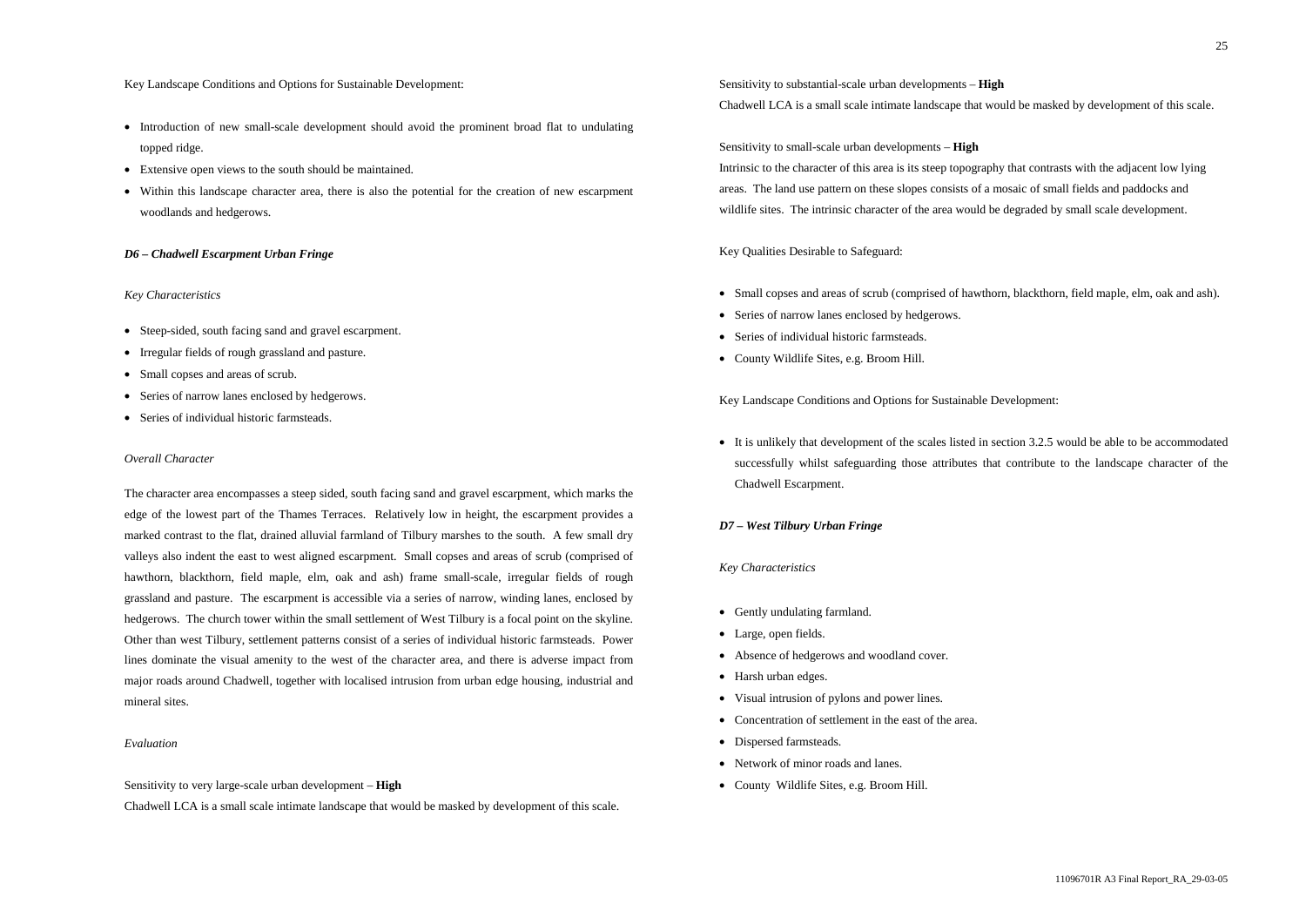Key Landscape Conditions and Options for Sustainable Development:

- Introduction of new small-scale development should avoid the prominent broad flat to undulating topped ridge.
- Extensive open views to the south should be maintained.
- Within this landscape character area, there is also the potential for the creation of new escarpment woodlands and hedgerows.

### *D6 – Chadwell Escarpment Urban Fringe*

*Key Characteristics*

- Steep-sided, south facing sand and gravel escarpment.
- Irregular fields of rough grassland and pasture.
- Small copses and areas of scrub.
- Series of narrow lanes enclosed by hedgerows.
- Series of individual historic farmsteads.

*Overall Character*

The character area encompasses a steep sided, south facing sand and gravel escarpment, which marks the edge of the lowest part of the Thames Terraces. Relatively low in height, the escarpment provides a marked contrast to the flat, drained alluvial farmland of Tilbury marshes to the south. A few small dry valleys also indent the east to west aligned escarpment. Small copses and areas of scrub (comprised of hawthorn, blackthorn, field maple, elm, oak and ash) frame small-scale, irregular fields of rough grassland and pasture. The escarpment is accessible via a series of narrow, winding lanes, enclosed by hedgerows. The church tower within the small settlement of West Tilbury is a focal point on the skyline. Other than west Tilbury, settlement patterns consist of a series of individual historic farmsteads. Power lines dominate the visual amenity to the west of the character area, and there is adverse impact from major roads around Chadwell, together with localised intrusion from urban edge housing, industrial and mineral sites.

*Evaluation*

Sensitivity to very large-scale urban development – **High**
Chadwell LCA is a small scale intimate landscape that would be masked by development of this scale.

Sensitivity to substantial-scale urban developments – **High**
Chadwell LCA is a small scale intimate landscape that would be masked by development of this scale.

Sensitivity to small-scale urban developments – **High**
Intrinsic to the character of this area is its steep topography that contrasts with the adjacent low lying areas. The land use pattern on these slopes consists of a mosaic of small fields and paddocks and wildlife sites. The intrinsic character of the area would be degraded by small scale development.

Key Qualities Desirable to Safeguard:

- Small copses and areas of scrub (comprised of hawthorn, blackthorn, field maple, elm, oak and ash).
- Series of narrow lanes enclosed by hedgerows.
- Series of individual historic farmsteads.
- County Wildlife Sites, e.g. Broom Hill.

Key Landscape Conditions and Options for Sustainable Development:

- It is unlikely that development of the scales listed in section 3.2.5 would be able to be accommodated successfully whilst safeguarding those attributes that contribute to the landscape character of the Chadwell Escarpment.

### *D7 – West Tilbury Urban Fringe*

*Key Characteristics*

- Gently undulating farmland.
- Large, open fields.
- Absence of hedgerows and woodland cover.
- Harsh urban edges.
- Visual intrusion of pylons and power lines.
- Concentration of settlement in the east of the area.
- Dispersed farmsteads.
- Network of minor roads and lanes.
- County Wildlife Sites, e.g. Broom Hill.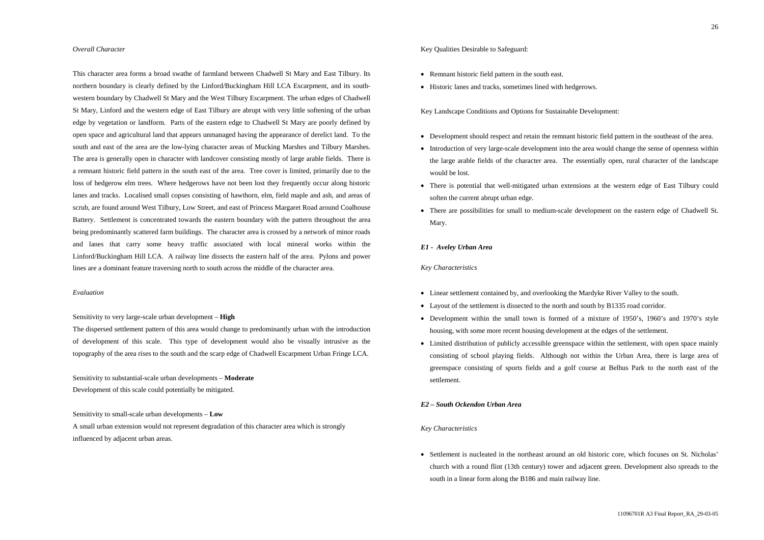*Overall Character*

This character area forms a broad swathe of farmland between Chadwell St Mary and East Tilbury. Its northern boundary is clearly defined by the Linford/Buckingham Hill LCA Escarpment, and its south-western boundary by Chadwell St Mary and the West Tilbury Escarpment. The urban edges of Chadwell St Mary, Linford and the western edge of East Tilbury are abrupt with very little softening of the urban edge by vegetation or landform. Parts of the eastern edge to Chadwell St Mary are poorly defined by open space and agricultural land that appears unmanaged having the appearance of derelict land. To the south and east of the area are the low-lying character areas of Mucking Marshes and Tilbury Marshes. The area is generally open in character with landcover consisting mostly of large arable fields. There is a remnant historic field pattern in the south east of the area. Tree cover is limited, primarily due to the loss of hedgerow elm trees. Where hedgerows have not been lost they frequently occur along historic lanes and tracks. Localised small copses consisting of hawthorn, elm, field maple and ash, and areas of scrub, are found around West Tilbury, Low Street, and east of Princess Margaret Road around Coalhouse Battery. Settlement is concentrated towards the eastern boundary with the pattern throughout the area being predominantly scattered farm buildings. The character area is crossed by a network of minor roads and lanes that carry some heavy traffic associated with local mineral works within the Linford/Buckingham Hill LCA. A railway line dissects the eastern half of the area. Pylons and power lines are a dominant feature traversing north to south across the middle of the character area.

*Evaluation*

Sensitivity to very large-scale urban development – **High**

The dispersed settlement pattern of this area would change to predominantly urban with the introduction of development of this scale. This type of development would also be visually intrusive as the topography of the area rises to the south and the scarp edge of Chadwell Escarpment Urban Fringe LCA.

Sensitivity to substantial-scale urban developments – **Moderate**

Development of this scale could potentially be mitigated.

Sensitivity to small-scale urban developments – **Low**

A small urban extension would not represent degradation of this character area which is strongly influenced by adjacent urban areas.

Key Qualities Desirable to Safeguard:

- Remnant historic field pattern in the south east.
- Historic lanes and tracks, sometimes lined with hedgerows.

Key Landscape Conditions and Options for Sustainable Development:

- Development should respect and retain the remnant historic field pattern in the southeast of the area.
- Introduction of very large-scale development into the area would change the sense of openness within the large arable fields of the character area. The essentially open, rural character of the landscape would be lost.
- There is potential that well-mitigated urban extensions at the western edge of East Tilbury could soften the current abrupt urban edge.
- There are possibilities for small to medium-scale development on the eastern edge of Chadwell St. Mary.

***E1 - Aveley Urban Area***

*Key Characteristics*

- Linear settlement contained by, and overlooking the Mardyke River Valley to the south.
- Layout of the settlement is dissected to the north and south by B1335 road corridor.
- Development within the small town is formed of a mixture of 1950's, 1960's and 1970's style housing, with some more recent housing development at the edges of the settlement.
- Limited distribution of publicly accessible greenspace within the settlement, with open space mainly consisting of school playing fields. Although not within the Urban Area, there is large area of greenspace consisting of sports fields and a golf course at Belhus Park to the north east of the settlement.

***E2 – South Ockendon Urban Area***

*Key Characteristics*

- Settlement is nucleated in the northeast around an old historic core, which focuses on St. Nicholas' church with a round flint (13th century) tower and adjacent green. Development also spreads to the south in a linear form along the B186 and main railway line.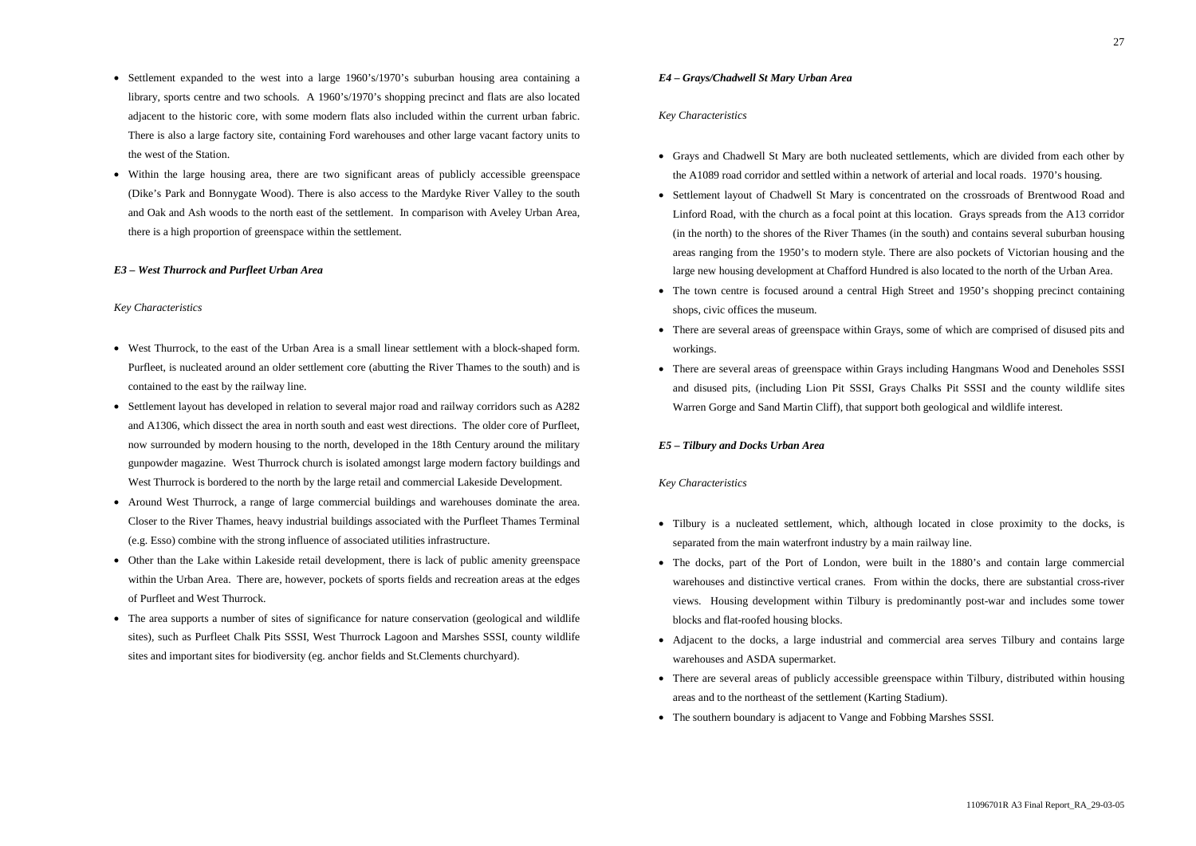- Settlement expanded to the west into a large 1960's/1970's suburban housing area containing a library, sports centre and two schools. A 1960's/1970's shopping precinct and flats are also located adjacent to the historic core, with some modern flats also included within the current urban fabric. There is also a large factory site, containing Ford warehouses and other large vacant factory units to the west of the Station.
- Within the large housing area, there are two significant areas of publicly accessible greenspace (Dike's Park and Bonnygate Wood). There is also access to the Mardyke River Valley to the south and Oak and Ash woods to the north east of the settlement. In comparison with Aveley Urban Area, there is a high proportion of greenspace within the settlement.

***E3 – West Thurrock and Purfleet Urban Area***

*Key Characteristics*

- West Thurrock, to the east of the Urban Area is a small linear settlement with a block-shaped form. Purfleet, is nucleated around an older settlement core (abutting the River Thames to the south) and is contained to the east by the railway line.
- Settlement layout has developed in relation to several major road and railway corridors such as A282 and A1306, which dissect the area in north south and east west directions. The older core of Purfleet, now surrounded by modern housing to the north, developed in the 18th Century around the military gunpowder magazine. West Thurrock church is isolated amongst large modern factory buildings and West Thurrock is bordered to the north by the large retail and commercial Lakeside Development.
- Around West Thurrock, a range of large commercial buildings and warehouses dominate the area. Closer to the River Thames, heavy industrial buildings associated with the Purfleet Thames Terminal (e.g. Esso) combine with the strong influence of associated utilities infrastructure.
- Other than the Lake within Lakeside retail development, there is lack of public amenity greenspace within the Urban Area. There are, however, pockets of sports fields and recreation areas at the edges of Purfleet and West Thurrock.
- The area supports a number of sites of significance for nature conservation (geological and wildlife sites), such as Purfleet Chalk Pits SSSI, West Thurrock Lagoon and Marshes SSSI, county wildlife sites and important sites for biodiversity (eg. anchor fields and St.Clements churchyard).

***E4 – Grays/Chadwell St Mary Urban Area***

*Key Characteristics*

- Grays and Chadwell St Mary are both nucleated settlements, which are divided from each other by the A1089 road corridor and settled within a network of arterial and local roads. 1970's housing.
- Settlement layout of Chadwell St Mary is concentrated on the crossroads of Brentwood Road and Linford Road, with the church as a focal point at this location. Grays spreads from the A13 corridor (in the north) to the shores of the River Thames (in the south) and contains several suburban housing areas ranging from the 1950's to modern style. There are also pockets of Victorian housing and the large new housing development at Chafford Hundred is also located to the north of the Urban Area.
- The town centre is focused around a central High Street and 1950's shopping precinct containing shops, civic offices the museum.
- There are several areas of greenspace within Grays, some of which are comprised of disused pits and workings.
- There are several areas of greenspace within Grays including Hangmans Wood and Deneholes SSSI and disused pits, (including Lion Pit SSSI, Grays Chalks Pit SSSI and the county wildlife sites Warren Gorge and Sand Martin Cliff), that support both geological and wildlife interest.

***E5 – Tilbury and Docks Urban Area***

*Key Characteristics*

- Tilbury is a nucleated settlement, which, although located in close proximity to the docks, is separated from the main waterfront industry by a main railway line.
- The docks, part of the Port of London, were built in the 1880's and contain large commercial warehouses and distinctive vertical cranes. From within the docks, there are substantial cross-river views. Housing development within Tilbury is predominantly post-war and includes some tower blocks and flat-roofed housing blocks.
- Adjacent to the docks, a large industrial and commercial area serves Tilbury and contains large warehouses and ASDA supermarket.
- There are several areas of publicly accessible greenspace within Tilbury, distributed within housing areas and to the northeast of the settlement (Karting Stadium).
- The southern boundary is adjacent to Vange and Fobbing Marshes SSSI.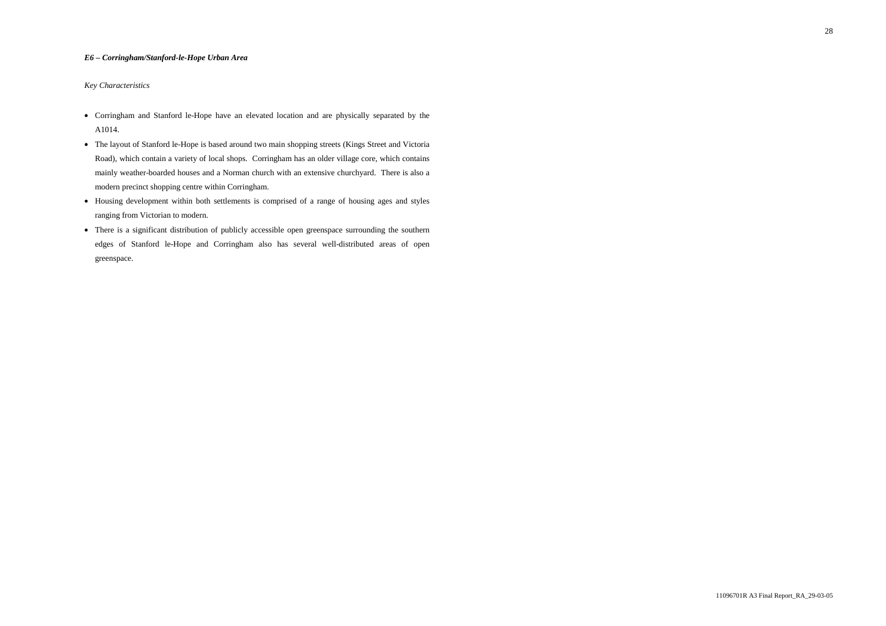***E6 – Corringham/Stanford-le-Hope Urban Area***

*Key Characteristics*

- Corringham and Stanford le-Hope have an elevated location and are physically separated by the A1014.
- The layout of Stanford le-Hope is based around two main shopping streets (Kings Street and Victoria Road), which contain a variety of local shops. Corringham has an older village core, which contains mainly weather-boarded houses and a Norman church with an extensive churchyard. There is also a modern precinct shopping centre within Corringham.
- Housing development within both settlements is comprised of a range of housing ages and styles ranging from Victorian to modern.
- There is a significant distribution of publicly accessible open greenspace surrounding the southern edges of Stanford le-Hope and Corringham also has several well-distributed areas of open greenspace.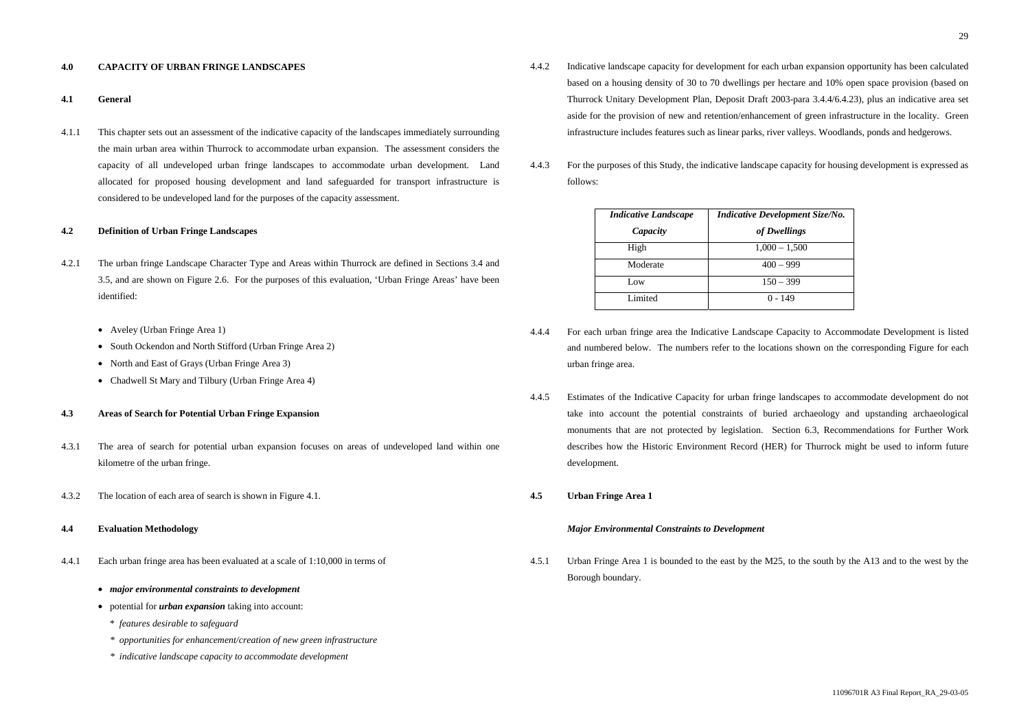## 4.0 CAPACITY OF URBAN FRINGE LANDSCAPES

### 4.1 General

4.1.1 This chapter sets out an assessment of the indicative capacity of the landscapes immediately surrounding the main urban area within Thurrock to accommodate urban expansion. The assessment considers the capacity of all undeveloped urban fringe landscapes to accommodate urban development. Land allocated for proposed housing development and land safeguarded for transport infrastructure is considered to be undeveloped land for the purposes of the capacity assessment.

### 4.2 Definition of Urban Fringe Landscapes

4.2.1 The urban fringe Landscape Character Type and Areas within Thurrock are defined in Sections 3.4 and 3.5, and are shown on Figure 2.6. For the purposes of this evaluation, 'Urban Fringe Areas' have been identified:

- Aveley (Urban Fringe Area 1)
- South Ockendon and North Stifford (Urban Fringe Area 2)
- North and East of Grays (Urban Fringe Area 3)
- Chadwell St Mary and Tilbury (Urban Fringe Area 4)

### 4.3 Areas of Search for Potential Urban Fringe Expansion

4.3.1 The area of search for potential urban expansion focuses on areas of undeveloped land within one kilometre of the urban fringe.

4.3.2 The location of each area of search is shown in Figure 4.1.

### 4.4 Evaluation Methodology

4.4.1 Each urban fringe area has been evaluated at a scale of 1:10,000 in terms of

- ***major environmental constraints to development***
- potential for ***urban expansion*** taking into account:
  - \* *features desirable to safeguard*
  - \* *opportunities for enhancement/creation of new green infrastructure*
  - \* *indicative landscape capacity to accommodate development*

4.4.2 Indicative landscape capacity for development for each urban expansion opportunity has been calculated based on a housing density of 30 to 70 dwellings per hectare and 10% open space provision (based on Thurrock Unitary Development Plan, Deposit Draft 2003-para 3.4.4/6.4.23), plus an indicative area set aside for the provision of new and retention/enhancement of green infrastructure in the locality. Green infrastructure includes features such as linear parks, river valleys. Woodlands, ponds and hedgerows.

4.4.3 For the purposes of this Study, the indicative landscape capacity for housing development is expressed as follows:

| *Indicative Landscape Capacity* | *Indicative Development Size/No. of Dwellings* |
|---|---|
| High | 1,000 – 1,500 |
| Moderate | 400 – 999 |
| Low | 150 – 399 |
| Limited | 0 - 149 |

4.4.4 For each urban fringe area the Indicative Landscape Capacity to Accommodate Development is listed and numbered below. The numbers refer to the locations shown on the corresponding Figure for each urban fringe area.

4.4.5 Estimates of the Indicative Capacity for urban fringe landscapes to accommodate development do not take into account the potential constraints of buried archaeology and upstanding archaeological monuments that are not protected by legislation. Section 6.3, Recommendations for Further Work describes how the Historic Environment Record (HER) for Thurrock might be used to inform future development.

### 4.5 Urban Fringe Area 1

#### *Major Environmental Constraints to Development*

4.5.1 Urban Fringe Area 1 is bounded to the east by the M25, to the south by the A13 and to the west by the Borough boundary.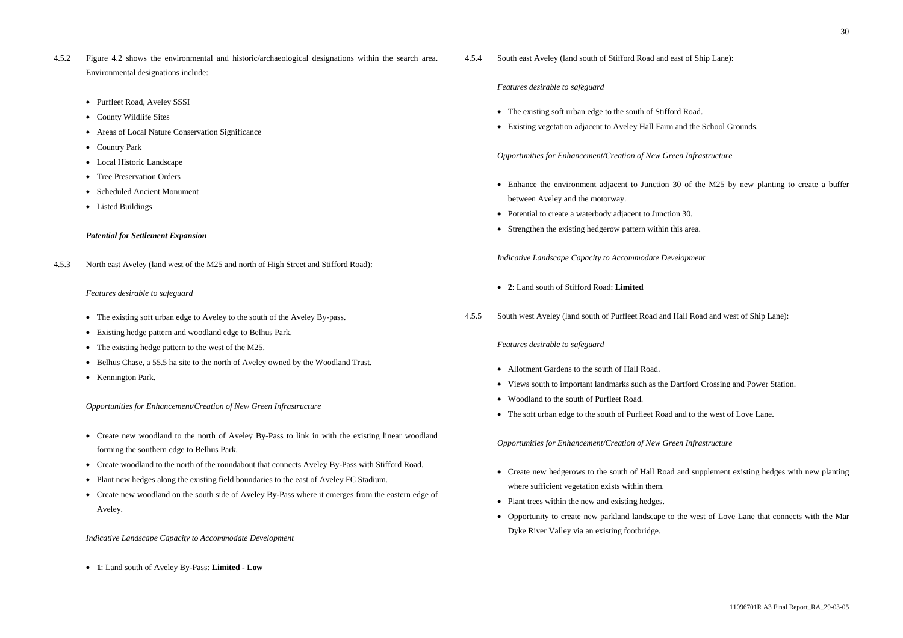4.5.2 Figure 4.2 shows the environmental and historic/archaeological designations within the search area. Environmental designations include:

- Purfleet Road, Aveley SSSI
- County Wildlife Sites
- Areas of Local Nature Conservation Significance
- Country Park
- Local Historic Landscape
- Tree Preservation Orders
- Scheduled Ancient Monument
- Listed Buildings

***Potential for Settlement Expansion***

4.5.3 North east Aveley (land west of the M25 and north of High Street and Stifford Road):

*Features desirable to safeguard*

- The existing soft urban edge to Aveley to the south of the Aveley By-pass.
- Existing hedge pattern and woodland edge to Belhus Park.
- The existing hedge pattern to the west of the M25.
- Belhus Chase, a 55.5 ha site to the north of Aveley owned by the Woodland Trust.
- Kennington Park.

*Opportunities for Enhancement/Creation of New Green Infrastructure*

- Create new woodland to the north of Aveley By-Pass to link in with the existing linear woodland forming the southern edge to Belhus Park.
- Create woodland to the north of the roundabout that connects Aveley By-Pass with Stifford Road.
- Plant new hedges along the existing field boundaries to the east of Aveley FC Stadium.
- Create new woodland on the south side of Aveley By-Pass where it emerges from the eastern edge of Aveley.

*Indicative Landscape Capacity to Accommodate Development*

- **1**: Land south of Aveley By-Pass: **Limited - Low**

4.5.4 South east Aveley (land south of Stifford Road and east of Ship Lane):

*Features desirable to safeguard*

- The existing soft urban edge to the south of Stifford Road.
- Existing vegetation adjacent to Aveley Hall Farm and the School Grounds.

*Opportunities for Enhancement/Creation of New Green Infrastructure*

- Enhance the environment adjacent to Junction 30 of the M25 by new planting to create a buffer between Aveley and the motorway.
- Potential to create a waterbody adjacent to Junction 30.
- Strengthen the existing hedgerow pattern within this area.

*Indicative Landscape Capacity to Accommodate Development*

- **2**: Land south of Stifford Road: **Limited**

4.5.5 South west Aveley (land south of Purfleet Road and Hall Road and west of Ship Lane):

*Features desirable to safeguard*

- Allotment Gardens to the south of Hall Road.
- Views south to important landmarks such as the Dartford Crossing and Power Station.
- Woodland to the south of Purfleet Road.
- The soft urban edge to the south of Purfleet Road and to the west of Love Lane.

*Opportunities for Enhancement/Creation of New Green Infrastructure*

- Create new hedgerows to the south of Hall Road and supplement existing hedges with new planting where sufficient vegetation exists within them.
- Plant trees within the new and existing hedges.
- Opportunity to create new parkland landscape to the west of Love Lane that connects with the Mar Dyke River Valley via an existing footbridge.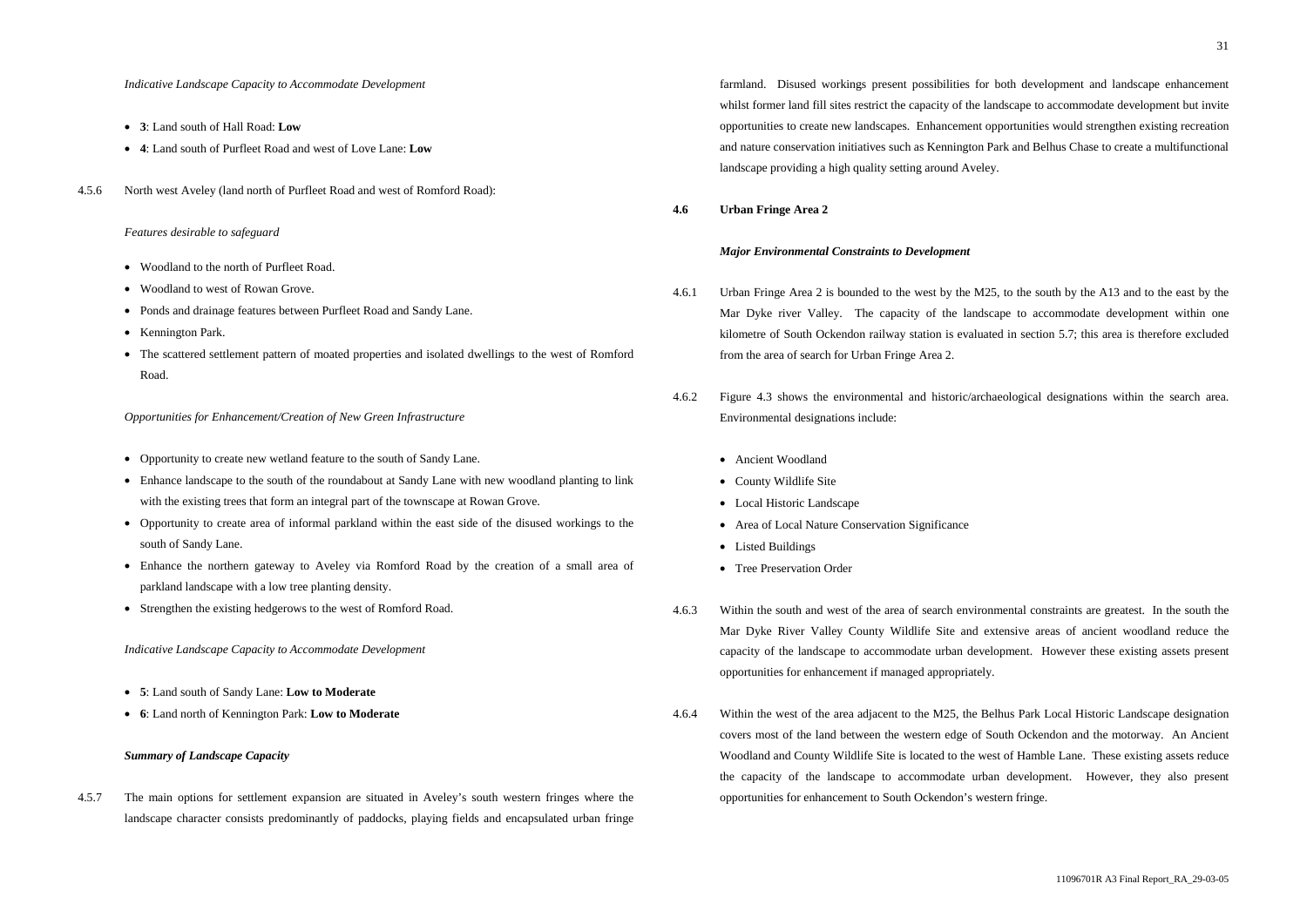*Indicative Landscape Capacity to Accommodate Development*

- **3**: Land south of Hall Road: **Low**
- **4**: Land south of Purfleet Road and west of Love Lane: **Low**

4.5.6 North west Aveley (land north of Purfleet Road and west of Romford Road):

*Features desirable to safeguard*

- Woodland to the north of Purfleet Road.
- Woodland to west of Rowan Grove.
- Ponds and drainage features between Purfleet Road and Sandy Lane.
- Kennington Park.
- The scattered settlement pattern of moated properties and isolated dwellings to the west of Romford Road.

*Opportunities for Enhancement/Creation of New Green Infrastructure*

- Opportunity to create new wetland feature to the south of Sandy Lane.
- Enhance landscape to the south of the roundabout at Sandy Lane with new woodland planting to link with the existing trees that form an integral part of the townscape at Rowan Grove.
- Opportunity to create area of informal parkland within the east side of the disused workings to the south of Sandy Lane.
- Enhance the northern gateway to Aveley via Romford Road by the creation of a small area of parkland landscape with a low tree planting density.
- Strengthen the existing hedgerows to the west of Romford Road.

*Indicative Landscape Capacity to Accommodate Development*

- **5**: Land south of Sandy Lane: **Low to Moderate**
- **6**: Land north of Kennington Park: **Low to Moderate**

***Summary of Landscape Capacity***

4.5.7 The main options for settlement expansion are situated in Aveley's south western fringes where the landscape character consists predominantly of paddocks, playing fields and encapsulated urban fringe farmland. Disused workings present possibilities for both development and landscape enhancement whilst former land fill sites restrict the capacity of the landscape to accommodate development but invite opportunities to create new landscapes. Enhancement opportunities would strengthen existing recreation and nature conservation initiatives such as Kennington Park and Belhus Chase to create a multifunctional landscape providing a high quality setting around Aveley.

## 4.6 Urban Fringe Area 2

***Major Environmental Constraints to Development***

4.6.1 Urban Fringe Area 2 is bounded to the west by the M25, to the south by the A13 and to the east by the Mar Dyke river Valley. The capacity of the landscape to accommodate development within one kilometre of South Ockendon railway station is evaluated in section 5.7; this area is therefore excluded from the area of search for Urban Fringe Area 2.

4.6.2 Figure 4.3 shows the environmental and historic/archaeological designations within the search area. Environmental designations include:

- Ancient Woodland
- County Wildlife Site
- Local Historic Landscape
- Area of Local Nature Conservation Significance
- Listed Buildings
- Tree Preservation Order

4.6.3 Within the south and west of the area of search environmental constraints are greatest. In the south the Mar Dyke River Valley County Wildlife Site and extensive areas of ancient woodland reduce the capacity of the landscape to accommodate urban development. However these existing assets present opportunities for enhancement if managed appropriately.

4.6.4 Within the west of the area adjacent to the M25, the Belhus Park Local Historic Landscape designation covers most of the land between the western edge of South Ockendon and the motorway. An Ancient Woodland and County Wildlife Site is located to the west of Hamble Lane. These existing assets reduce the capacity of the landscape to accommodate urban development. However, they also present opportunities for enhancement to South Ockendon's western fringe.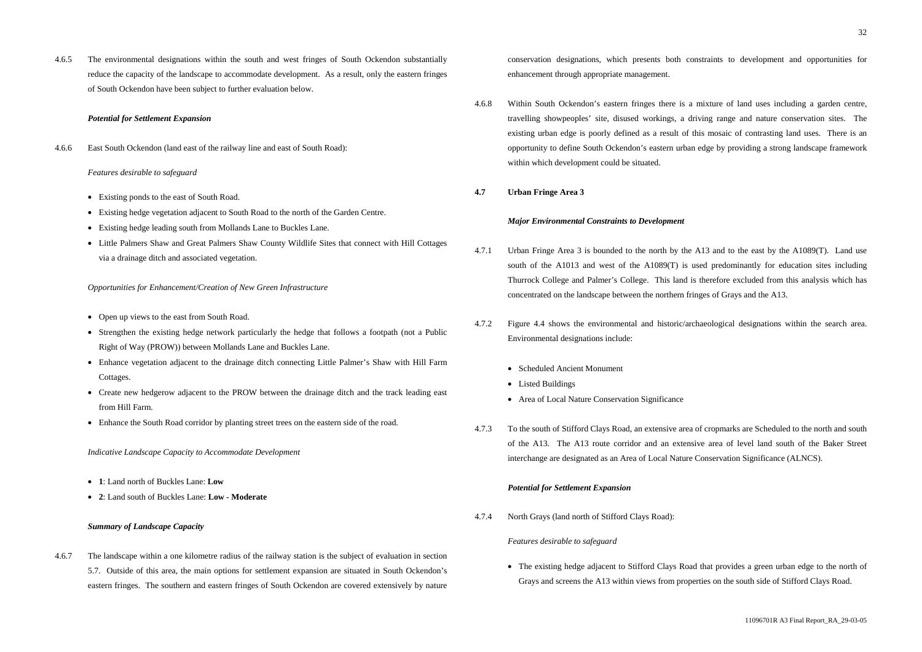4.6.5 The environmental designations within the south and west fringes of South Ockendon substantially reduce the capacity of the landscape to accommodate development. As a result, only the eastern fringes of South Ockendon have been subject to further evaluation below.

***Potential for Settlement Expansion***

4.6.6 East South Ockendon (land east of the railway line and east of South Road):

*Features desirable to safeguard*

- Existing ponds to the east of South Road.
- Existing hedge vegetation adjacent to South Road to the north of the Garden Centre.
- Existing hedge leading south from Mollands Lane to Buckles Lane.
- Little Palmers Shaw and Great Palmers Shaw County Wildlife Sites that connect with Hill Cottages via a drainage ditch and associated vegetation.

*Opportunities for Enhancement/Creation of New Green Infrastructure*

- Open up views to the east from South Road.
- Strengthen the existing hedge network particularly the hedge that follows a footpath (not a Public Right of Way (PROW)) between Mollands Lane and Buckles Lane.
- Enhance vegetation adjacent to the drainage ditch connecting Little Palmer's Shaw with Hill Farm Cottages.
- Create new hedgerow adjacent to the PROW between the drainage ditch and the track leading east from Hill Farm.
- Enhance the South Road corridor by planting street trees on the eastern side of the road.

*Indicative Landscape Capacity to Accommodate Development*

- **1**: Land north of Buckles Lane: **Low**
- **2**: Land south of Buckles Lane: **Low - Moderate**

***Summary of Landscape Capacity***

4.6.7 The landscape within a one kilometre radius of the railway station is the subject of evaluation in section 5.7. Outside of this area, the main options for settlement expansion are situated in South Ockendon's eastern fringes. The southern and eastern fringes of South Ockendon are covered extensively by nature conservation designations, which presents both constraints to development and opportunities for enhancement through appropriate management.

4.6.8 Within South Ockendon's eastern fringes there is a mixture of land uses including a garden centre, travelling showpeoples' site, disused workings, a driving range and nature conservation sites. The existing urban edge is poorly defined as a result of this mosaic of contrasting land uses. There is an opportunity to define South Ockendon's eastern urban edge by providing a strong landscape framework within which development could be situated.

**4.7 Urban Fringe Area 3**

***Major Environmental Constraints to Development***

4.7.1 Urban Fringe Area 3 is bounded to the north by the A13 and to the east by the A1089(T). Land use south of the A1013 and west of the A1089(T) is used predominantly for education sites including Thurrock College and Palmer's College. This land is therefore excluded from this analysis which has concentrated on the landscape between the northern fringes of Grays and the A13.

4.7.2 Figure 4.4 shows the environmental and historic/archaeological designations within the search area. Environmental designations include:

- Scheduled Ancient Monument
- Listed Buildings
- Area of Local Nature Conservation Significance

4.7.3 To the south of Stifford Clays Road, an extensive area of cropmarks are Scheduled to the north and south of the A13. The A13 route corridor and an extensive area of level land south of the Baker Street interchange are designated as an Area of Local Nature Conservation Significance (ALNCS).

***Potential for Settlement Expansion***

4.7.4 North Grays (land north of Stifford Clays Road):

*Features desirable to safeguard*

- The existing hedge adjacent to Stifford Clays Road that provides a green urban edge to the north of Grays and screens the A13 within views from properties on the south side of Stifford Clays Road.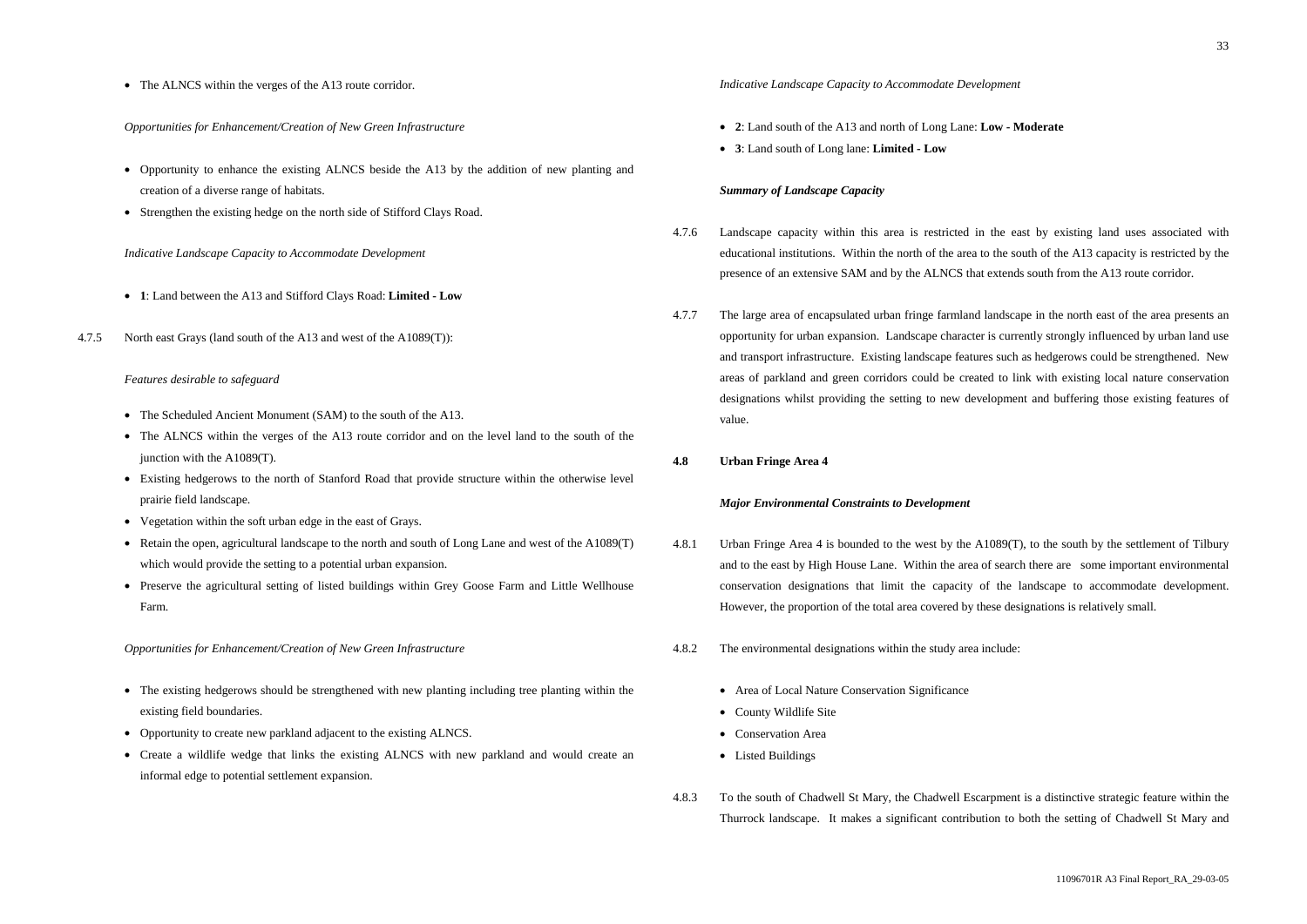- The ALNCS within the verges of the A13 route corridor.

*Opportunities for Enhancement/Creation of New Green Infrastructure*

- Opportunity to enhance the existing ALNCS beside the A13 by the addition of new planting and creation of a diverse range of habitats.
- Strengthen the existing hedge on the north side of Stifford Clays Road.

*Indicative Landscape Capacity to Accommodate Development*

- **1**: Land between the A13 and Stifford Clays Road: **Limited - Low**

4.7.5 North east Grays (land south of the A13 and west of the A1089(T)):

*Features desirable to safeguard*

- The Scheduled Ancient Monument (SAM) to the south of the A13.
- The ALNCS within the verges of the A13 route corridor and on the level land to the south of the junction with the A1089(T).
- Existing hedgerows to the north of Stanford Road that provide structure within the otherwise level prairie field landscape.
- Vegetation within the soft urban edge in the east of Grays.
- Retain the open, agricultural landscape to the north and south of Long Lane and west of the A1089(T) which would provide the setting to a potential urban expansion.
- Preserve the agricultural setting of listed buildings within Grey Goose Farm and Little Wellhouse Farm.

*Opportunities for Enhancement/Creation of New Green Infrastructure*

- The existing hedgerows should be strengthened with new planting including tree planting within the existing field boundaries.
- Opportunity to create new parkland adjacent to the existing ALNCS.
- Create a wildlife wedge that links the existing ALNCS with new parkland and would create an informal edge to potential settlement expansion.

*Indicative Landscape Capacity to Accommodate Development*

- **2**: Land south of the A13 and north of Long Lane: **Low - Moderate**
- **3**: Land south of Long lane: **Limited - Low**

***Summary of Landscape Capacity***

4.7.6 Landscape capacity within this area is restricted in the east by existing land uses associated with educational institutions. Within the north of the area to the south of the A13 capacity is restricted by the presence of an extensive SAM and by the ALNCS that extends south from the A13 route corridor.

4.7.7 The large area of encapsulated urban fringe farmland landscape in the north east of the area presents an opportunity for urban expansion. Landscape character is currently strongly influenced by urban land use and transport infrastructure. Existing landscape features such as hedgerows could be strengthened. New areas of parkland and green corridors could be created to link with existing local nature conservation designations whilst providing the setting to new development and buffering those existing features of value.

## 4.8 Urban Fringe Area 4

***Major Environmental Constraints to Development***

4.8.1 Urban Fringe Area 4 is bounded to the west by the A1089(T), to the south by the settlement of Tilbury and to the east by High House Lane. Within the area of search there are some important environmental conservation designations that limit the capacity of the landscape to accommodate development. However, the proportion of the total area covered by these designations is relatively small.

4.8.2 The environmental designations within the study area include:

- Area of Local Nature Conservation Significance
- County Wildlife Site
- Conservation Area
- Listed Buildings

4.8.3 To the south of Chadwell St Mary, the Chadwell Escarpment is a distinctive strategic feature within the Thurrock landscape. It makes a significant contribution to both the setting of Chadwell St Mary and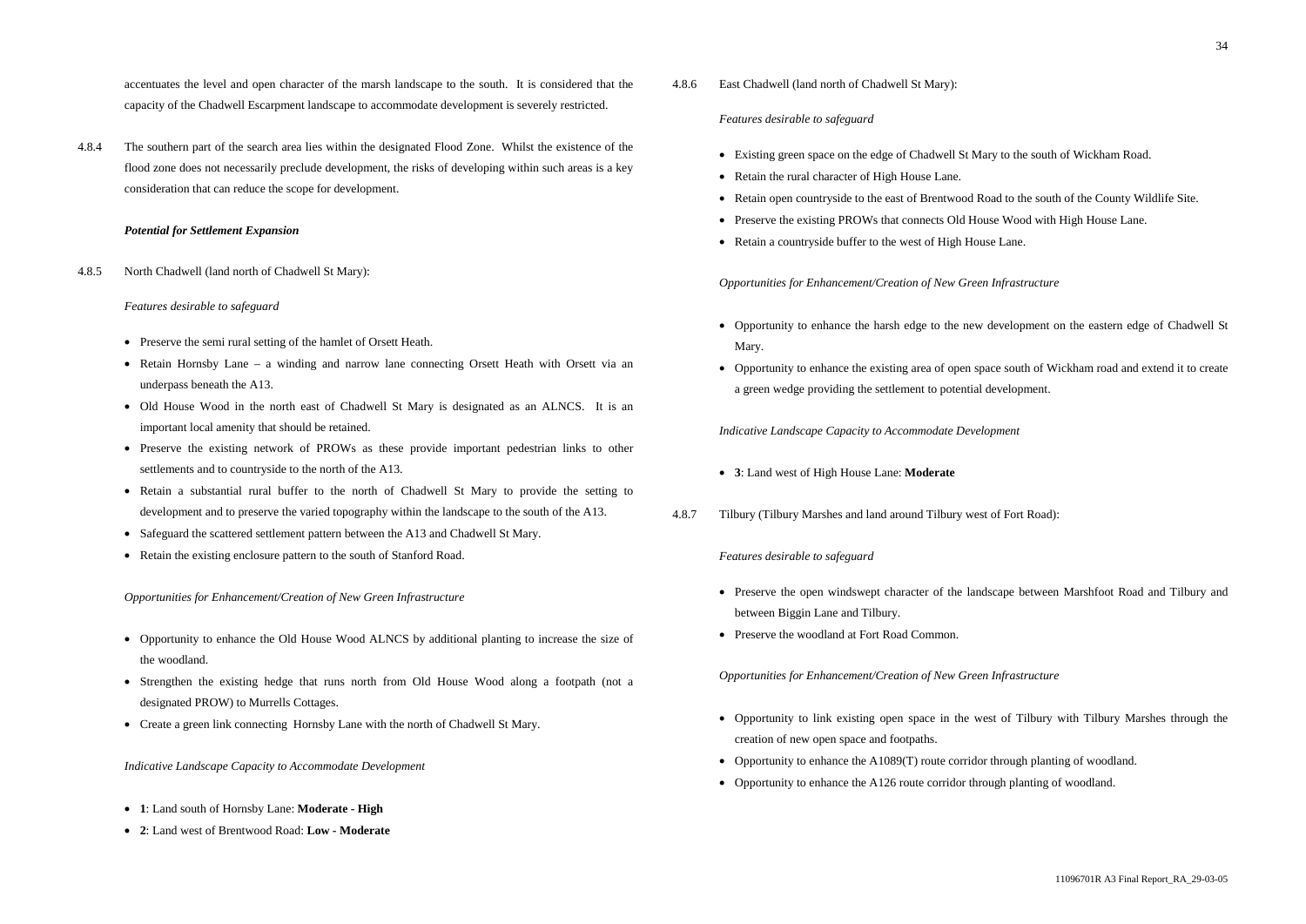accentuates the level and open character of the marsh landscape to the south. It is considered that the capacity of the Chadwell Escarpment landscape to accommodate development is severely restricted.

4.8.4 The southern part of the search area lies within the designated Flood Zone. Whilst the existence of the flood zone does not necessarily preclude development, the risks of developing within such areas is a key consideration that can reduce the scope for development.

***Potential for Settlement Expansion***

4.8.5 North Chadwell (land north of Chadwell St Mary):

*Features desirable to safeguard*

- Preserve the semi rural setting of the hamlet of Orsett Heath.
- Retain Hornsby Lane – a winding and narrow lane connecting Orsett Heath with Orsett via an underpass beneath the A13.
- Old House Wood in the north east of Chadwell St Mary is designated as an ALNCS. It is an important local amenity that should be retained.
- Preserve the existing network of PROWs as these provide important pedestrian links to other settlements and to countryside to the north of the A13.
- Retain a substantial rural buffer to the north of Chadwell St Mary to provide the setting to development and to preserve the varied topography within the landscape to the south of the A13.
- Safeguard the scattered settlement pattern between the A13 and Chadwell St Mary.
- Retain the existing enclosure pattern to the south of Stanford Road.

*Opportunities for Enhancement/Creation of New Green Infrastructure*

- Opportunity to enhance the Old House Wood ALNCS by additional planting to increase the size of the woodland.
- Strengthen the existing hedge that runs north from Old House Wood along a footpath (not a designated PROW) to Murrells Cottages.
- Create a green link connecting Hornsby Lane with the north of Chadwell St Mary.

*Indicative Landscape Capacity to Accommodate Development*

- **1**: Land south of Hornsby Lane: **Moderate - High**
- **2**: Land west of Brentwood Road: **Low - Moderate**

4.8.6 East Chadwell (land north of Chadwell St Mary):

*Features desirable to safeguard*

- Existing green space on the edge of Chadwell St Mary to the south of Wickham Road.
- Retain the rural character of High House Lane.
- Retain open countryside to the east of Brentwood Road to the south of the County Wildlife Site.
- Preserve the existing PROWs that connects Old House Wood with High House Lane.
- Retain a countryside buffer to the west of High House Lane.

*Opportunities for Enhancement/Creation of New Green Infrastructure*

- Opportunity to enhance the harsh edge to the new development on the eastern edge of Chadwell St Mary.
- Opportunity to enhance the existing area of open space south of Wickham road and extend it to create a green wedge providing the settlement to potential development.

*Indicative Landscape Capacity to Accommodate Development*

- **3**: Land west of High House Lane: **Moderate**

4.8.7 Tilbury (Tilbury Marshes and land around Tilbury west of Fort Road):

*Features desirable to safeguard*

- Preserve the open windswept character of the landscape between Marshfoot Road and Tilbury and between Biggin Lane and Tilbury.
- Preserve the woodland at Fort Road Common.

*Opportunities for Enhancement/Creation of New Green Infrastructure*

- Opportunity to link existing open space in the west of Tilbury with Tilbury Marshes through the creation of new open space and footpaths.
- Opportunity to enhance the A1089(T) route corridor through planting of woodland.
- Opportunity to enhance the A126 route corridor through planting of woodland.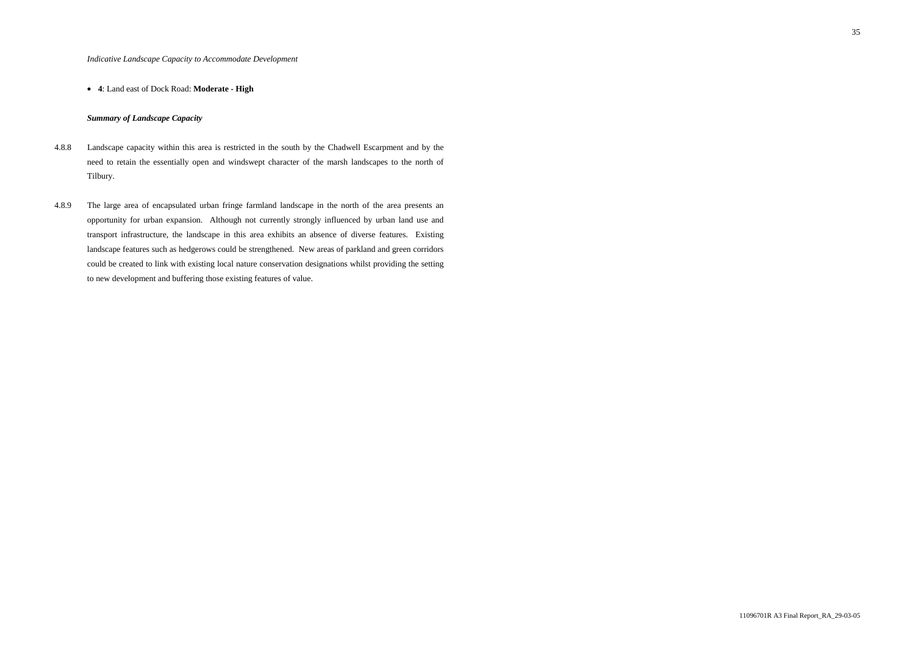*Indicative Landscape Capacity to Accommodate Development*

- **4**: Land east of Dock Road: **Moderate - High**

***Summary of Landscape Capacity***

4.8.8 Landscape capacity within this area is restricted in the south by the Chadwell Escarpment and by the need to retain the essentially open and windswept character of the marsh landscapes to the north of Tilbury.

4.8.9 The large area of encapsulated urban fringe farmland landscape in the north of the area presents an opportunity for urban expansion. Although not currently strongly influenced by urban land use and transport infrastructure, the landscape in this area exhibits an absence of diverse features. Existing landscape features such as hedgerows could be strengthened. New areas of parkland and green corridors could be created to link with existing local nature conservation designations whilst providing the setting to new development and buffering those existing features of value.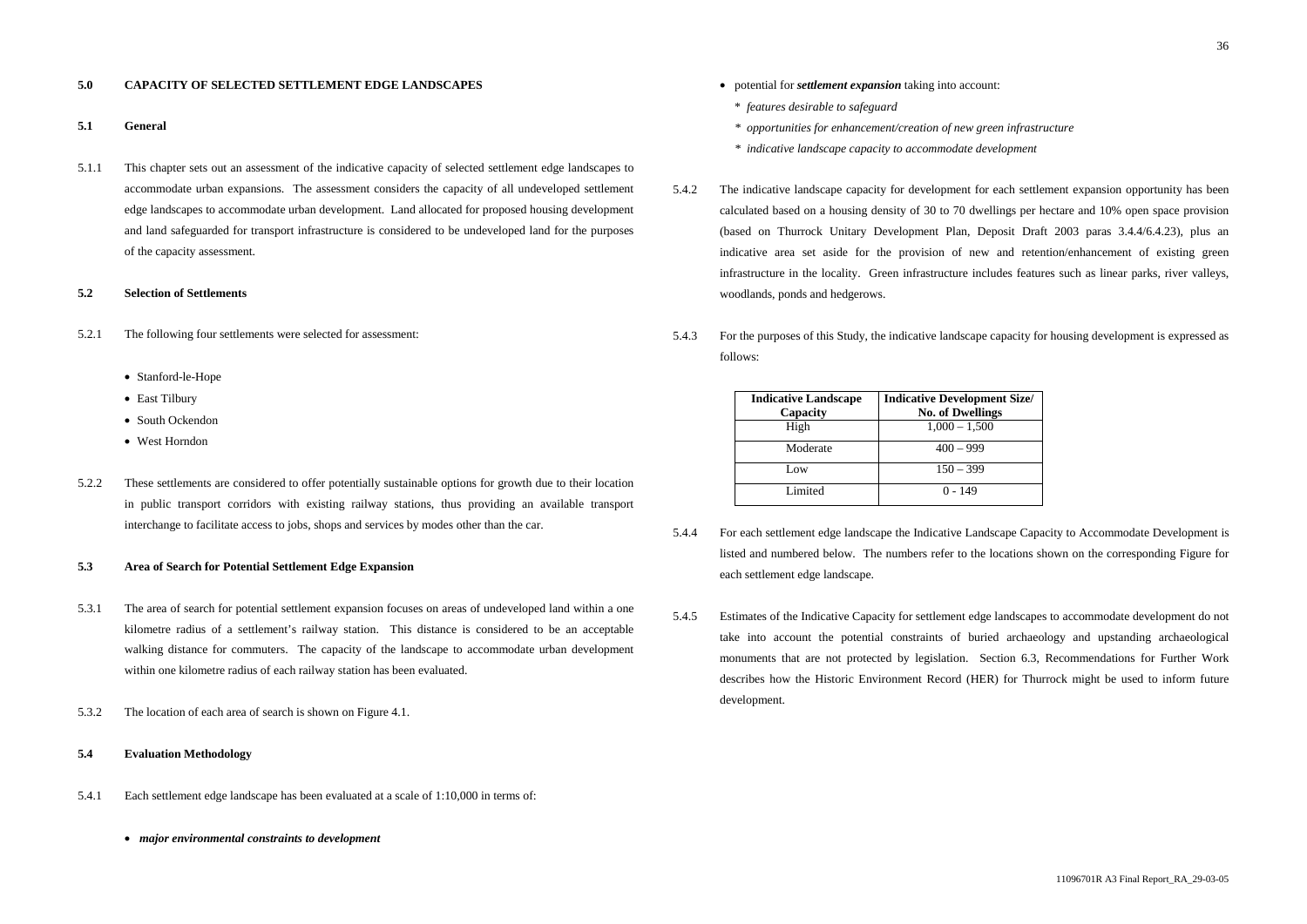## 5.0 CAPACITY OF SELECTED SETTLEMENT EDGE LANDSCAPES

### 5.1 General

5.1.1 This chapter sets out an assessment of the indicative capacity of selected settlement edge landscapes to accommodate urban expansions. The assessment considers the capacity of all undeveloped settlement edge landscapes to accommodate urban development. Land allocated for proposed housing development and land safeguarded for transport infrastructure is considered to be undeveloped land for the purposes of the capacity assessment.

### 5.2 Selection of Settlements

5.2.1 The following four settlements were selected for assessment:

- Stanford-le-Hope
- East Tilbury
- South Ockendon
- West Horndon

5.2.2 These settlements are considered to offer potentially sustainable options for growth due to their location in public transport corridors with existing railway stations, thus providing an available transport interchange to facilitate access to jobs, shops and services by modes other than the car.

### 5.3 Area of Search for Potential Settlement Edge Expansion

5.3.1 The area of search for potential settlement expansion focuses on areas of undeveloped land within a one kilometre radius of a settlement's railway station. This distance is considered to be an acceptable walking distance for commuters. The capacity of the landscape to accommodate urban development within one kilometre radius of each railway station has been evaluated.

5.3.2 The location of each area of search is shown on Figure 4.1.

### 5.4 Evaluation Methodology

5.4.1 Each settlement edge landscape has been evaluated at a scale of 1:10,000 in terms of:

- ***major environmental constraints to development***
- potential for ***settlement expansion*** taking into account:
  - \* *features desirable to safeguard*
  - \* *opportunities for enhancement/creation of new green infrastructure*
  - \* *indicative landscape capacity to accommodate development*

5.4.2 The indicative landscape capacity for development for each settlement expansion opportunity has been calculated based on a housing density of 30 to 70 dwellings per hectare and 10% open space provision (based on Thurrock Unitary Development Plan, Deposit Draft 2003 paras 3.4.4/6.4.23), plus an indicative area set aside for the provision of new and retention/enhancement of existing green infrastructure in the locality. Green infrastructure includes features such as linear parks, river valleys, woodlands, ponds and hedgerows.

5.4.3 For the purposes of this Study, the indicative landscape capacity for housing development is expressed as follows:

| Indicative Landscape Capacity | Indicative Development Size/ No. of Dwellings |
|---|---|
| High | 1,000 – 1,500 |
| Moderate | 400 – 999 |
| Low | 150 – 399 |
| Limited | 0 - 149 |

5.4.4 For each settlement edge landscape the Indicative Landscape Capacity to Accommodate Development is listed and numbered below. The numbers refer to the locations shown on the corresponding Figure for each settlement edge landscape.

5.4.5 Estimates of the Indicative Capacity for settlement edge landscapes to accommodate development do not take into account the potential constraints of buried archaeology and upstanding archaeological monuments that are not protected by legislation. Section 6.3, Recommendations for Further Work describes how the Historic Environment Record (HER) for Thurrock might be used to inform future development.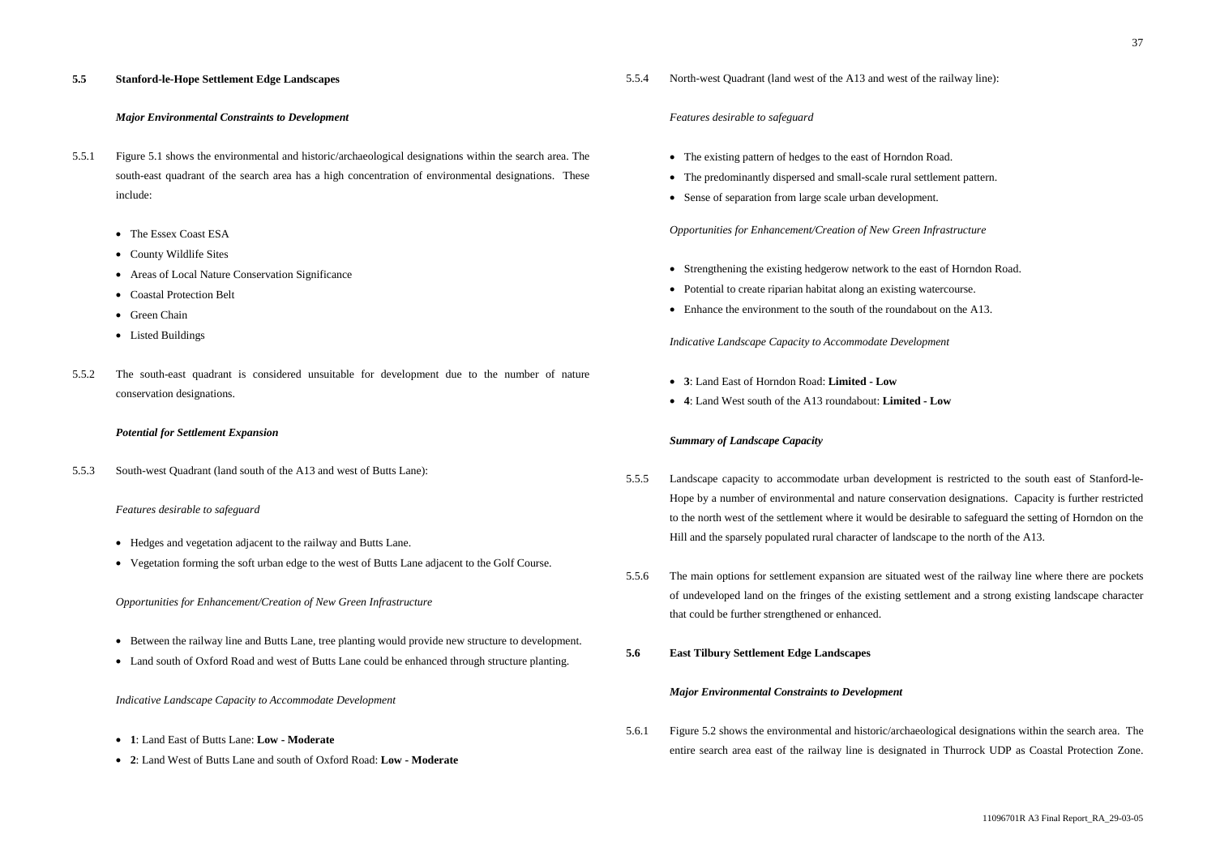## 5.5 Stanford-le-Hope Settlement Edge Landscapes

***Major Environmental Constraints to Development***

5.5.1 Figure 5.1 shows the environmental and historic/archaeological designations within the search area. The south-east quadrant of the search area has a high concentration of environmental designations. These include:

- The Essex Coast ESA
- County Wildlife Sites
- Areas of Local Nature Conservation Significance
- Coastal Protection Belt
- Green Chain
- Listed Buildings

5.5.2 The south-east quadrant is considered unsuitable for development due to the number of nature conservation designations.

***Potential for Settlement Expansion***

5.5.3 South-west Quadrant (land south of the A13 and west of Butts Lane):

*Features desirable to safeguard*

- Hedges and vegetation adjacent to the railway and Butts Lane.
- Vegetation forming the soft urban edge to the west of Butts Lane adjacent to the Golf Course.

*Opportunities for Enhancement/Creation of New Green Infrastructure*

- Between the railway line and Butts Lane, tree planting would provide new structure to development.
- Land south of Oxford Road and west of Butts Lane could be enhanced through structure planting.

*Indicative Landscape Capacity to Accommodate Development*

- **1**: Land East of Butts Lane: **Low - Moderate**
- **2**: Land West of Butts Lane and south of Oxford Road: **Low - Moderate**

5.5.4 North-west Quadrant (land west of the A13 and west of the railway line):

*Features desirable to safeguard*

- The existing pattern of hedges to the east of Horndon Road.
- The predominantly dispersed and small-scale rural settlement pattern.
- Sense of separation from large scale urban development.

*Opportunities for Enhancement/Creation of New Green Infrastructure*

- Strengthening the existing hedgerow network to the east of Horndon Road.
- Potential to create riparian habitat along an existing watercourse.
- Enhance the environment to the south of the roundabout on the A13.

*Indicative Landscape Capacity to Accommodate Development*

- **3**: Land East of Horndon Road: **Limited - Low**
- **4**: Land West south of the A13 roundabout: **Limited - Low**

***Summary of Landscape Capacity***

5.5.5 Landscape capacity to accommodate urban development is restricted to the south east of Stanford-le-Hope by a number of environmental and nature conservation designations. Capacity is further restricted to the north west of the settlement where it would be desirable to safeguard the setting of Horndon on the Hill and the sparsely populated rural character of landscape to the north of the A13.

5.5.6 The main options for settlement expansion are situated west of the railway line where there are pockets of undeveloped land on the fringes of the existing settlement and a strong existing landscape character that could be further strengthened or enhanced.

## 5.6 East Tilbury Settlement Edge Landscapes

***Major Environmental Constraints to Development***

5.6.1 Figure 5.2 shows the environmental and historic/archaeological designations within the search area. The entire search area east of the railway line is designated in Thurrock UDP as Coastal Protection Zone.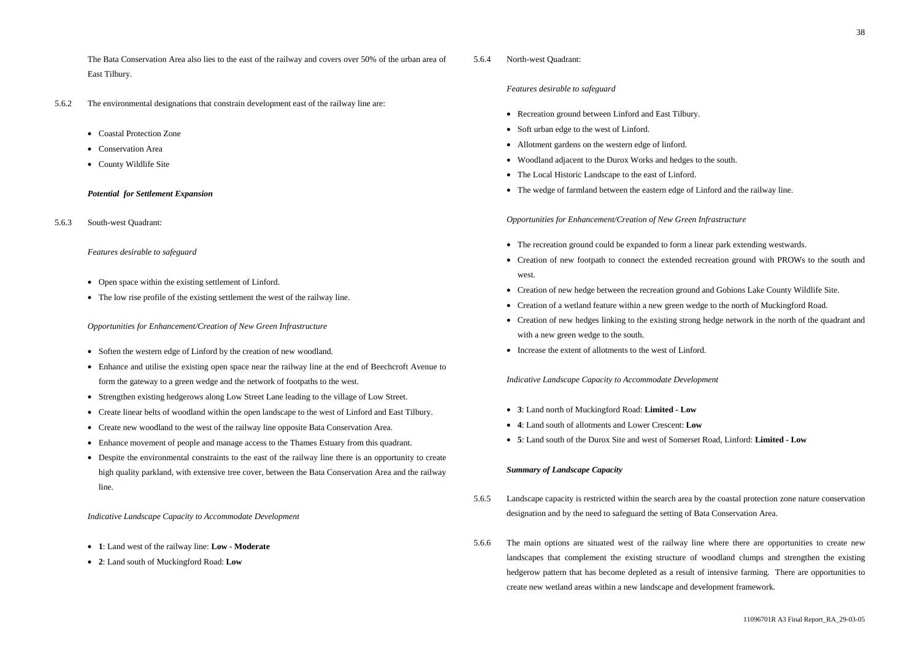The Bata Conservation Area also lies to the east of the railway and covers over 50% of the urban area of East Tilbury.

5.6.2 The environmental designations that constrain development east of the railway line are:

- Coastal Protection Zone
- Conservation Area
- County Wildlife Site

***Potential for Settlement Expansion***

5.6.3 South-west Quadrant:

*Features desirable to safeguard*

- Open space within the existing settlement of Linford.
- The low rise profile of the existing settlement the west of the railway line.

*Opportunities for Enhancement/Creation of New Green Infrastructure*

- Soften the western edge of Linford by the creation of new woodland.
- Enhance and utilise the existing open space near the railway line at the end of Beechcroft Avenue to form the gateway to a green wedge and the network of footpaths to the west.
- Strengthen existing hedgerows along Low Street Lane leading to the village of Low Street.
- Create linear belts of woodland within the open landscape to the west of Linford and East Tilbury.
- Create new woodland to the west of the railway line opposite Bata Conservation Area.
- Enhance movement of people and manage access to the Thames Estuary from this quadrant.
- Despite the environmental constraints to the east of the railway line there is an opportunity to create high quality parkland, with extensive tree cover, between the Bata Conservation Area and the railway line.

*Indicative Landscape Capacity to Accommodate Development*

- **1**: Land west of the railway line: **Low - Moderate**
- **2**: Land south of Muckingford Road: **Low**

5.6.4 North-west Quadrant:

*Features desirable to safeguard*

- Recreation ground between Linford and East Tilbury.
- Soft urban edge to the west of Linford.
- Allotment gardens on the western edge of linford.
- Woodland adjacent to the Durox Works and hedges to the south.
- The Local Historic Landscape to the east of Linford.
- The wedge of farmland between the eastern edge of Linford and the railway line.

*Opportunities for Enhancement/Creation of New Green Infrastructure*

- The recreation ground could be expanded to form a linear park extending westwards.
- Creation of new footpath to connect the extended recreation ground with PROWs to the south and west.
- Creation of new hedge between the recreation ground and Gobions Lake County Wildlife Site.
- Creation of a wetland feature within a new green wedge to the north of Muckingford Road.
- Creation of new hedges linking to the existing strong hedge network in the north of the quadrant and with a new green wedge to the south.
- Increase the extent of allotments to the west of Linford.

*Indicative Landscape Capacity to Accommodate Development*

- **3**: Land north of Muckingford Road: **Limited - Low**
- **4**: Land south of allotments and Lower Crescent: **Low**
- **5**: Land south of the Durox Site and west of Somerset Road, Linford: **Limited - Low**

***Summary of Landscape Capacity***

5.6.5 Landscape capacity is restricted within the search area by the coastal protection zone nature conservation designation and by the need to safeguard the setting of Bata Conservation Area.

5.6.6 The main options are situated west of the railway line where there are opportunities to create new landscapes that complement the existing structure of woodland clumps and strengthen the existing hedgerow pattern that has become depleted as a result of intensive farming. There are opportunities to create new wetland areas within a new landscape and development framework.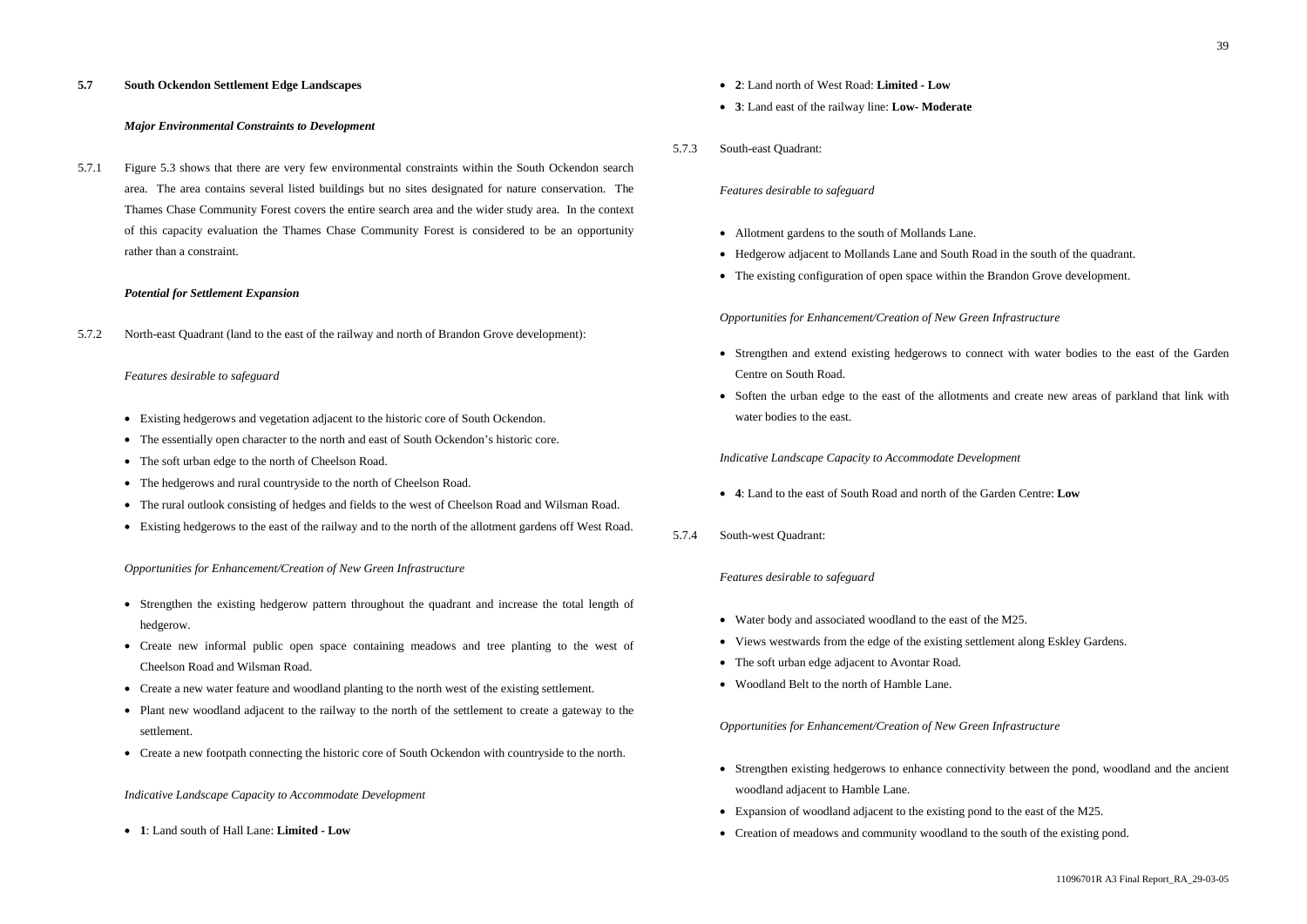## 5.7 South Ockendon Settlement Edge Landscapes

***Major Environmental Constraints to Development***

5.7.1 Figure 5.3 shows that there are very few environmental constraints within the South Ockendon search area. The area contains several listed buildings but no sites designated for nature conservation. The Thames Chase Community Forest covers the entire search area and the wider study area. In the context of this capacity evaluation the Thames Chase Community Forest is considered to be an opportunity rather than a constraint.

***Potential for Settlement Expansion***

5.7.2 North-east Quadrant (land to the east of the railway and north of Brandon Grove development):

*Features desirable to safeguard*

- Existing hedgerows and vegetation adjacent to the historic core of South Ockendon.
- The essentially open character to the north and east of South Ockendon's historic core.
- The soft urban edge to the north of Cheelson Road.
- The hedgerows and rural countryside to the north of Cheelson Road.
- The rural outlook consisting of hedges and fields to the west of Cheelson Road and Wilsman Road.
- Existing hedgerows to the east of the railway and to the north of the allotment gardens off West Road.

*Opportunities for Enhancement/Creation of New Green Infrastructure*

- Strengthen the existing hedgerow pattern throughout the quadrant and increase the total length of hedgerow.
- Create new informal public open space containing meadows and tree planting to the west of Cheelson Road and Wilsman Road.
- Create a new water feature and woodland planting to the north west of the existing settlement.
- Plant new woodland adjacent to the railway to the north of the settlement to create a gateway to the settlement.
- Create a new footpath connecting the historic core of South Ockendon with countryside to the north.

*Indicative Landscape Capacity to Accommodate Development*

- **1**: Land south of Hall Lane: **Limited - Low**
- **2**: Land north of West Road: **Limited - Low**
- **3**: Land east of the railway line: **Low- Moderate**

5.7.3 South-east Quadrant:

*Features desirable to safeguard*

- Allotment gardens to the south of Mollands Lane.
- Hedgerow adjacent to Mollands Lane and South Road in the south of the quadrant.
- The existing configuration of open space within the Brandon Grove development.

*Opportunities for Enhancement/Creation of New Green Infrastructure*

- Strengthen and extend existing hedgerows to connect with water bodies to the east of the Garden Centre on South Road.
- Soften the urban edge to the east of the allotments and create new areas of parkland that link with water bodies to the east.

*Indicative Landscape Capacity to Accommodate Development*

- **4**: Land to the east of South Road and north of the Garden Centre: **Low**

5.7.4 South-west Quadrant:

*Features desirable to safeguard*

- Water body and associated woodland to the east of the M25.
- Views westwards from the edge of the existing settlement along Eskley Gardens.
- The soft urban edge adjacent to Avontar Road.
- Woodland Belt to the north of Hamble Lane.

*Opportunities for Enhancement/Creation of New Green Infrastructure*

- Strengthen existing hedgerows to enhance connectivity between the pond, woodland and the ancient woodland adjacent to Hamble Lane.
- Expansion of woodland adjacent to the existing pond to the east of the M25.
- Creation of meadows and community woodland to the south of the existing pond.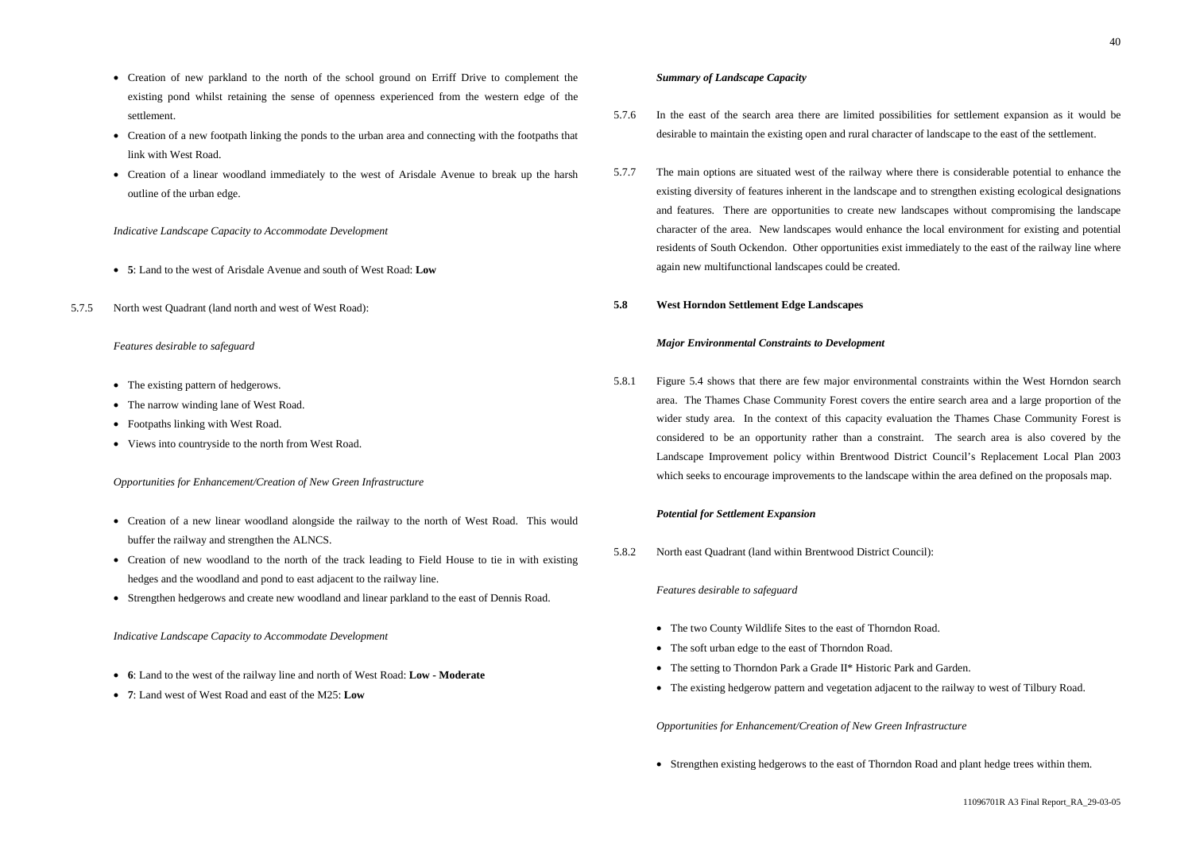- Creation of new parkland to the north of the school ground on Erriff Drive to complement the existing pond whilst retaining the sense of openness experienced from the western edge of the settlement.
- Creation of a new footpath linking the ponds to the urban area and connecting with the footpaths that link with West Road.
- Creation of a linear woodland immediately to the west of Arisdale Avenue to break up the harsh outline of the urban edge.

*Indicative Landscape Capacity to Accommodate Development*

- **5**: Land to the west of Arisdale Avenue and south of West Road: **Low**

5.7.5 North west Quadrant (land north and west of West Road):

*Features desirable to safeguard*

- The existing pattern of hedgerows.
- The narrow winding lane of West Road.
- Footpaths linking with West Road.
- Views into countryside to the north from West Road.

*Opportunities for Enhancement/Creation of New Green Infrastructure*

- Creation of a new linear woodland alongside the railway to the north of West Road. This would buffer the railway and strengthen the ALNCS.
- Creation of new woodland to the north of the track leading to Field House to tie in with existing hedges and the woodland and pond to east adjacent to the railway line.
- Strengthen hedgerows and create new woodland and linear parkland to the east of Dennis Road.

*Indicative Landscape Capacity to Accommodate Development*

- **6**: Land to the west of the railway line and north of West Road: **Low - Moderate**
- **7**: Land west of West Road and east of the M25: **Low**

***Summary of Landscape Capacity***

5.7.6 In the east of the search area there are limited possibilities for settlement expansion as it would be desirable to maintain the existing open and rural character of landscape to the east of the settlement.

5.7.7 The main options are situated west of the railway where there is considerable potential to enhance the existing diversity of features inherent in the landscape and to strengthen existing ecological designations and features. There are opportunities to create new landscapes without compromising the landscape character of the area. New landscapes would enhance the local environment for existing and potential residents of South Ockendon. Other opportunities exist immediately to the east of the railway line where again new multifunctional landscapes could be created.

## 5.8 West Horndon Settlement Edge Landscapes

***Major Environmental Constraints to Development***

5.8.1 Figure 5.4 shows that there are few major environmental constraints within the West Horndon search area. The Thames Chase Community Forest covers the entire search area and a large proportion of the wider study area. In the context of this capacity evaluation the Thames Chase Community Forest is considered to be an opportunity rather than a constraint. The search area is also covered by the Landscape Improvement policy within Brentwood District Council's Replacement Local Plan 2003 which seeks to encourage improvements to the landscape within the area defined on the proposals map.

***Potential for Settlement Expansion***

5.8.2 North east Quadrant (land within Brentwood District Council):

*Features desirable to safeguard*

- The two County Wildlife Sites to the east of Thorndon Road.
- The soft urban edge to the east of Thorndon Road.
- The setting to Thorndon Park a Grade II* Historic Park and Garden.
- The existing hedgerow pattern and vegetation adjacent to the railway to west of Tilbury Road.

*Opportunities for Enhancement/Creation of New Green Infrastructure*

- Strengthen existing hedgerows to the east of Thorndon Road and plant hedge trees within them.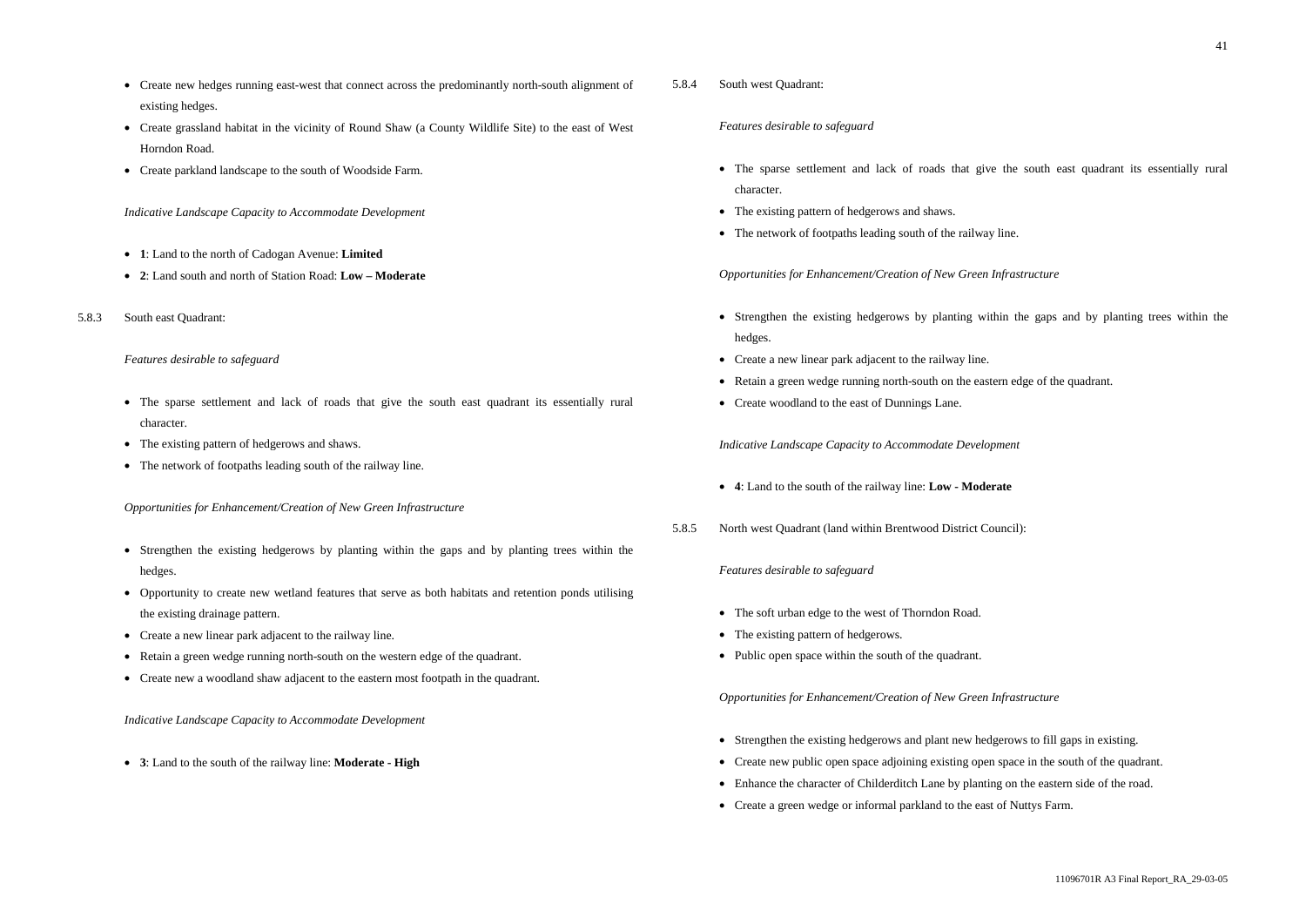- Create new hedges running east-west that connect across the predominantly north-south alignment of existing hedges.
- Create grassland habitat in the vicinity of Round Shaw (a County Wildlife Site) to the east of West Horndon Road.
- Create parkland landscape to the south of Woodside Farm.

*Indicative Landscape Capacity to Accommodate Development*

- **1**: Land to the north of Cadogan Avenue: **Limited**
- **2**: Land south and north of Station Road: **Low – Moderate**

5.8.3 South east Quadrant:

*Features desirable to safeguard*

- The sparse settlement and lack of roads that give the south east quadrant its essentially rural character.
- The existing pattern of hedgerows and shaws.
- The network of footpaths leading south of the railway line.

*Opportunities for Enhancement/Creation of New Green Infrastructure*

- Strengthen the existing hedgerows by planting within the gaps and by planting trees within the hedges.
- Opportunity to create new wetland features that serve as both habitats and retention ponds utilising the existing drainage pattern.
- Create a new linear park adjacent to the railway line.
- Retain a green wedge running north-south on the western edge of the quadrant.
- Create new a woodland shaw adjacent to the eastern most footpath in the quadrant.

*Indicative Landscape Capacity to Accommodate Development*

- **3**: Land to the south of the railway line: **Moderate - High**

5.8.4 South west Quadrant:

*Features desirable to safeguard*

- The sparse settlement and lack of roads that give the south east quadrant its essentially rural character.
- The existing pattern of hedgerows and shaws.
- The network of footpaths leading south of the railway line.

*Opportunities for Enhancement/Creation of New Green Infrastructure*

- Strengthen the existing hedgerows by planting within the gaps and by planting trees within the hedges.
- Create a new linear park adjacent to the railway line.
- Retain a green wedge running north-south on the eastern edge of the quadrant.
- Create woodland to the east of Dunnings Lane.

*Indicative Landscape Capacity to Accommodate Development*

- **4**: Land to the south of the railway line: **Low - Moderate**

5.8.5 North west Quadrant (land within Brentwood District Council):

*Features desirable to safeguard*

- The soft urban edge to the west of Thorndon Road.
- The existing pattern of hedgerows.
- Public open space within the south of the quadrant.

*Opportunities for Enhancement/Creation of New Green Infrastructure*

- Strengthen the existing hedgerows and plant new hedgerows to fill gaps in existing.
- Create new public open space adjoining existing open space in the south of the quadrant.
- Enhance the character of Childerditch Lane by planting on the eastern side of the road.
- Create a green wedge or informal parkland to the east of Nuttys Farm.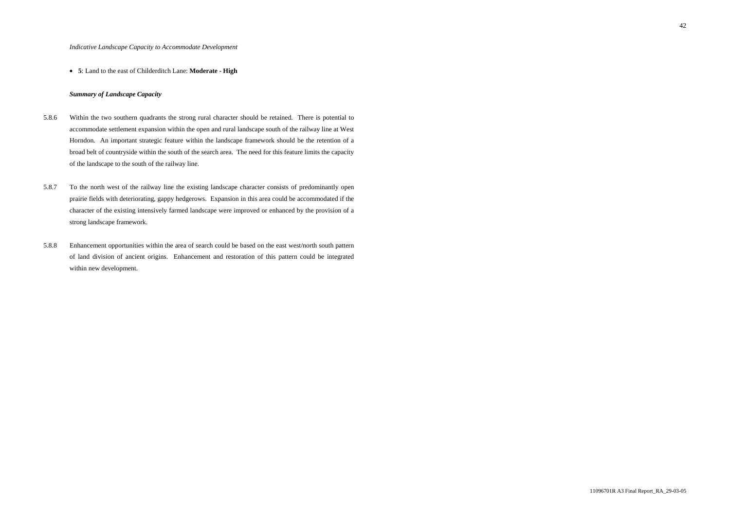*Indicative Landscape Capacity to Accommodate Development*

- **5**: Land to the east of Childerditch Lane: **Moderate - High**

***Summary of Landscape Capacity***

5.8.6 Within the two southern quadrants the strong rural character should be retained. There is potential to accommodate settlement expansion within the open and rural landscape south of the railway line at West Horndon. An important strategic feature within the landscape framework should be the retention of a broad belt of countryside within the south of the search area. The need for this feature limits the capacity of the landscape to the south of the railway line.

5.8.7 To the north west of the railway line the existing landscape character consists of predominantly open prairie fields with deteriorating, gappy hedgerows. Expansion in this area could be accommodated if the character of the existing intensively farmed landscape were improved or enhanced by the provision of a strong landscape framework.

5.8.8 Enhancement opportunities within the area of search could be based on the east west/north south pattern of land division of ancient origins. Enhancement and restoration of this pattern could be integrated within new development.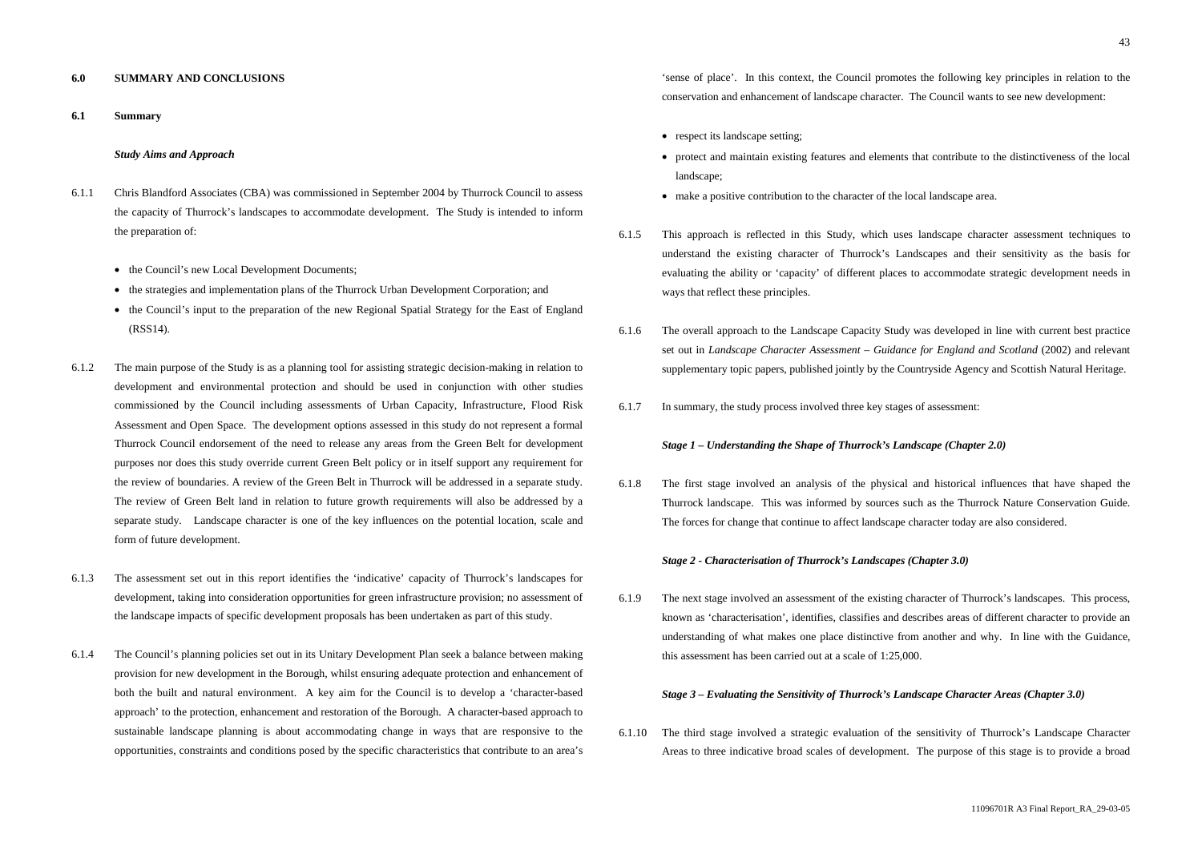## 6.0 SUMMARY AND CONCLUSIONS

### 6.1 Summary

***Study Aims and Approach***

6.1.1 Chris Blandford Associates (CBA) was commissioned in September 2004 by Thurrock Council to assess the capacity of Thurrock's landscapes to accommodate development. The Study is intended to inform the preparation of:

- the Council's new Local Development Documents;
- the strategies and implementation plans of the Thurrock Urban Development Corporation; and
- the Council's input to the preparation of the new Regional Spatial Strategy for the East of England (RSS14).

6.1.2 The main purpose of the Study is as a planning tool for assisting strategic decision-making in relation to development and environmental protection and should be used in conjunction with other studies commissioned by the Council including assessments of Urban Capacity, Infrastructure, Flood Risk Assessment and Open Space. The development options assessed in this study do not represent a formal Thurrock Council endorsement of the need to release any areas from the Green Belt for development purposes nor does this study override current Green Belt policy or in itself support any requirement for the review of boundaries. A review of the Green Belt in Thurrock will be addressed in a separate study. The review of Green Belt land in relation to future growth requirements will also be addressed by a separate study. Landscape character is one of the key influences on the potential location, scale and form of future development.

6.1.3 The assessment set out in this report identifies the 'indicative' capacity of Thurrock's landscapes for development, taking into consideration opportunities for green infrastructure provision; no assessment of the landscape impacts of specific development proposals has been undertaken as part of this study.

6.1.4 The Council's planning policies set out in its Unitary Development Plan seek a balance between making provision for new development in the Borough, whilst ensuring adequate protection and enhancement of both the built and natural environment. A key aim for the Council is to develop a 'character-based approach' to the protection, enhancement and restoration of the Borough. A character-based approach to sustainable landscape planning is about accommodating change in ways that are responsive to the opportunities, constraints and conditions posed by the specific characteristics that contribute to an area's 'sense of place'. In this context, the Council promotes the following key principles in relation to the conservation and enhancement of landscape character. The Council wants to see new development:

- respect its landscape setting;
- protect and maintain existing features and elements that contribute to the distinctiveness of the local landscape;
- make a positive contribution to the character of the local landscape area.

6.1.5 This approach is reflected in this Study, which uses landscape character assessment techniques to understand the existing character of Thurrock's Landscapes and their sensitivity as the basis for evaluating the ability or 'capacity' of different places to accommodate strategic development needs in ways that reflect these principles.

6.1.6 The overall approach to the Landscape Capacity Study was developed in line with current best practice set out in *Landscape Character Assessment – Guidance for England and Scotland* (2002) and relevant supplementary topic papers, published jointly by the Countryside Agency and Scottish Natural Heritage.

6.1.7 In summary, the study process involved three key stages of assessment:

***Stage 1 – Understanding the Shape of Thurrock's Landscape (Chapter 2.0)***

6.1.8 The first stage involved an analysis of the physical and historical influences that have shaped the Thurrock landscape. This was informed by sources such as the Thurrock Nature Conservation Guide. The forces for change that continue to affect landscape character today are also considered.

***Stage 2 - Characterisation of Thurrock's Landscapes (Chapter 3.0)***

6.1.9 The next stage involved an assessment of the existing character of Thurrock's landscapes. This process, known as 'characterisation', identifies, classifies and describes areas of different character to provide an understanding of what makes one place distinctive from another and why. In line with the Guidance, this assessment has been carried out at a scale of 1:25,000.

***Stage 3 – Evaluating the Sensitivity of Thurrock's Landscape Character Areas (Chapter 3.0)***

6.1.10 The third stage involved a strategic evaluation of the sensitivity of Thurrock's Landscape Character Areas to three indicative broad scales of development. The purpose of this stage is to provide a broad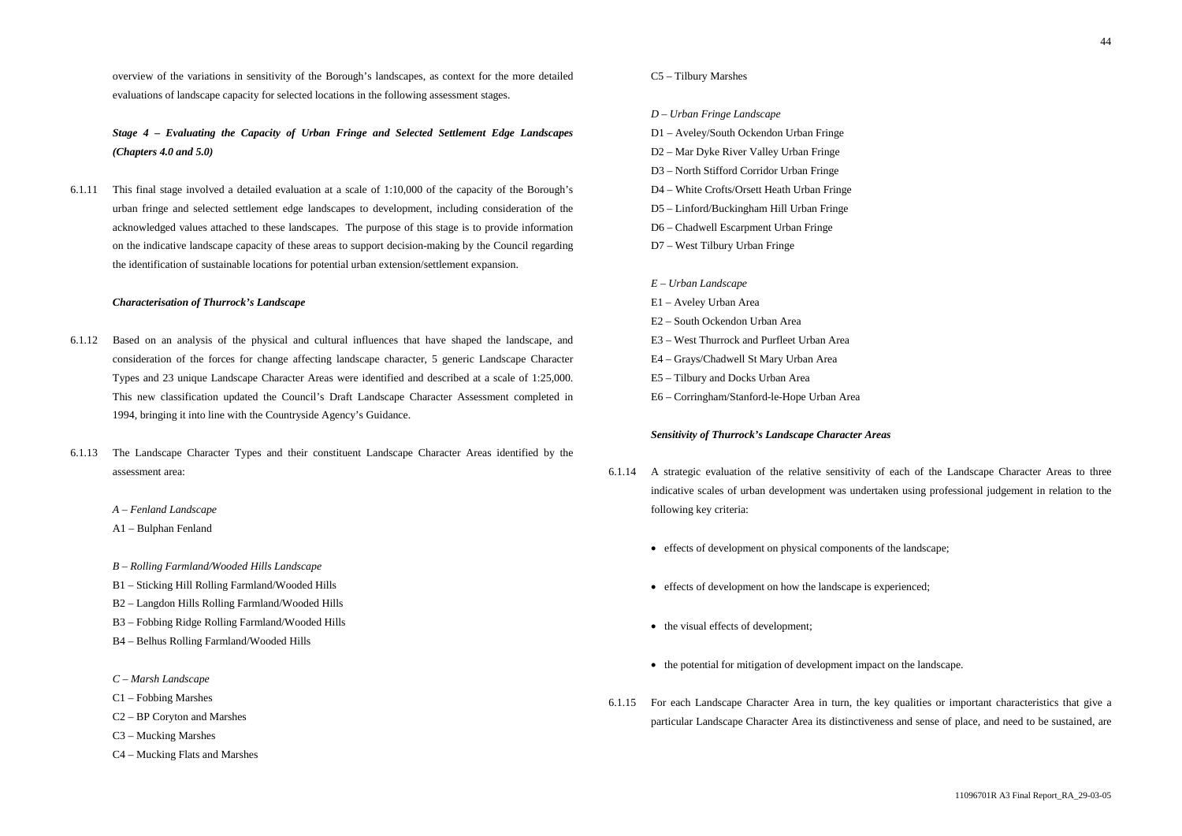overview of the variations in sensitivity of the Borough's landscapes, as context for the more detailed evaluations of landscape capacity for selected locations in the following assessment stages.

***Stage 4 – Evaluating the Capacity of Urban Fringe and Selected Settlement Edge Landscapes (Chapters 4.0 and 5.0)***

6.1.11 This final stage involved a detailed evaluation at a scale of 1:10,000 of the capacity of the Borough's urban fringe and selected settlement edge landscapes to development, including consideration of the acknowledged values attached to these landscapes. The purpose of this stage is to provide information on the indicative landscape capacity of these areas to support decision-making by the Council regarding the identification of sustainable locations for potential urban extension/settlement expansion.

***Characterisation of Thurrock's Landscape***

6.1.12 Based on an analysis of the physical and cultural influences that have shaped the landscape, and consideration of the forces for change affecting landscape character, 5 generic Landscape Character Types and 23 unique Landscape Character Areas were identified and described at a scale of 1:25,000. This new classification updated the Council's Draft Landscape Character Assessment completed in 1994, bringing it into line with the Countryside Agency's Guidance.

6.1.13 The Landscape Character Types and their constituent Landscape Character Areas identified by the assessment area:

*A – Fenland Landscape*
A1 – Bulphan Fenland

*B – Rolling Farmland/Wooded Hills Landscape*
B1 – Sticking Hill Rolling Farmland/Wooded Hills
B2 – Langdon Hills Rolling Farmland/Wooded Hills
B3 – Fobbing Ridge Rolling Farmland/Wooded Hills
B4 – Belhus Rolling Farmland/Wooded Hills

*C – Marsh Landscape*
C1 – Fobbing Marshes
C2 – BP Coryton and Marshes
C3 – Mucking Marshes
C4 – Mucking Flats and Marshes
C5 – Tilbury Marshes

*D – Urban Fringe Landscape*
D1 – Aveley/South Ockendon Urban Fringe
D2 – Mar Dyke River Valley Urban Fringe
D3 – North Stifford Corridor Urban Fringe
D4 – White Crofts/Orsett Heath Urban Fringe
D5 – Linford/Buckingham Hill Urban Fringe
D6 – Chadwell Escarpment Urban Fringe
D7 – West Tilbury Urban Fringe

*E – Urban Landscape*
E1 – Aveley Urban Area
E2 – South Ockendon Urban Area
E3 – West Thurrock and Purfleet Urban Area
E4 – Grays/Chadwell St Mary Urban Area
E5 – Tilbury and Docks Urban Area
E6 – Corringham/Stanford-le-Hope Urban Area

***Sensitivity of Thurrock's Landscape Character Areas***

6.1.14 A strategic evaluation of the relative sensitivity of each of the Landscape Character Areas to three indicative scales of urban development was undertaken using professional judgement in relation to the following key criteria:

- effects of development on physical components of the landscape;
- effects of development on how the landscape is experienced;
- the visual effects of development;
- the potential for mitigation of development impact on the landscape.

6.1.15 For each Landscape Character Area in turn, the key qualities or important characteristics that give a particular Landscape Character Area its distinctiveness and sense of place, and need to be sustained, are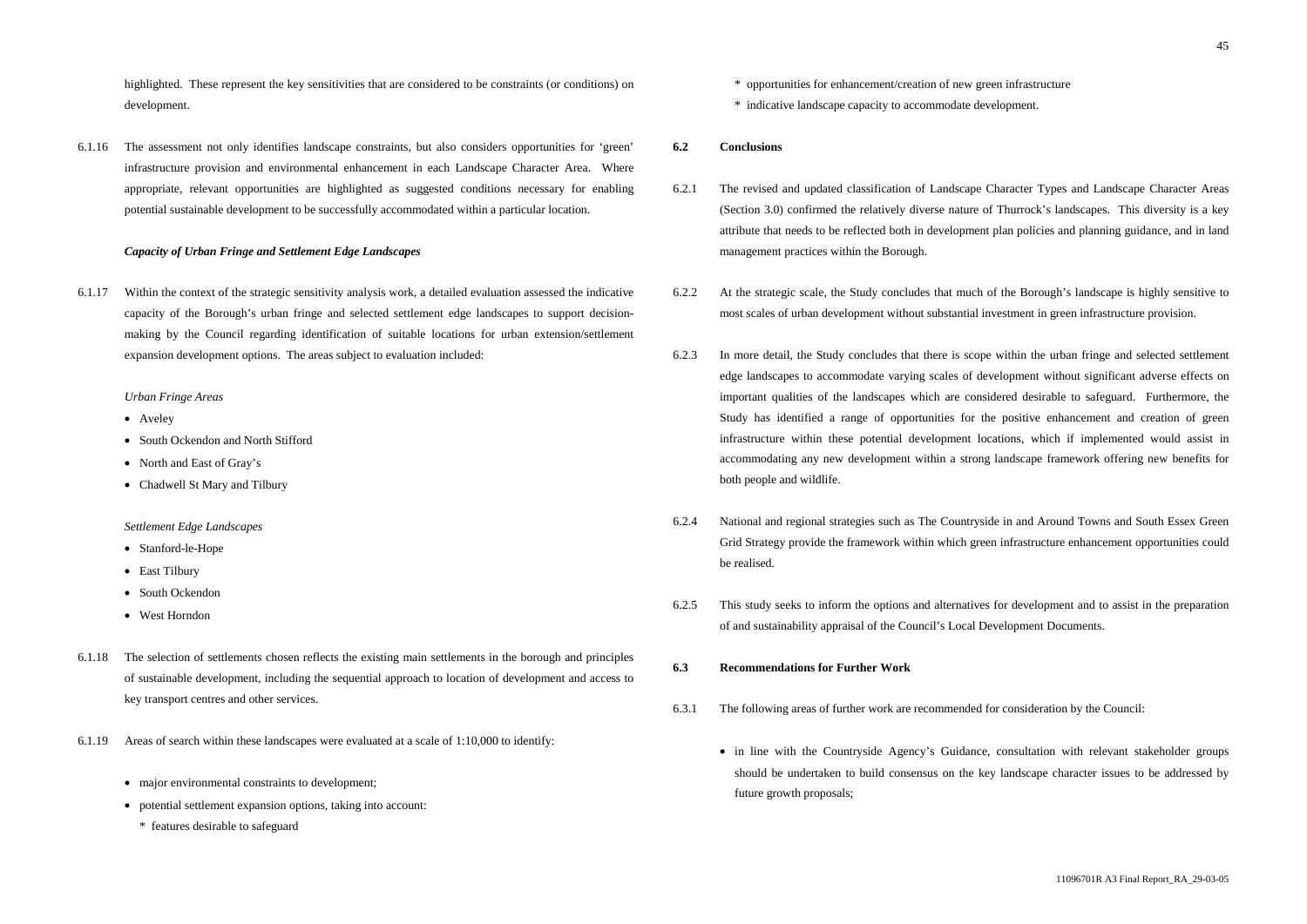highlighted. These represent the key sensitivities that are considered to be constraints (or conditions) on development.

6.1.16 The assessment not only identifies landscape constraints, but also considers opportunities for 'green' infrastructure provision and environmental enhancement in each Landscape Character Area. Where appropriate, relevant opportunities are highlighted as suggested conditions necessary for enabling potential sustainable development to be successfully accommodated within a particular location.

***Capacity of Urban Fringe and Settlement Edge Landscapes***

6.1.17 Within the context of the strategic sensitivity analysis work, a detailed evaluation assessed the indicative capacity of the Borough's urban fringe and selected settlement edge landscapes to support decision-making by the Council regarding identification of suitable locations for urban extension/settlement expansion development options. The areas subject to evaluation included:

*Urban Fringe Areas*

- Aveley
- South Ockendon and North Stifford
- North and East of Gray's
- Chadwell St Mary and Tilbury

*Settlement Edge Landscapes*

- Stanford-le-Hope
- East Tilbury
- South Ockendon
- West Horndon

6.1.18 The selection of settlements chosen reflects the existing main settlements in the borough and principles of sustainable development, including the sequential approach to location of development and access to key transport centres and other services.

6.1.19 Areas of search within these landscapes were evaluated at a scale of 1:10,000 to identify:

- major environmental constraints to development;
- potential settlement expansion options, taking into account:
  - * features desirable to safeguard
  - * opportunities for enhancement/creation of new green infrastructure
  - * indicative landscape capacity to accommodate development.

## 6.2 Conclusions

6.2.1 The revised and updated classification of Landscape Character Types and Landscape Character Areas (Section 3.0) confirmed the relatively diverse nature of Thurrock's landscapes. This diversity is a key attribute that needs to be reflected both in development plan policies and planning guidance, and in land management practices within the Borough.

6.2.2 At the strategic scale, the Study concludes that much of the Borough's landscape is highly sensitive to most scales of urban development without substantial investment in green infrastructure provision.

6.2.3 In more detail, the Study concludes that there is scope within the urban fringe and selected settlement edge landscapes to accommodate varying scales of development without significant adverse effects on important qualities of the landscapes which are considered desirable to safeguard. Furthermore, the Study has identified a range of opportunities for the positive enhancement and creation of green infrastructure within these potential development locations, which if implemented would assist in accommodating any new development within a strong landscape framework offering new benefits for both people and wildlife.

6.2.4 National and regional strategies such as The Countryside in and Around Towns and South Essex Green Grid Strategy provide the framework within which green infrastructure enhancement opportunities could be realised.

6.2.5 This study seeks to inform the options and alternatives for development and to assist in the preparation of and sustainability appraisal of the Council's Local Development Documents.

## 6.3 Recommendations for Further Work

6.3.1 The following areas of further work are recommended for consideration by the Council:

- in line with the Countryside Agency's Guidance, consultation with relevant stakeholder groups should be undertaken to build consensus on the key landscape character issues to be addressed by future growth proposals;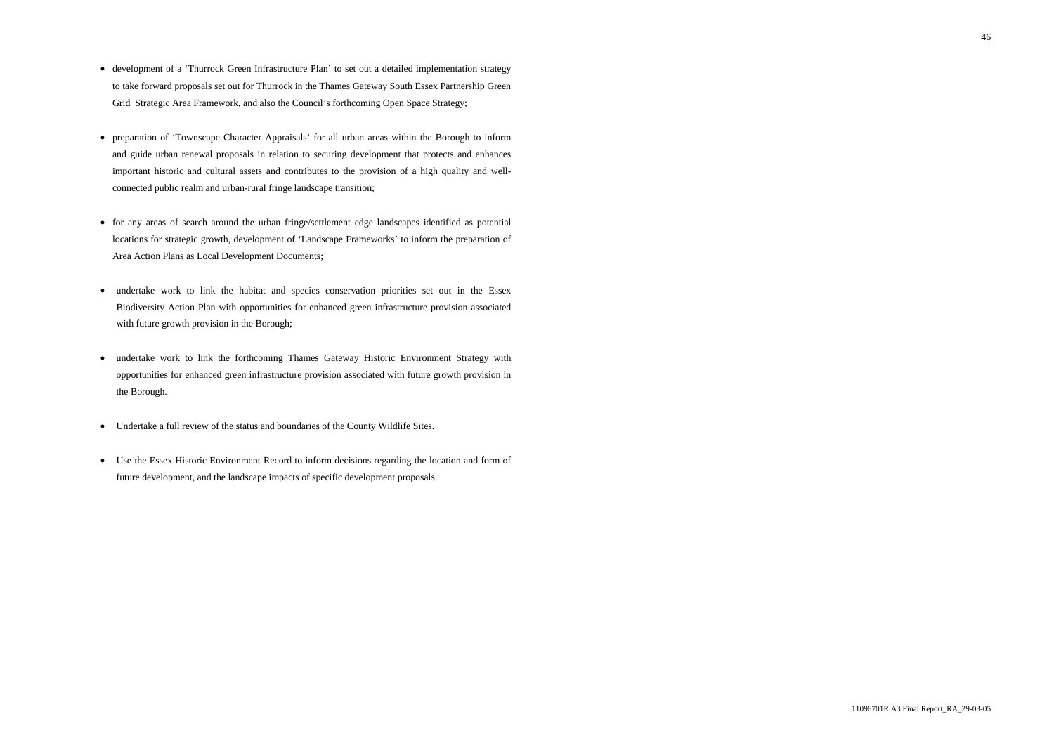- development of a 'Thurrock Green Infrastructure Plan' to set out a detailed implementation strategy to take forward proposals set out for Thurrock in the Thames Gateway South Essex Partnership Green Grid Strategic Area Framework, and also the Council's forthcoming Open Space Strategy;

- preparation of 'Townscape Character Appraisals' for all urban areas within the Borough to inform and guide urban renewal proposals in relation to securing development that protects and enhances important historic and cultural assets and contributes to the provision of a high quality and well-connected public realm and urban-rural fringe landscape transition;

- for any areas of search around the urban fringe/settlement edge landscapes identified as potential locations for strategic growth, development of 'Landscape Frameworks' to inform the preparation of Area Action Plans as Local Development Documents;

- undertake work to link the habitat and species conservation priorities set out in the Essex Biodiversity Action Plan with opportunities for enhanced green infrastructure provision associated with future growth provision in the Borough;

- undertake work to link the forthcoming Thames Gateway Historic Environment Strategy with opportunities for enhanced green infrastructure provision associated with future growth provision in the Borough.

- Undertake a full review of the status and boundaries of the County Wildlife Sites.

- Use the Essex Historic Environment Record to inform decisions regarding the location and form of future development, and the landscape impacts of specific development proposals.